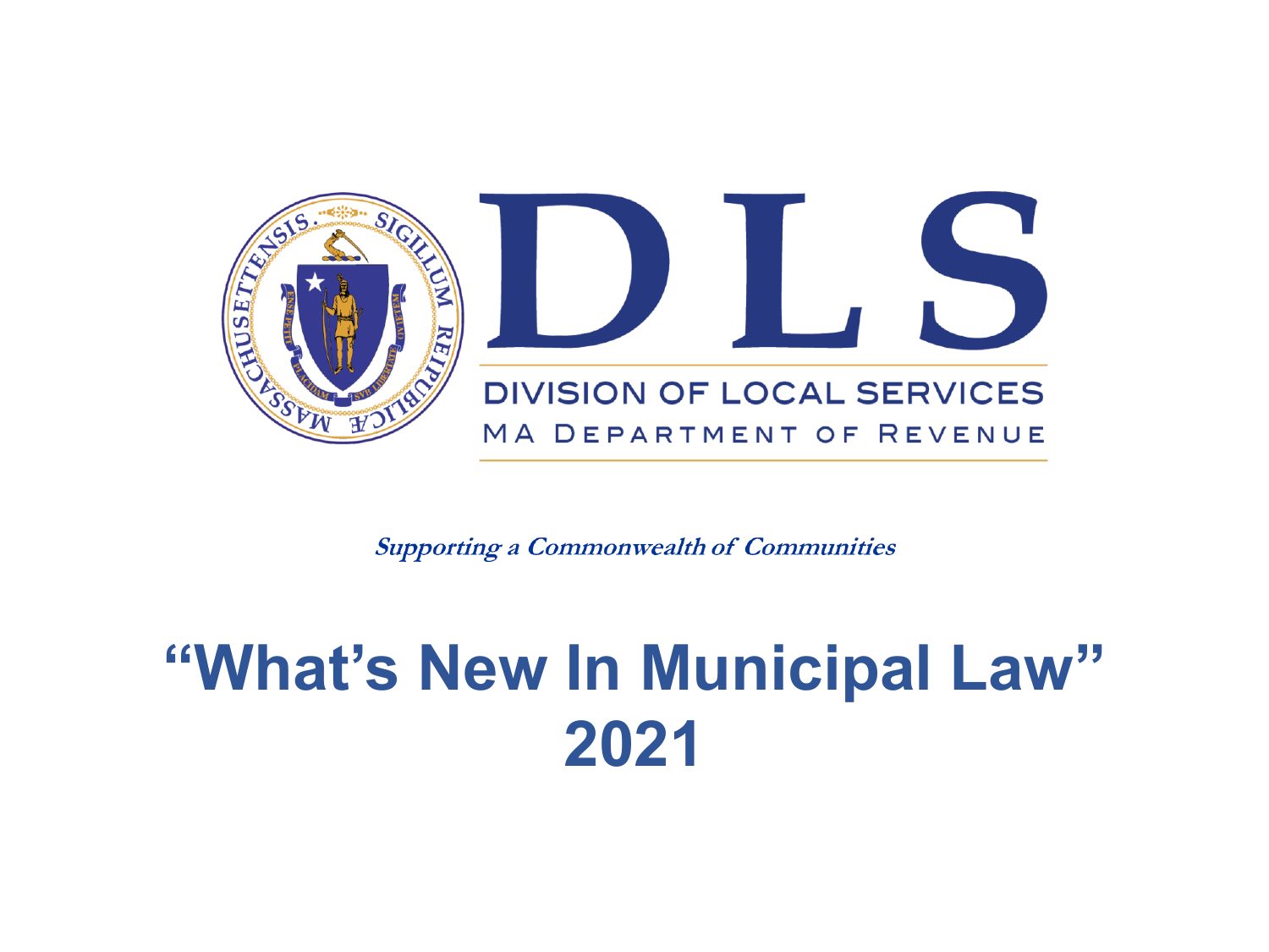# DLS

DIVISION OF LOCAL SERVICES

MA DEPARTMENT OF REVENUE

***Supporting a Commonwealth of Communities***

# "What's New In Municipal Law" 2021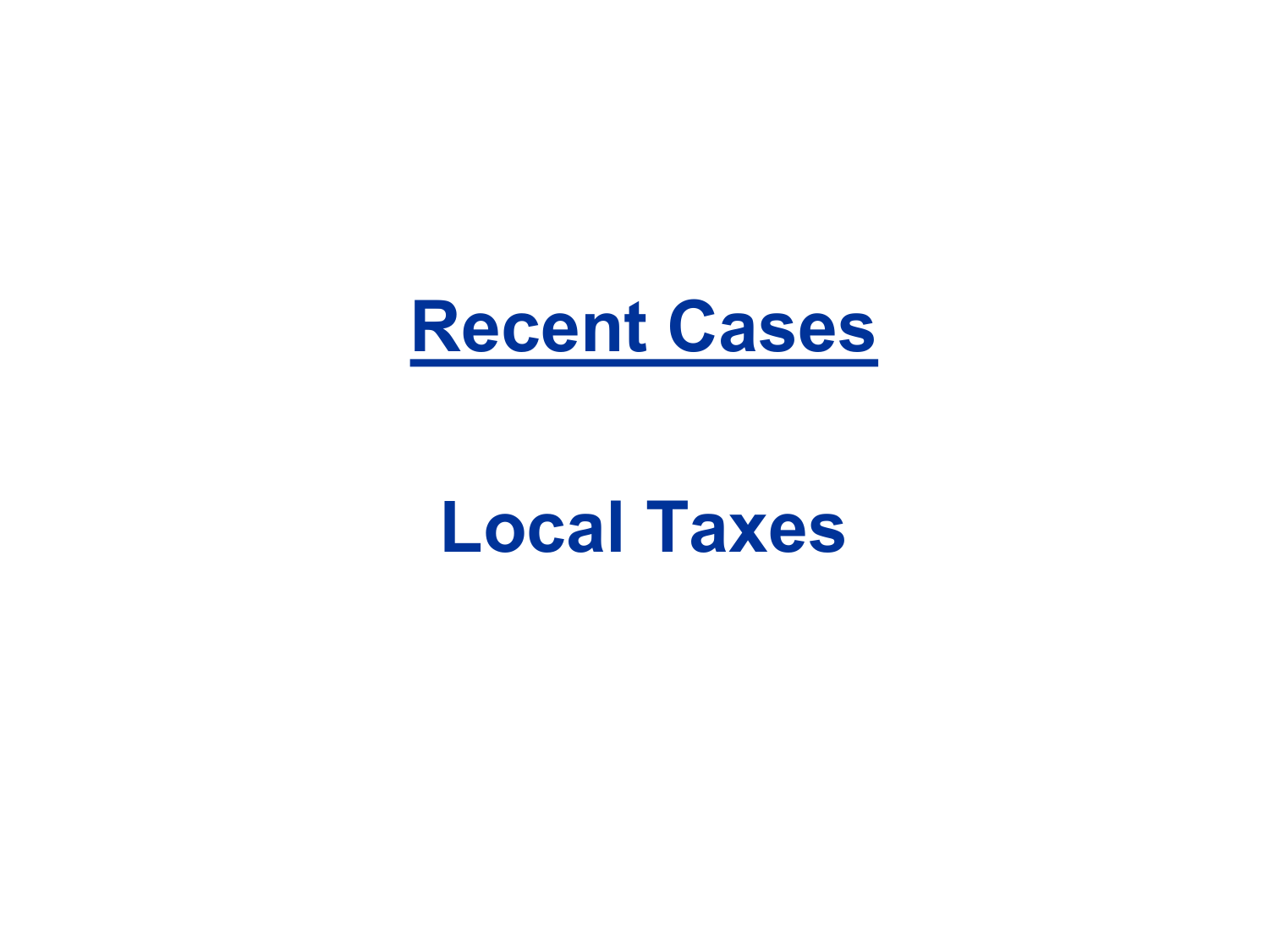# Recent Cases

## Local Taxes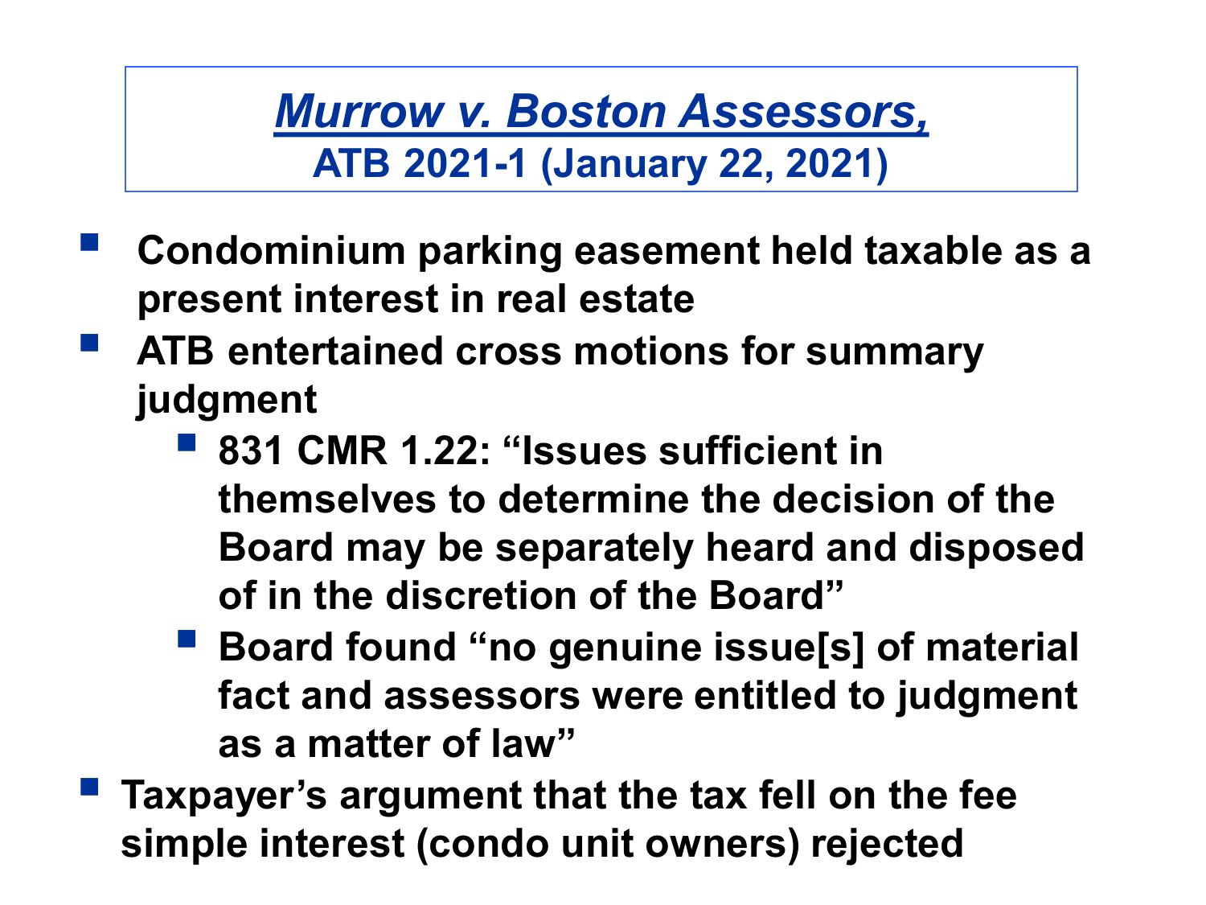## *Murrow v. Boston Assessors,*
### ATB 2021-1 (January 22, 2021)

- **Condominium parking easement held taxable as a present interest in real estate**
- **ATB entertained cross motions for summary judgment**
  - **831 CMR 1.22: "Issues sufficient in themselves to determine the decision of the Board may be separately heard and disposed of in the discretion of the Board"**
  - **Board found "no genuine issue[s] of material fact and assessors were entitled to judgment as a matter of law"**
- **Taxpayer's argument that the tax fell on the fee simple interest (condo unit owners) rejected**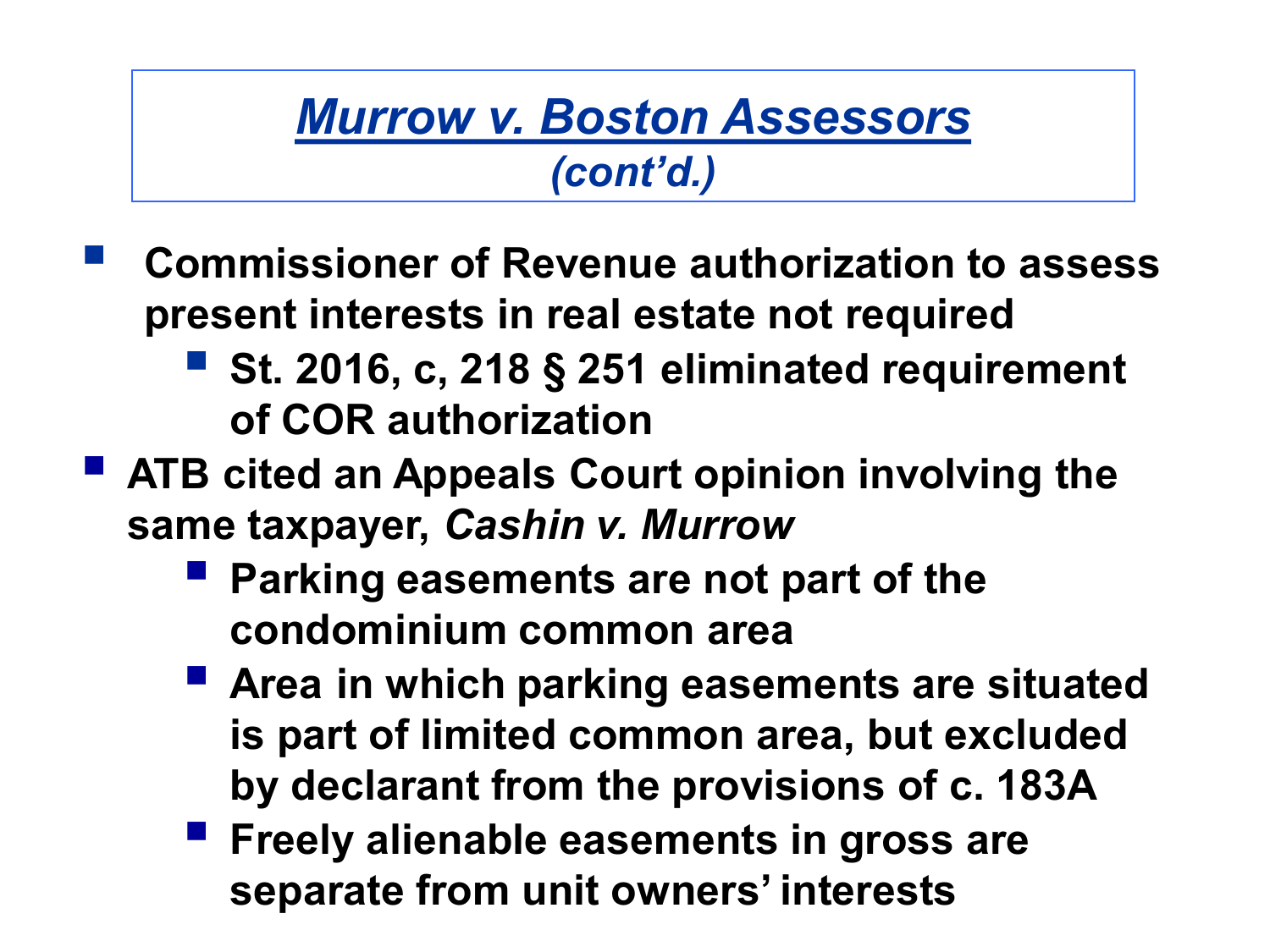# *Murrow v. Boston Assessors*
## *(cont'd.)*

- **Commissioner of Revenue authorization to assess present interests in real estate not required**
  - **St. 2016, c, 218 § 251 eliminated requirement of COR authorization**
- **ATB cited an Appeals Court opinion involving the same taxpayer, *Cashin v. Murrow***
  - **Parking easements are not part of the condominium common area**
  - **Area in which parking easements are situated is part of limited common area, but excluded by declarant from the provisions of c. 183A**
  - **Freely alienable easements in gross are separate from unit owners' interests**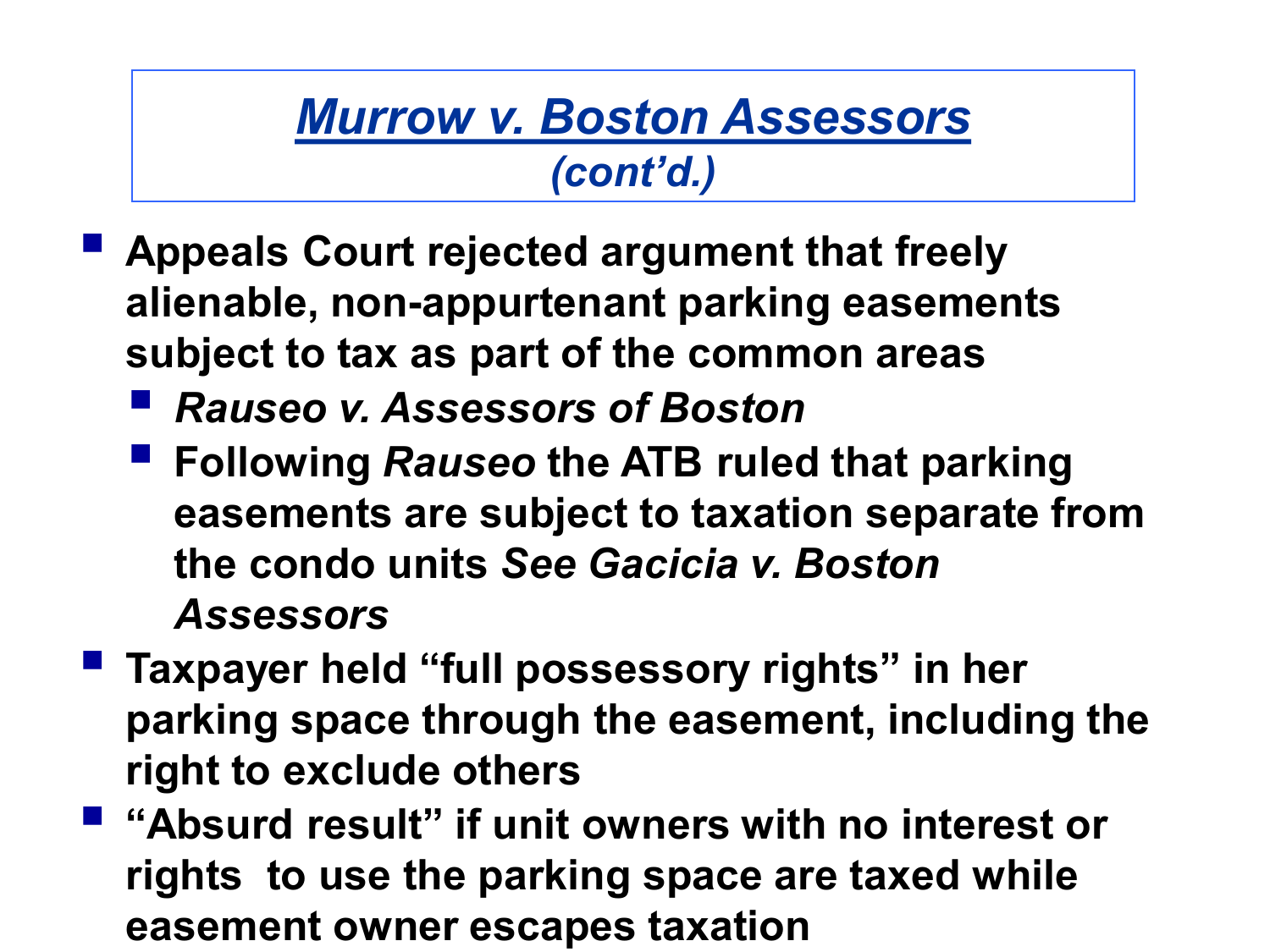# *Murrow v. Boston Assessors*
## *(cont'd.)*

- **Appeals Court rejected argument that freely alienable, non-appurtenant parking easements subject to tax as part of the common areas**
  - ***Rauseo v. Assessors of Boston***
  - **Following *Rauseo* the ATB ruled that parking easements are subject to taxation separate from the condo units *See Gacicia v. Boston Assessors***
- **Taxpayer held "full possessory rights" in her parking space through the easement, including the right to exclude others**
- **"Absurd result" if unit owners with no interest or rights to use the parking space are taxed while easement owner escapes taxation**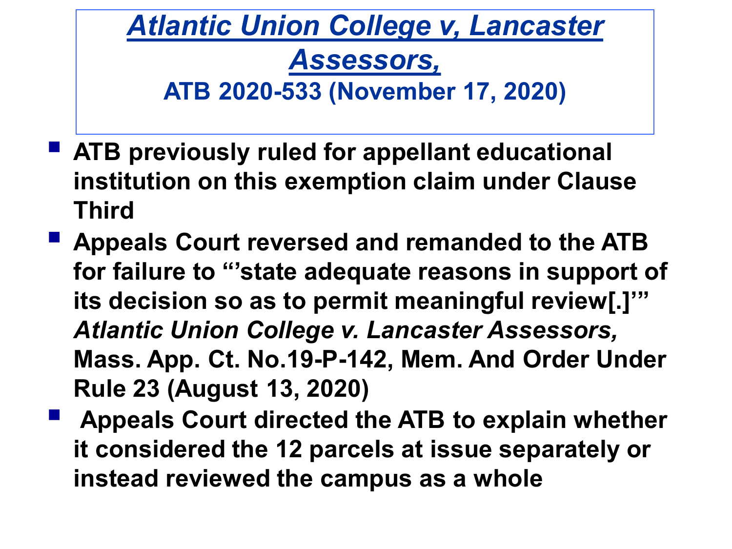## *Atlantic Union College v, Lancaster Assessors,*

**ATB 2020-533 (November 17, 2020)**

- **ATB previously ruled for appellant educational institution on this exemption claim under Clause Third**
- **Appeals Court reversed and remanded to the ATB for failure to "'state adequate reasons in support of its decision so as to permit meaningful review[.]'" *Atlantic Union College v. Lancaster Assessors,* Mass. App. Ct. No.19-P-142, Mem. And Order Under Rule 23 (August 13, 2020)**
- **Appeals Court directed the ATB to explain whether it considered the 12 parcels at issue separately or instead reviewed the campus as a whole**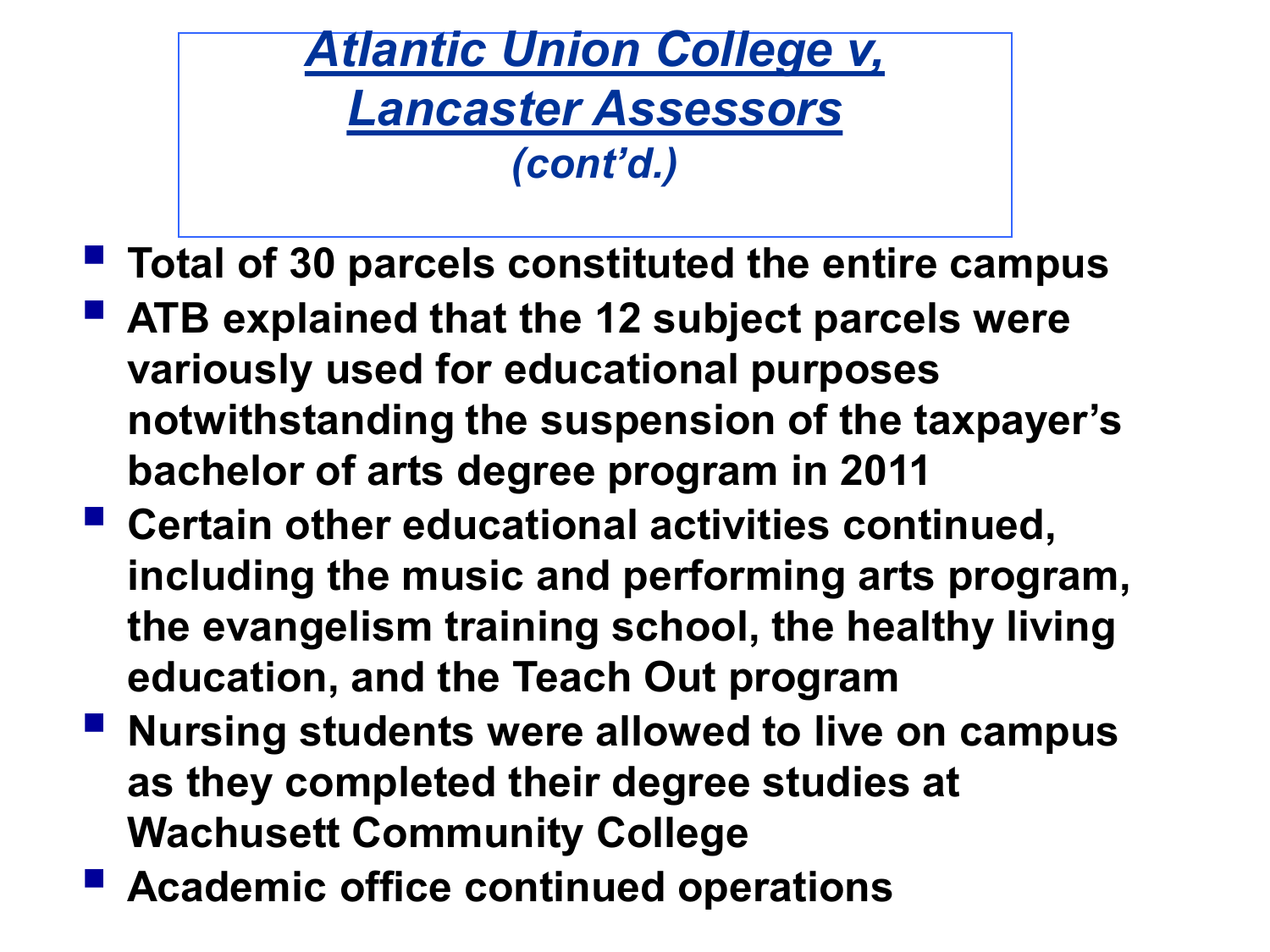# *Atlantic Union College v, Lancaster Assessors*

***(cont'd.)***

- **Total of 30 parcels constituted the entire campus**
- **ATB explained that the 12 subject parcels were variously used for educational purposes notwithstanding the suspension of the taxpayer's bachelor of arts degree program in 2011**
- **Certain other educational activities continued, including the music and performing arts program, the evangelism training school, the healthy living education, and the Teach Out program**
- **Nursing students were allowed to live on campus as they completed their degree studies at Wachusett Community College**
- **Academic office continued operations**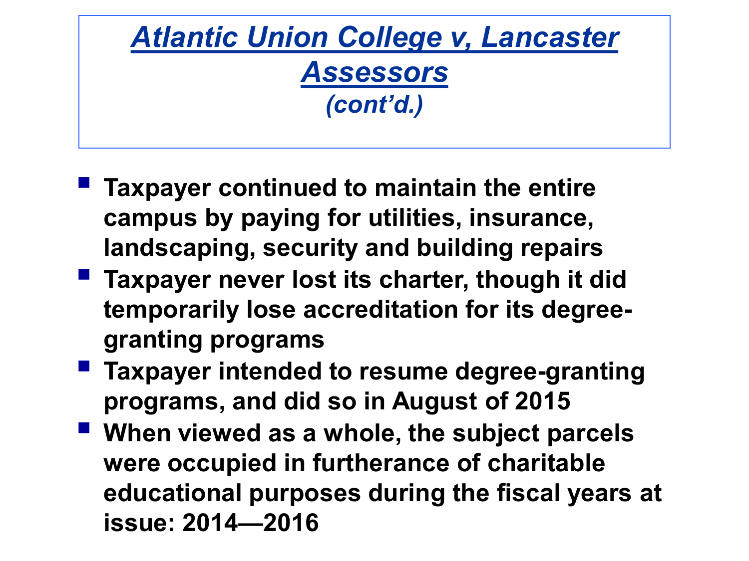## *Atlantic Union College v, Lancaster Assessors*
### *(cont'd.)*

- **Taxpayer continued to maintain the entire campus by paying for utilities, insurance, landscaping, security and building repairs**
- **Taxpayer never lost its charter, though it did temporarily lose accreditation for its degree-granting programs**
- **Taxpayer intended to resume degree-granting programs, and did so in August of 2015**
- **When viewed as a whole, the subject parcels were occupied in furtherance of charitable educational purposes during the fiscal years at issue: 2014—2016**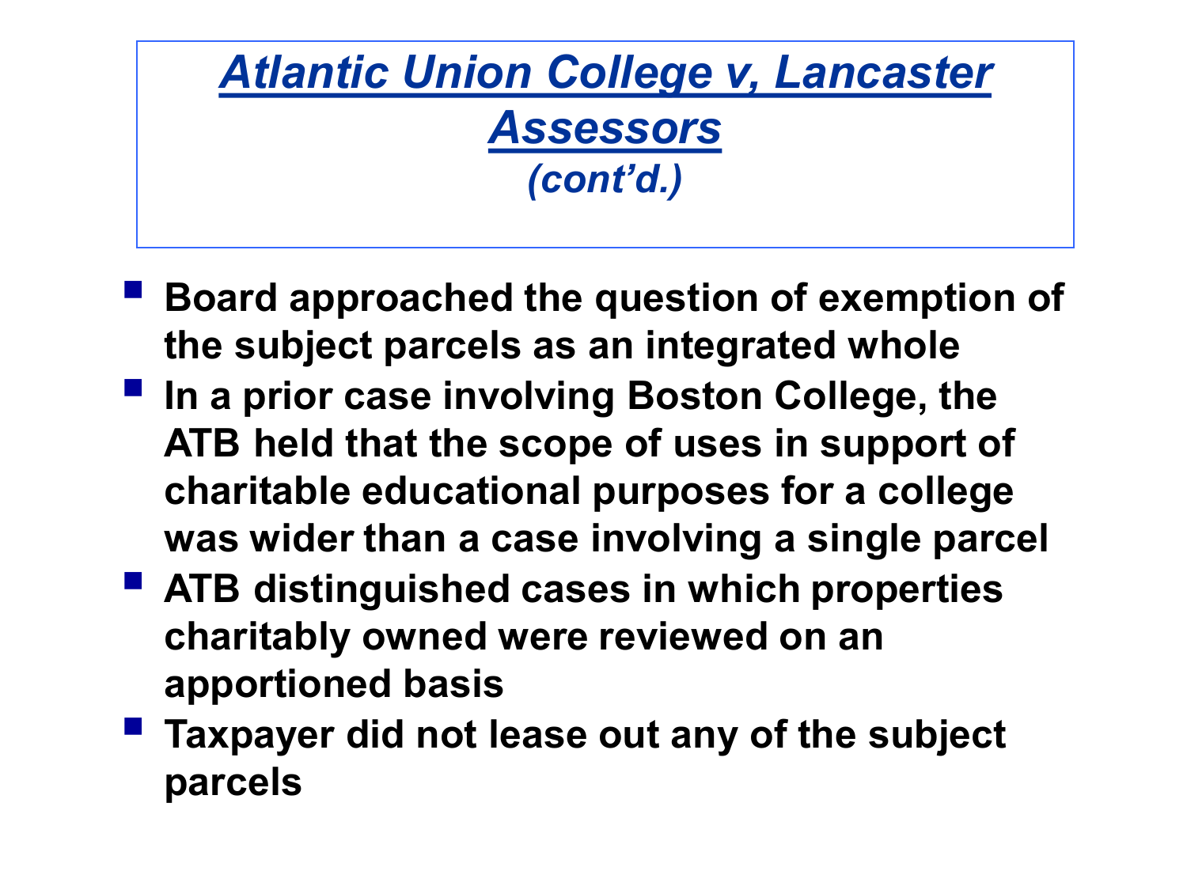# *Atlantic Union College v, Lancaster Assessors*
## *(cont'd.)*

- **Board approached the question of exemption of the subject parcels as an integrated whole**
- **In a prior case involving Boston College, the ATB held that the scope of uses in support of charitable educational purposes for a college was wider than a case involving a single parcel**
- **ATB distinguished cases in which properties charitably owned were reviewed on an apportioned basis**
- **Taxpayer did not lease out any of the subject parcels**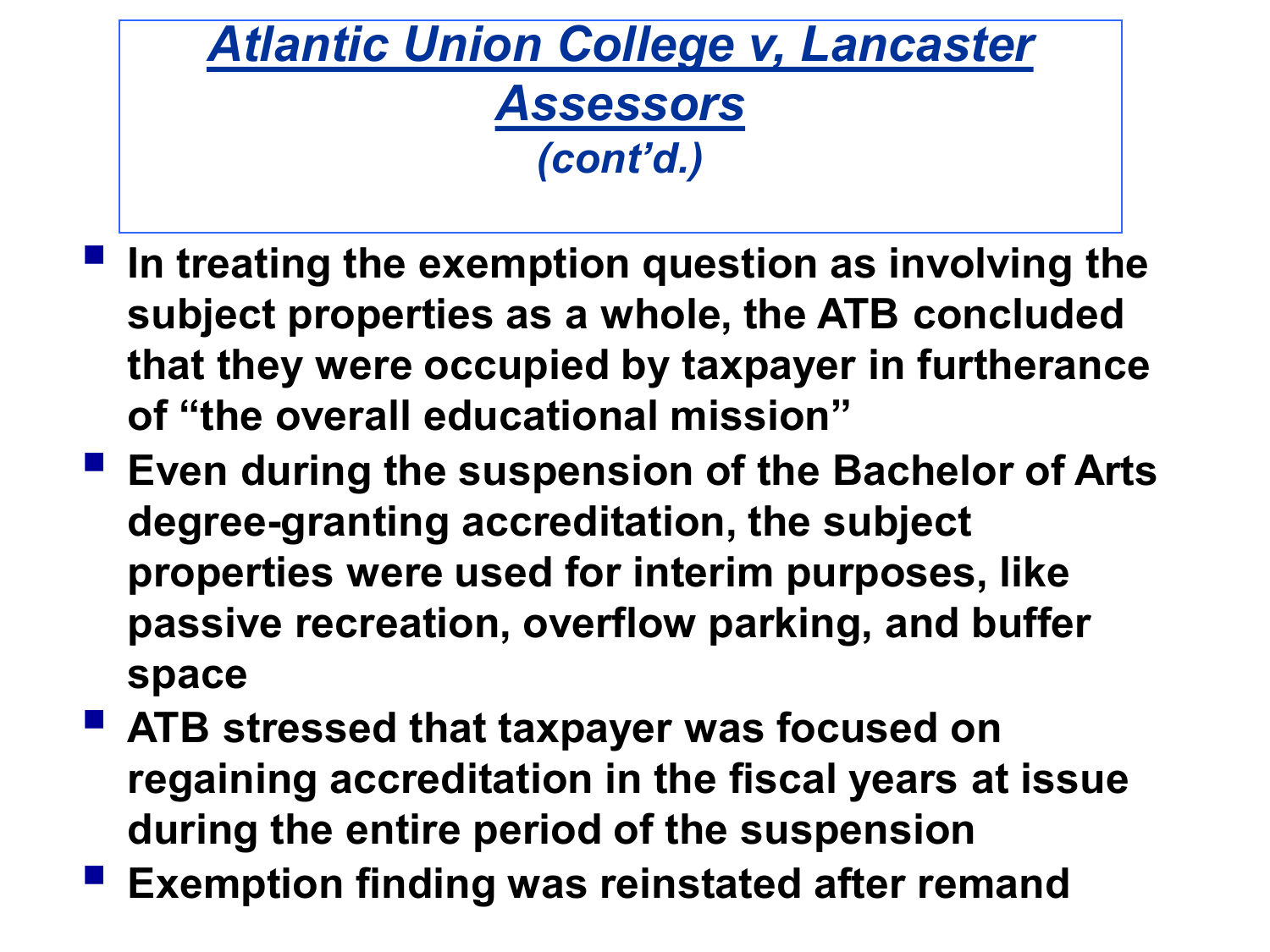# *Atlantic Union College v, Lancaster Assessors*

### *(cont'd.)*

- **In treating the exemption question as involving the subject properties as a whole, the ATB concluded that they were occupied by taxpayer in furtherance of "the overall educational mission"**
- **Even during the suspension of the Bachelor of Arts degree-granting accreditation, the subject properties were used for interim purposes, like passive recreation, overflow parking, and buffer space**
- **ATB stressed that taxpayer was focused on regaining accreditation in the fiscal years at issue during the entire period of the suspension**
- **Exemption finding was reinstated after remand**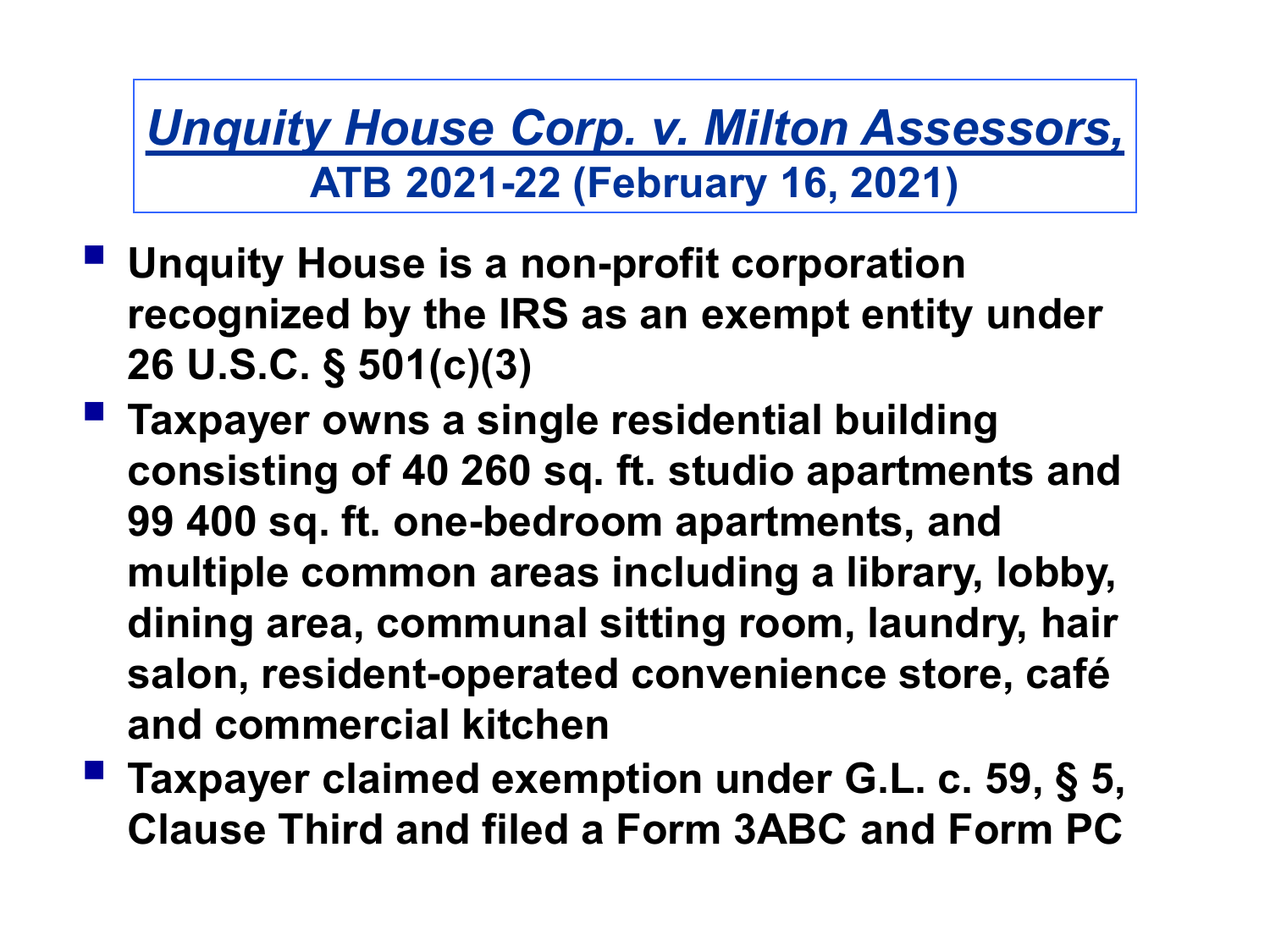## *Unquity House Corp. v. Milton Assessors,*

**ATB 2021-22 (February 16, 2021)**

- **Unquity House is a non-profit corporation recognized by the IRS as an exempt entity under 26 U.S.C. § 501(c)(3)**
- **Taxpayer owns a single residential building consisting of 40 260 sq. ft. studio apartments and 99 400 sq. ft. one-bedroom apartments, and multiple common areas including a library, lobby, dining area, communal sitting room, laundry, hair salon, resident-operated convenience store, café and commercial kitchen**
- **Taxpayer claimed exemption under G.L. c. 59, § 5, Clause Third and filed a Form 3ABC and Form PC**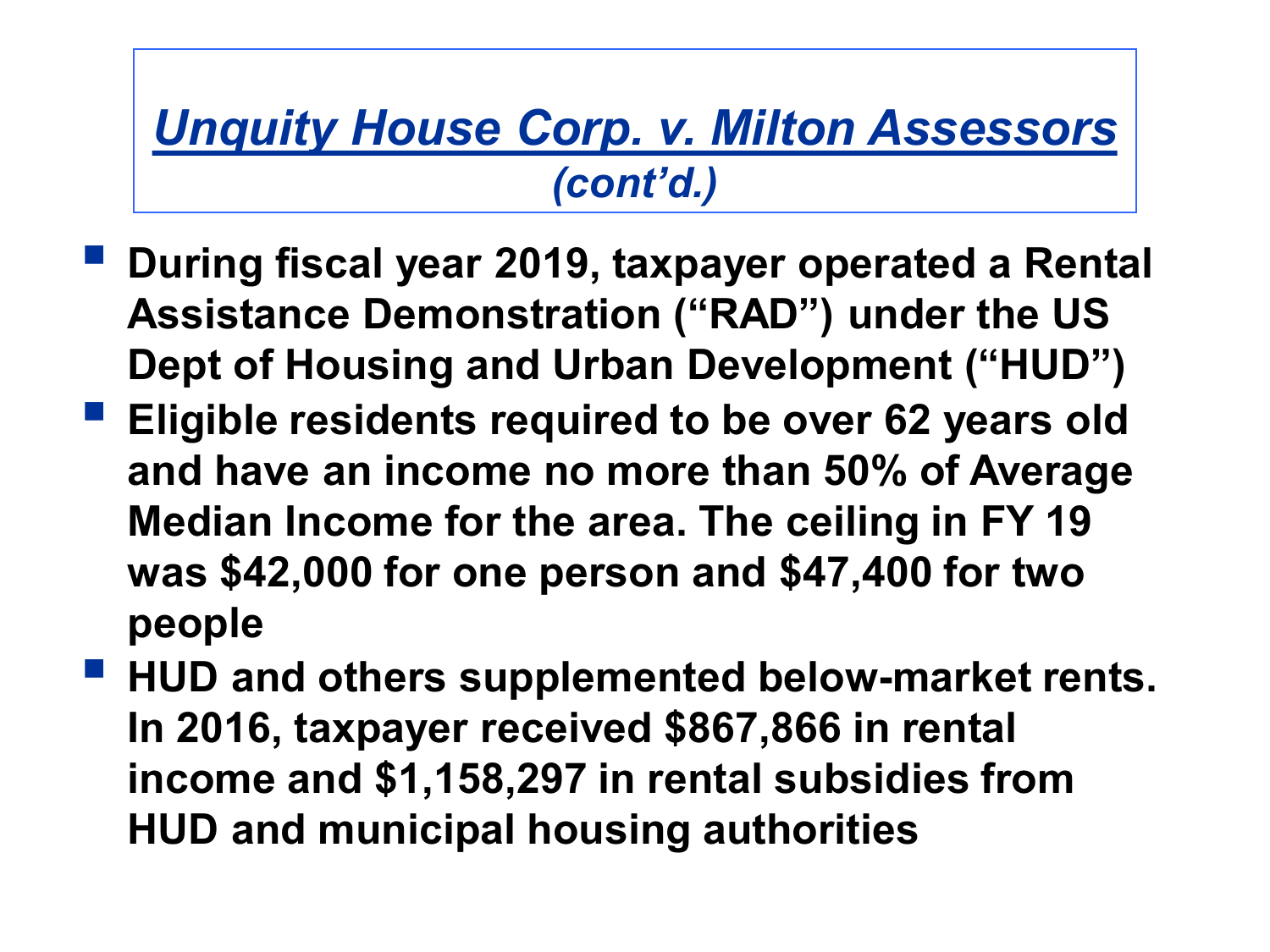## *Unquity House Corp. v. Milton Assessors* *(cont'd.)*

- **During fiscal year 2019, taxpayer operated a Rental Assistance Demonstration ("RAD") under the US Dept of Housing and Urban Development ("HUD")**
- **Eligible residents required to be over 62 years old and have an income no more than 50% of Average Median Income for the area. The ceiling in FY 19 was $42,000 for one person and $47,400 for two people**
- **HUD and others supplemented below-market rents. In 2016, taxpayer received $867,866 in rental income and $1,158,297 in rental subsidies from HUD and municipal housing authorities**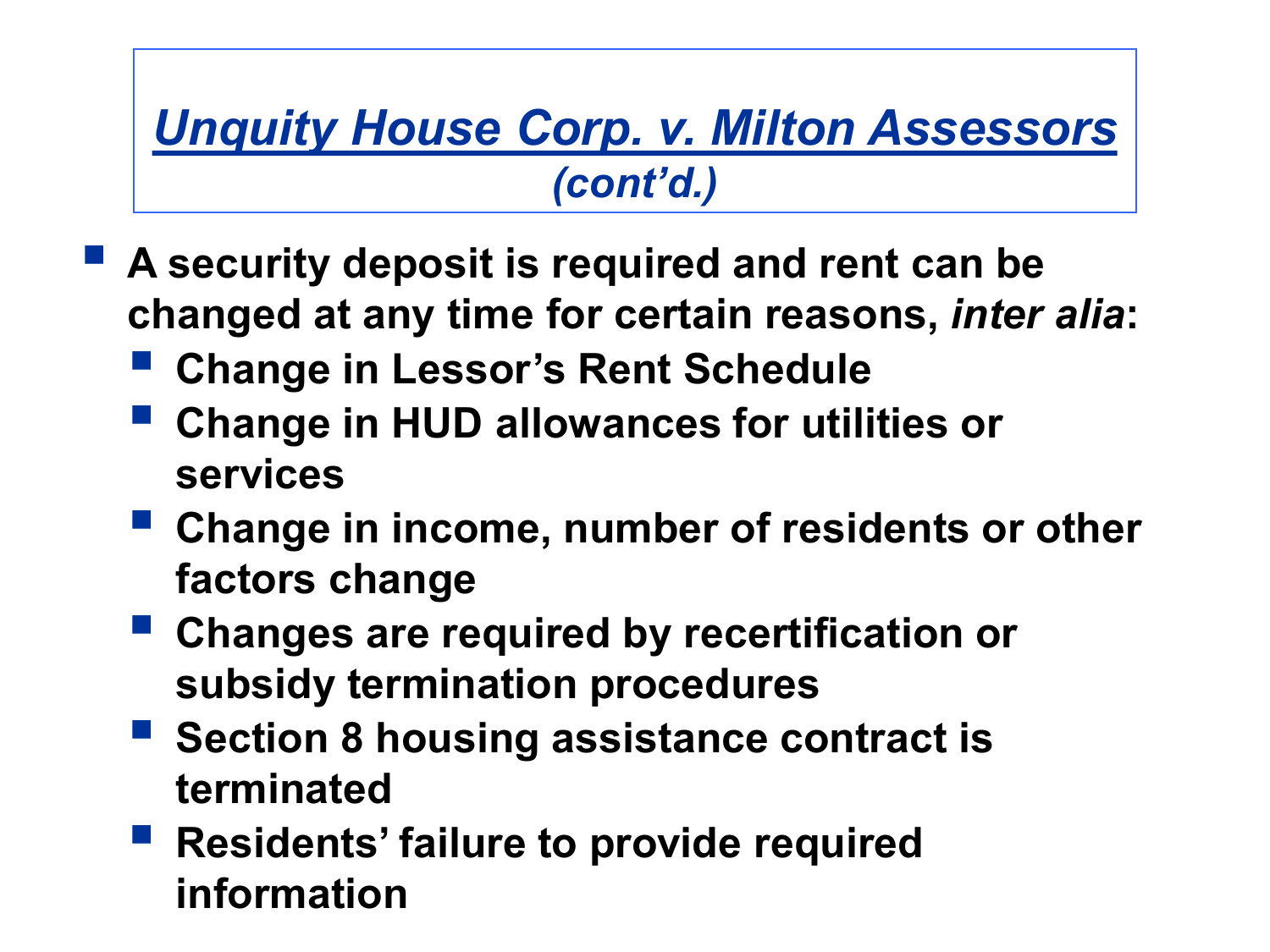## *Unquity House Corp. v. Milton Assessors* *(cont'd.)*

- **A security deposit is required and rent can be changed at any time for certain reasons, *inter alia*:**
  - **Change in Lessor's Rent Schedule**
  - **Change in HUD allowances for utilities or services**
  - **Change in income, number of residents or other factors change**
  - **Changes are required by recertification or subsidy termination procedures**
  - **Section 8 housing assistance contract is terminated**
  - **Residents' failure to provide required information**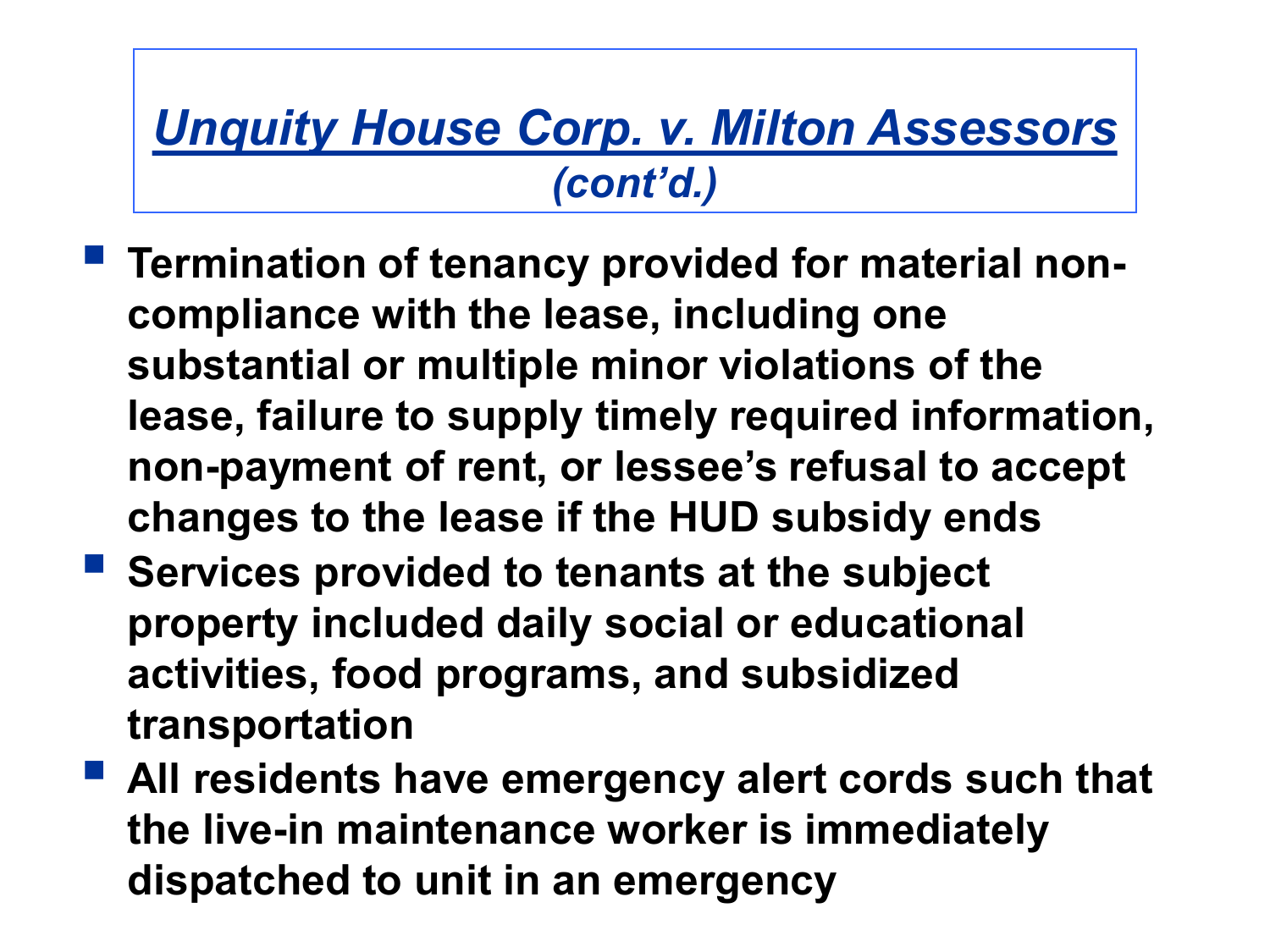## *Unquity House Corp. v. Milton Assessors* *(cont'd.)*

- **Termination of tenancy provided for material non-compliance with the lease, including one substantial or multiple minor violations of the lease, failure to supply timely required information, non-payment of rent, or lessee's refusal to accept changes to the lease if the HUD subsidy ends**
- **Services provided to tenants at the subject property included daily social or educational activities, food programs, and subsidized transportation**
- **All residents have emergency alert cords such that the live-in maintenance worker is immediately dispatched to unit in an emergency**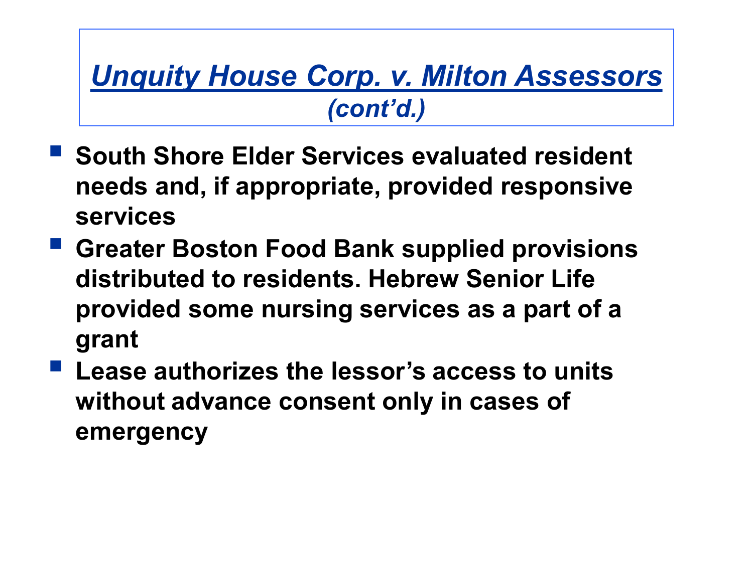# *Unquity House Corp. v. Milton Assessors* *(cont'd.)*

- **South Shore Elder Services evaluated resident needs and, if appropriate, provided responsive services**
- **Greater Boston Food Bank supplied provisions distributed to residents. Hebrew Senior Life provided some nursing services as a part of a grant**
- **Lease authorizes the lessor's access to units without advance consent only in cases of emergency**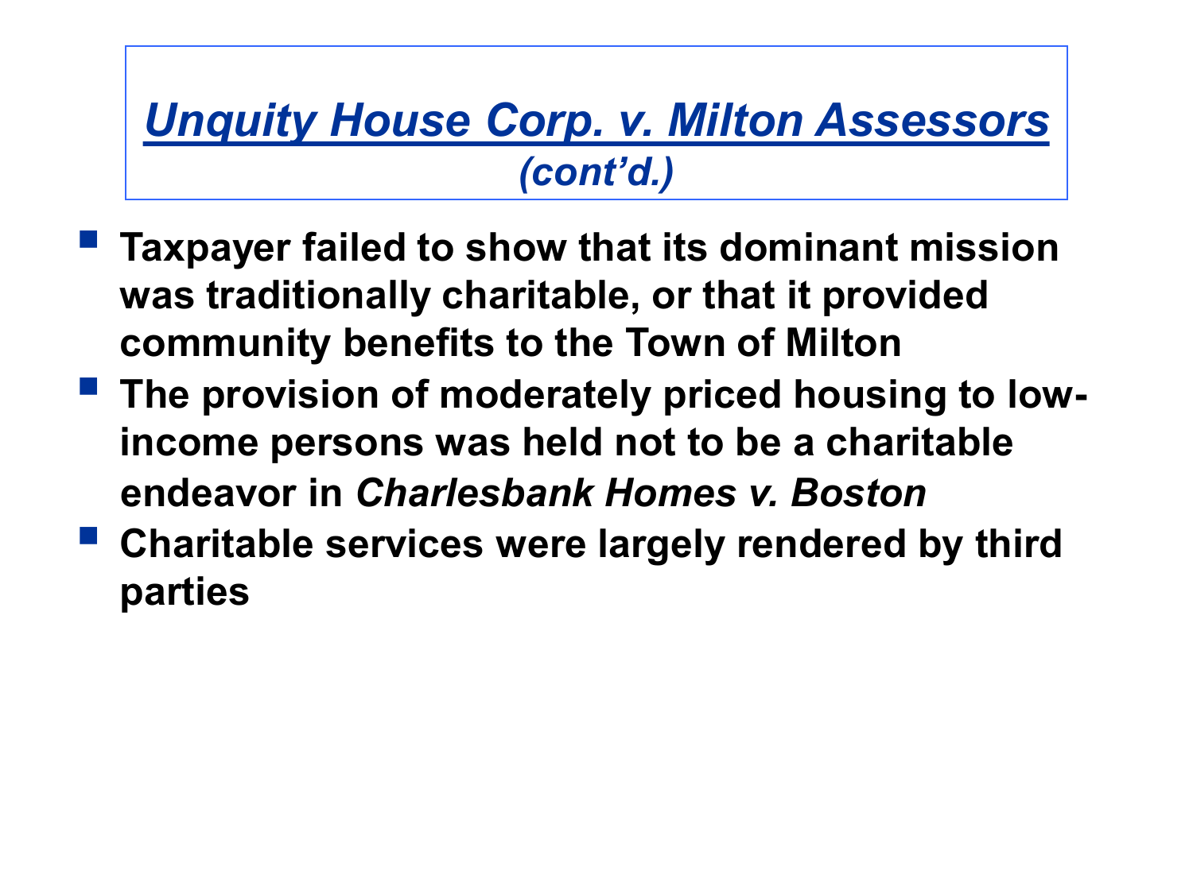# *Unquity House Corp. v. Milton Assessors* *(cont'd.)*

- **Taxpayer failed to show that its dominant mission was traditionally charitable, or that it provided community benefits to the Town of Milton**
- **The provision of moderately priced housing to low-income persons was held not to be a charitable endeavor in *Charlesbank Homes v. Boston***
- **Charitable services were largely rendered by third parties**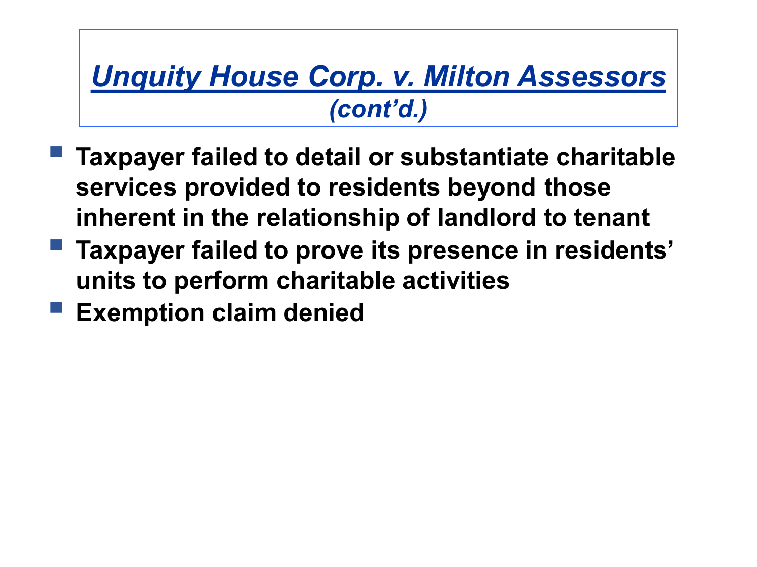## *Unquity House Corp. v. Milton Assessors (cont'd.)*

- **Taxpayer failed to detail or substantiate charitable services provided to residents beyond those inherent in the relationship of landlord to tenant**
- **Taxpayer failed to prove its presence in residents' units to perform charitable activities**
- **Exemption claim denied**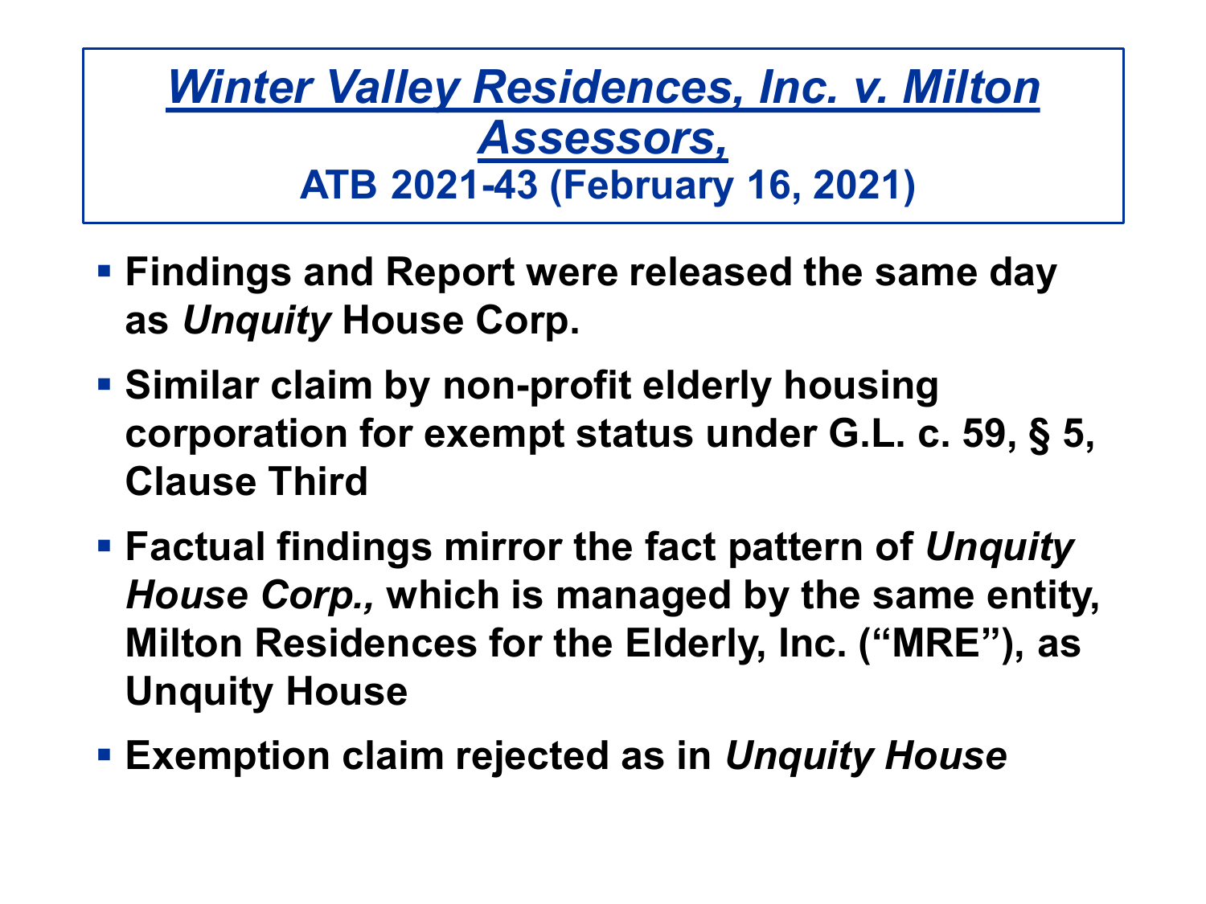## *Winter Valley Residences, Inc. v. Milton Assessors,* ATB 2021-43 (February 16, 2021)

- **Findings and Report were released the same day as *Unquity* House Corp.**
- **Similar claim by non-profit elderly housing corporation for exempt status under G.L. c. 59, § 5, Clause Third**
- **Factual findings mirror the fact pattern of *Unquity House Corp.,* which is managed by the same entity, Milton Residences for the Elderly, Inc. ("MRE"), as Unquity House**
- **Exemption claim rejected as in *Unquity House***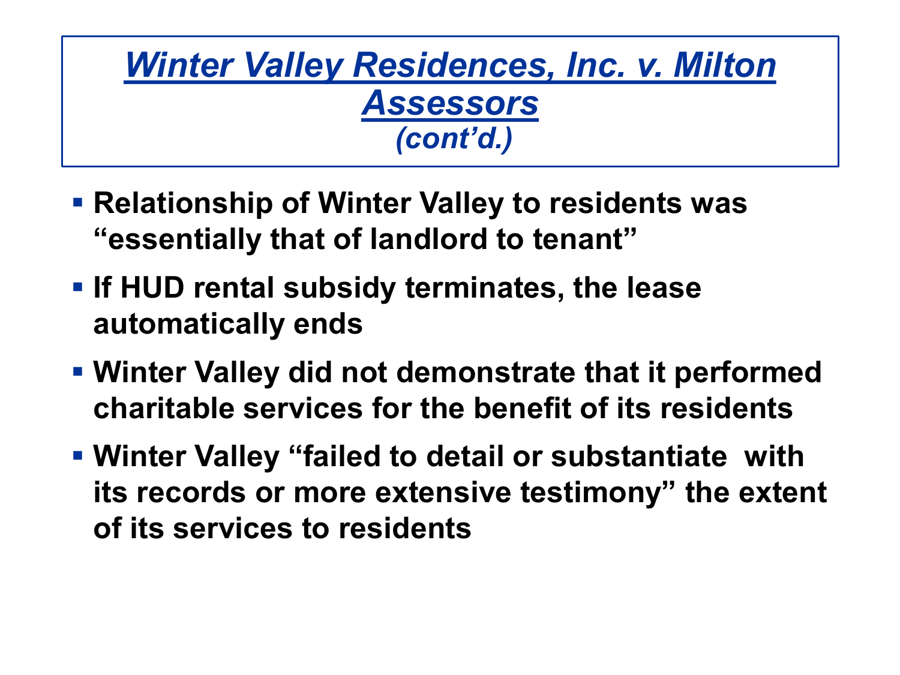# *Winter Valley Residences, Inc. v. Milton Assessors* *(cont'd.)*

- **Relationship of Winter Valley to residents was "essentially that of landlord to tenant"**
- **If HUD rental subsidy terminates, the lease automatically ends**
- **Winter Valley did not demonstrate that it performed charitable services for the benefit of its residents**
- **Winter Valley "failed to detail or substantiate with its records or more extensive testimony" the extent of its services to residents**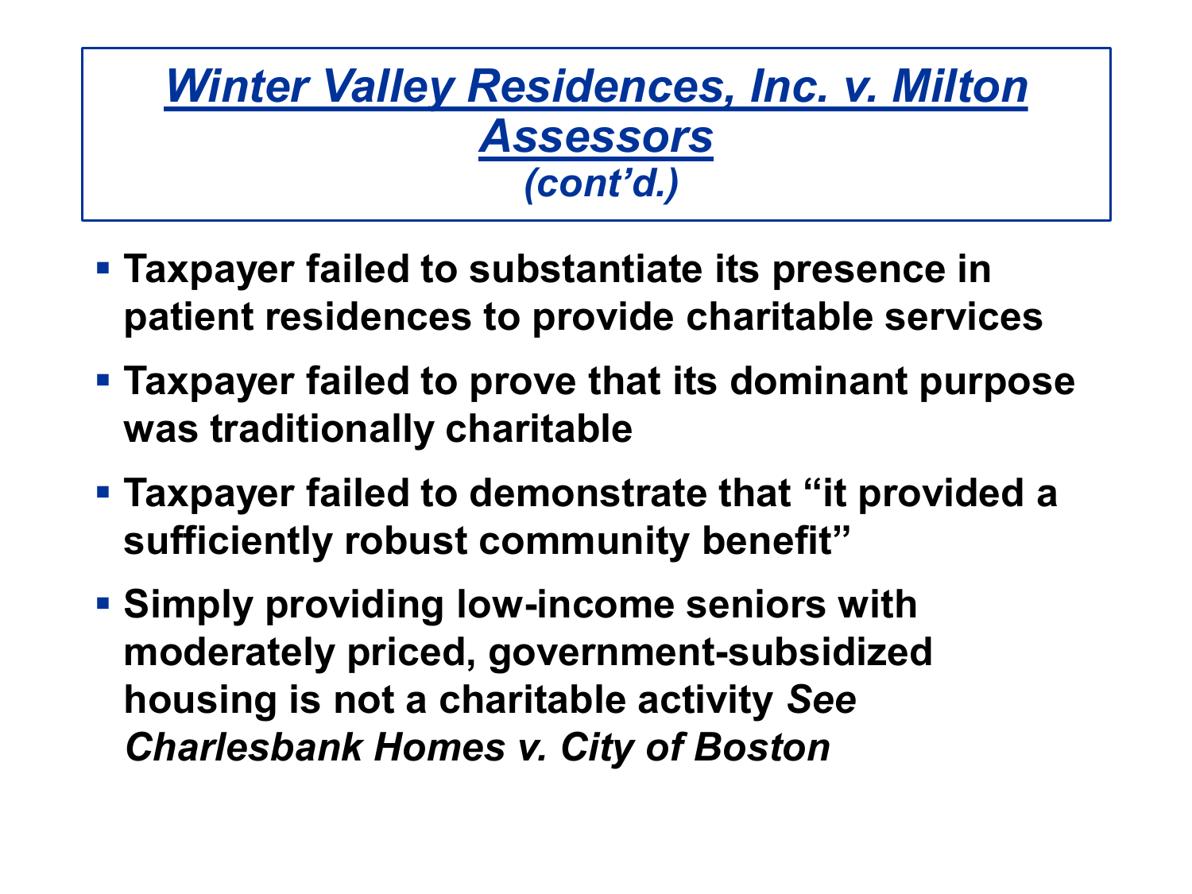# *Winter Valley Residences, Inc. v. Milton Assessors* *(cont'd.)*

- **Taxpayer failed to substantiate its presence in patient residences to provide charitable services**
- **Taxpayer failed to prove that its dominant purpose was traditionally charitable**
- **Taxpayer failed to demonstrate that "it provided a sufficiently robust community benefit"**
- **Simply providing low-income seniors with moderately priced, government-subsidized housing is not a charitable activity *See Charlesbank Homes v. City of Boston***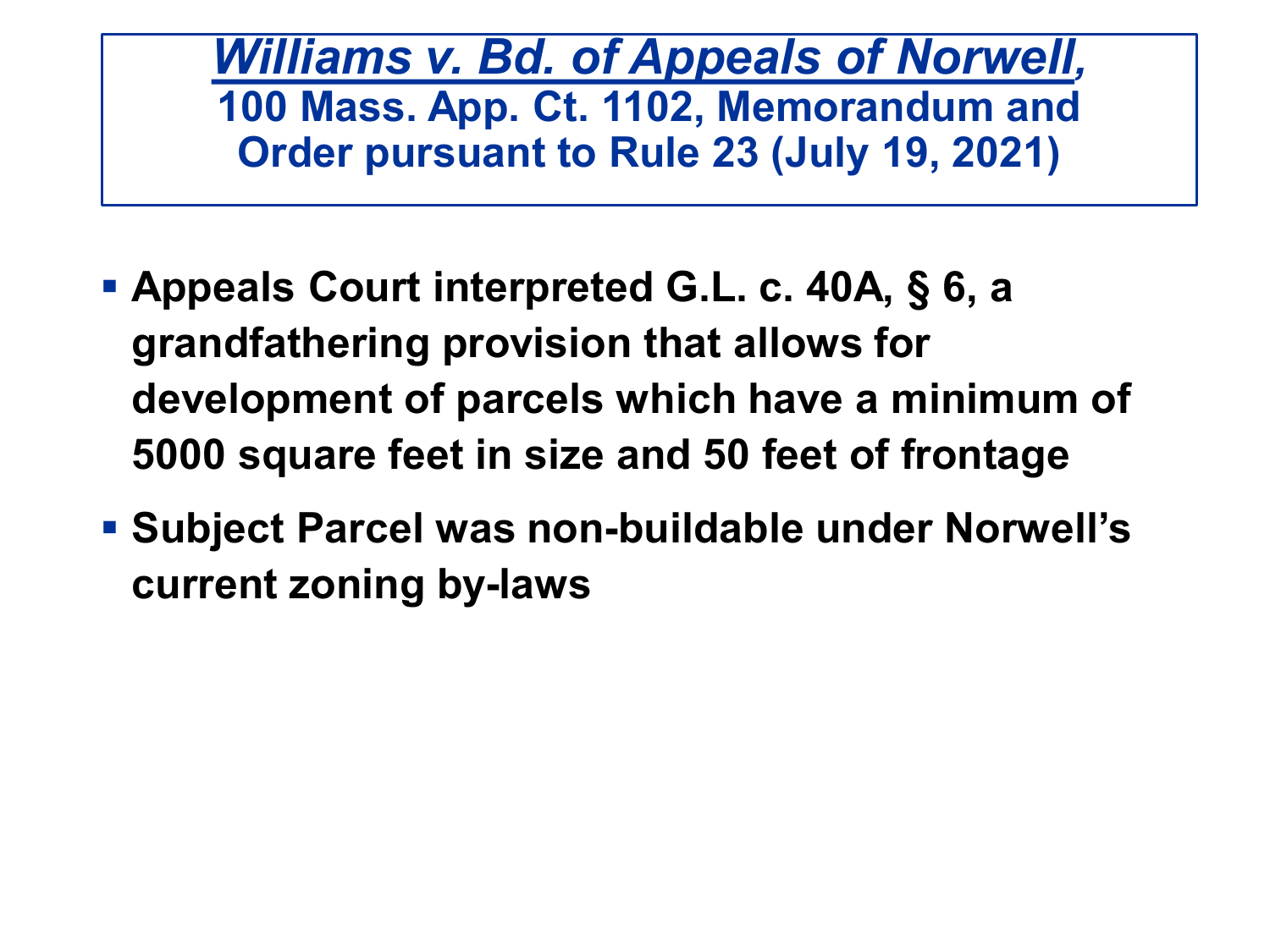## *Williams v. Bd. of Appeals of Norwell*, 100 Mass. App. Ct. 1102, Memorandum and Order pursuant to Rule 23 (July 19, 2021)

- **Appeals Court interpreted G.L. c. 40A, § 6, a grandfathering provision that allows for development of parcels which have a minimum of 5000 square feet in size and 50 feet of frontage**
- **Subject Parcel was non-buildable under Norwell's current zoning by-laws**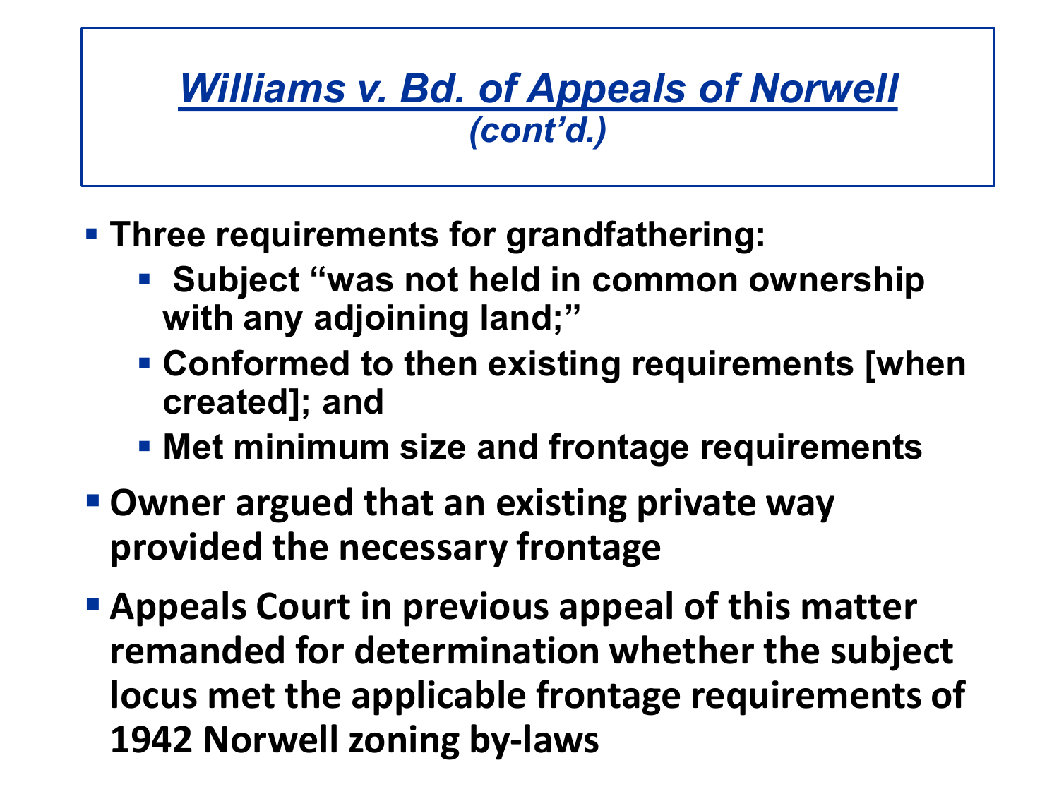# *Williams v. Bd. of Appeals of Norwell*

## *(cont'd.)*

- **Three requirements for grandfathering:**
  - **Subject "was not held in common ownership with any adjoining land;"**
  - **Conformed to then existing requirements [when created]; and**
  - **Met minimum size and frontage requirements**
- **Owner argued that an existing private way provided the necessary frontage**
- **Appeals Court in previous appeal of this matter remanded for determination whether the subject locus met the applicable frontage requirements of 1942 Norwell zoning by-laws**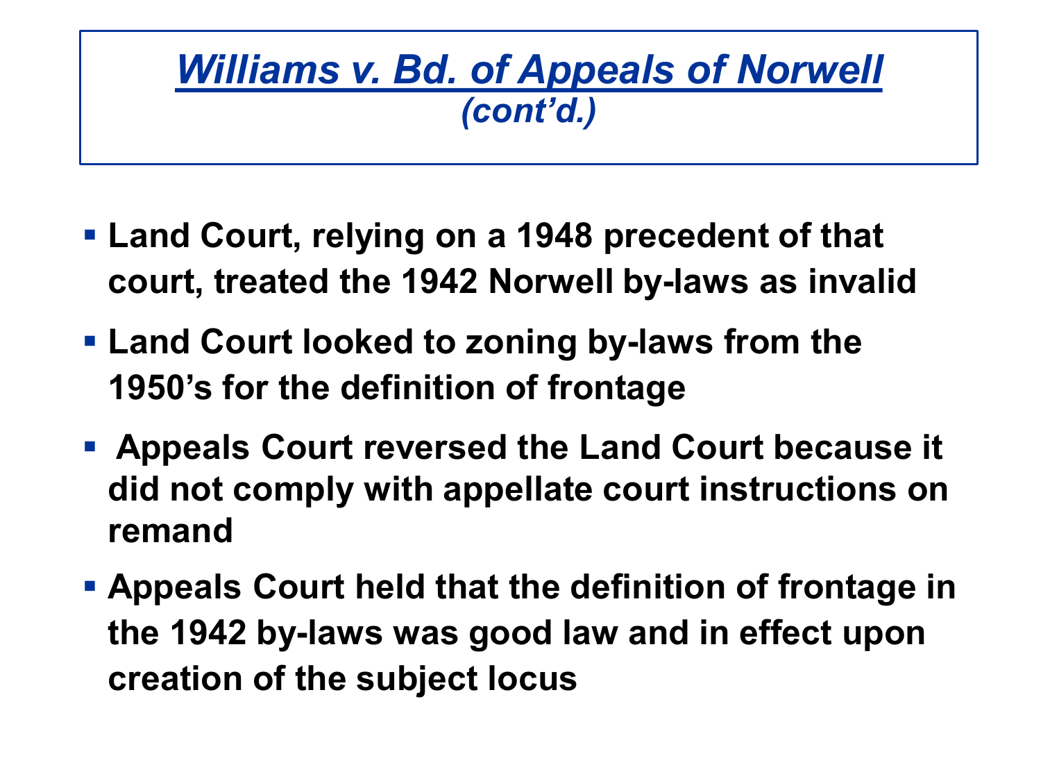## *Williams v. Bd. of Appeals of Norwell*

### *(cont'd.)*

- Land Court, relying on a 1948 precedent of that court, treated the 1942 Norwell by-laws as invalid
- Land Court looked to zoning by-laws from the 1950's for the definition of frontage
- Appeals Court reversed the Land Court because it did not comply with appellate court instructions on remand
- Appeals Court held that the definition of frontage in the 1942 by-laws was good law and in effect upon creation of the subject locus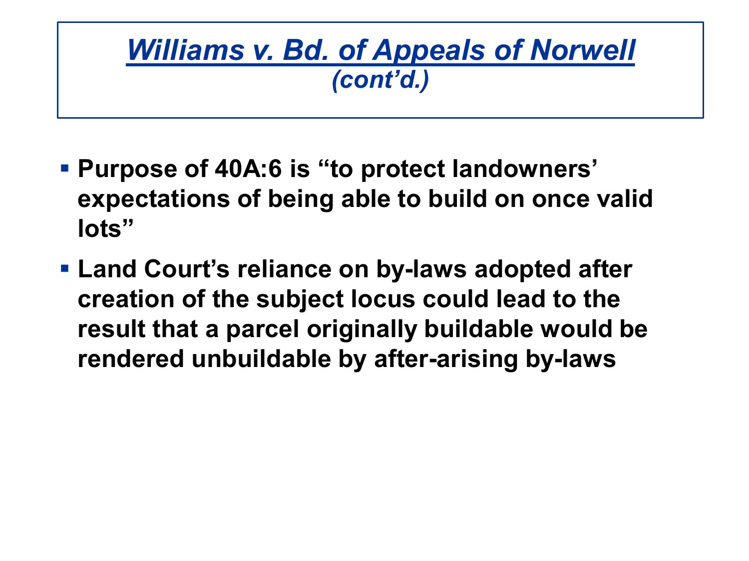# *Williams v. Bd. of Appeals of Norwell*

## *(cont'd.)*

- **Purpose of 40A:6 is "to protect landowners' expectations of being able to build on once valid lots"**
- **Land Court's reliance on by-laws adopted after creation of the subject locus could lead to the result that a parcel originally buildable would be rendered unbuildable by after-arising by-laws**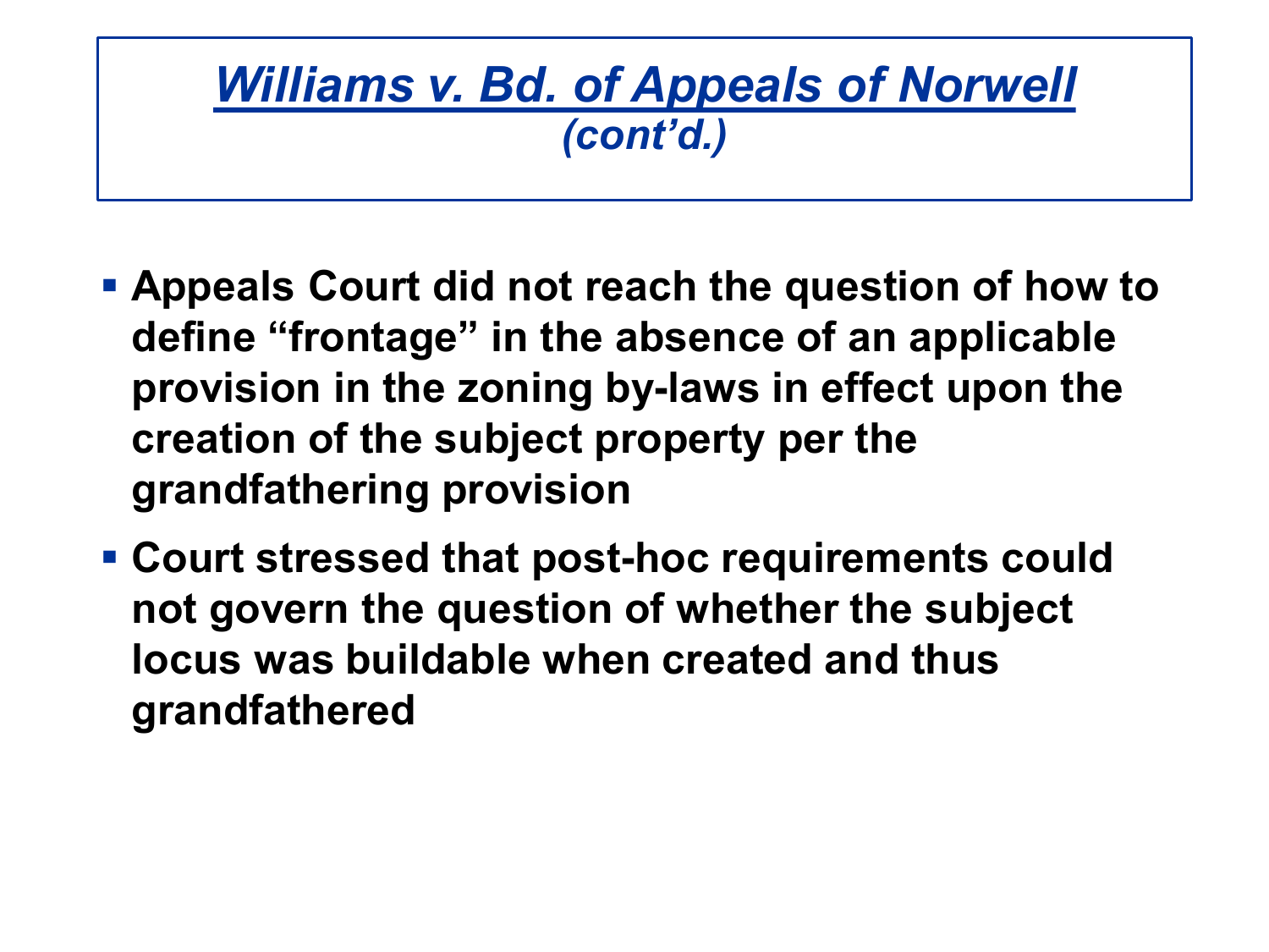# *Williams v. Bd. of Appeals of Norwell*

### *(cont'd.)*

- **Appeals Court did not reach the question of how to define "frontage" in the absence of an applicable provision in the zoning by-laws in effect upon the creation of the subject property per the grandfathering provision**
- **Court stressed that post-hoc requirements could not govern the question of whether the subject locus was buildable when created and thus grandfathered**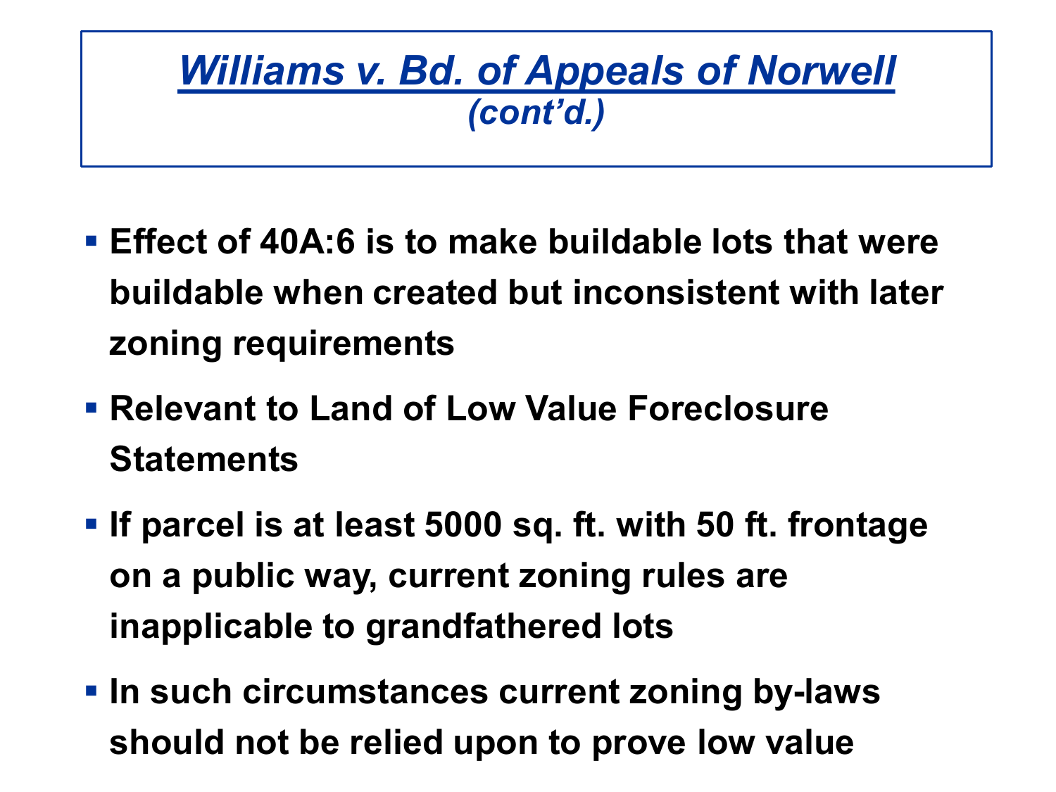# *Williams v. Bd. of Appeals of Norwell*

*(cont'd.)*

- **Effect of 40A:6 is to make buildable lots that were buildable when created but inconsistent with later zoning requirements**
- **Relevant to Land of Low Value Foreclosure Statements**
- **If parcel is at least 5000 sq. ft. with 50 ft. frontage on a public way, current zoning rules are inapplicable to grandfathered lots**
- **In such circumstances current zoning by-laws should not be relied upon to prove low value**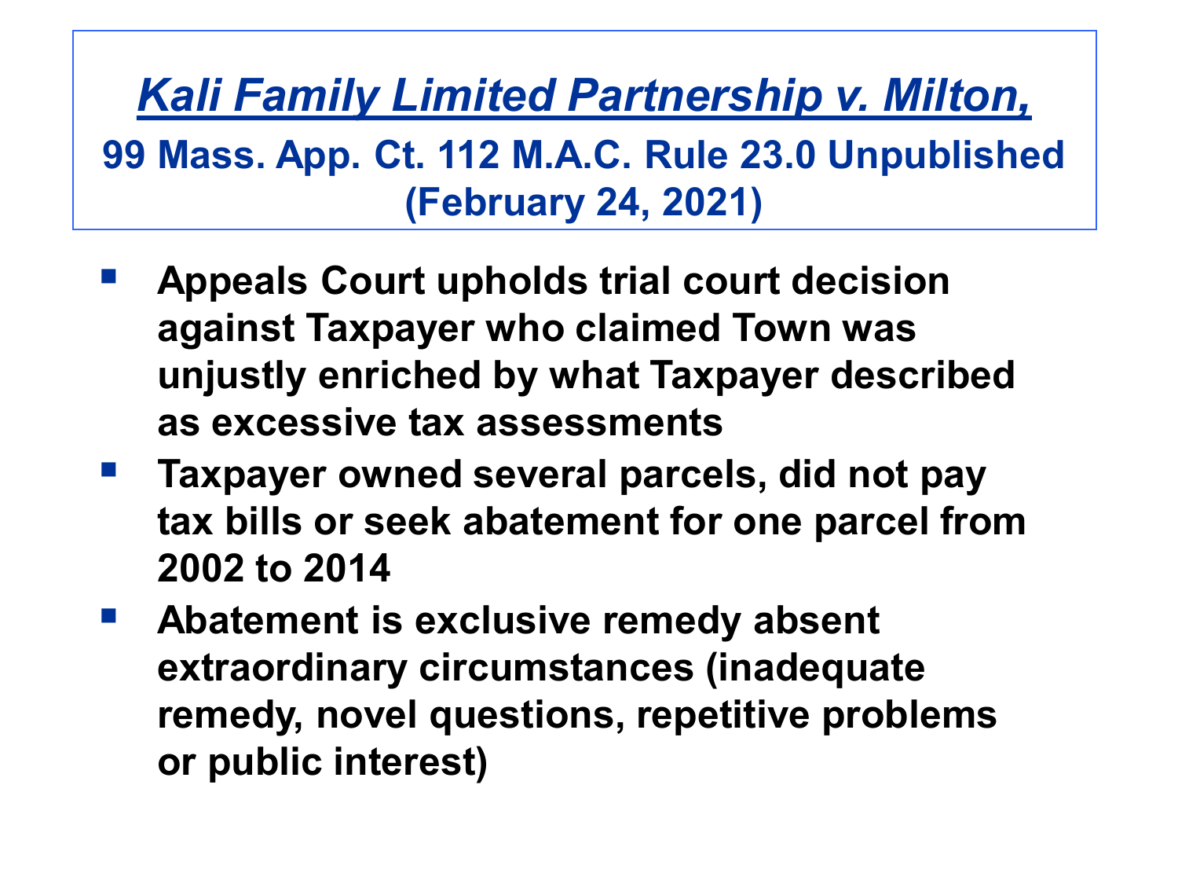## *Kali Family Limited Partnership v. Milton,*

**99 Mass. App. Ct. 112 M.A.C. Rule 23.0 Unpublished (February 24, 2021)**

- **Appeals Court upholds trial court decision against Taxpayer who claimed Town was unjustly enriched by what Taxpayer described as excessive tax assessments**
- **Taxpayer owned several parcels, did not pay tax bills or seek abatement for one parcel from 2002 to 2014**
- **Abatement is exclusive remedy absent extraordinary circumstances (inadequate remedy, novel questions, repetitive problems or public interest)**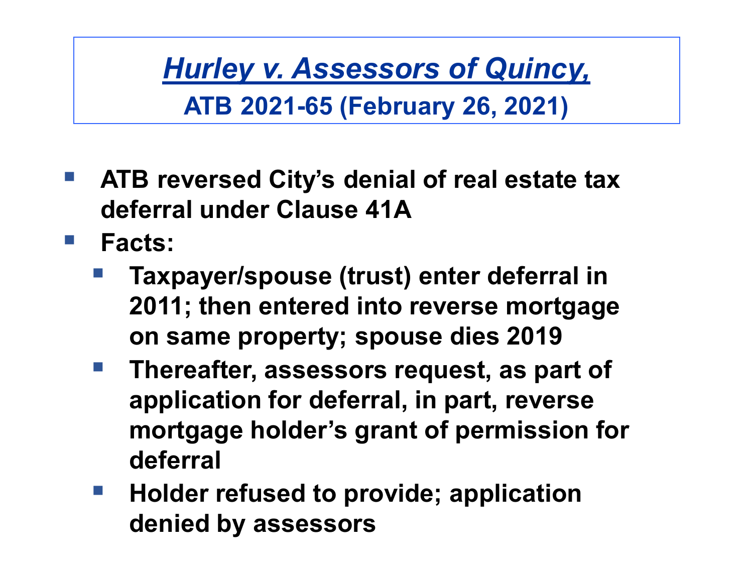## *Hurley v. Assessors of Quincy,*

**ATB 2021-65 (February 26, 2021)**

- **ATB reversed City's denial of real estate tax deferral under Clause 41A**
- **Facts:**
  - **Taxpayer/spouse (trust) enter deferral in 2011; then entered into reverse mortgage on same property; spouse dies 2019**
  - **Thereafter, assessors request, as part of application for deferral, in part, reverse mortgage holder's grant of permission for deferral**
  - **Holder refused to provide; application denied by assessors**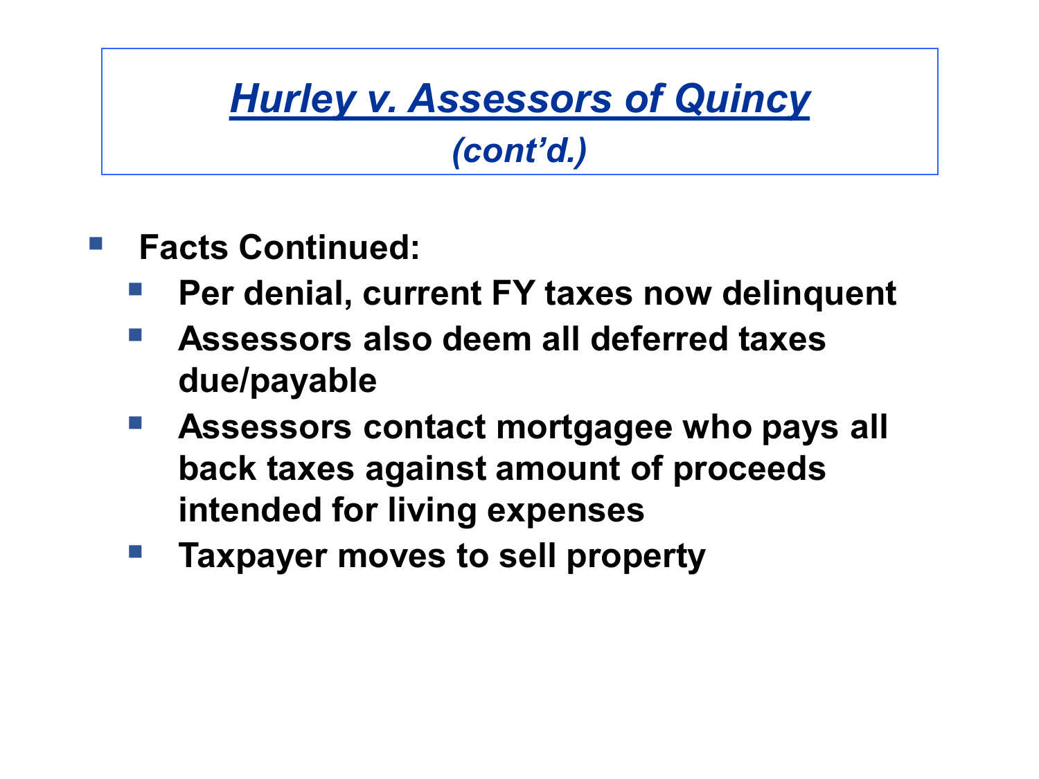# *Hurley v. Assessors of Quincy*

## *(cont'd.)*

- **Facts Continued:**
  - **Per denial, current FY taxes now delinquent**
  - **Assessors also deem all deferred taxes due/payable**
  - **Assessors contact mortgagee who pays all back taxes against amount of proceeds intended for living expenses**
  - **Taxpayer moves to sell property**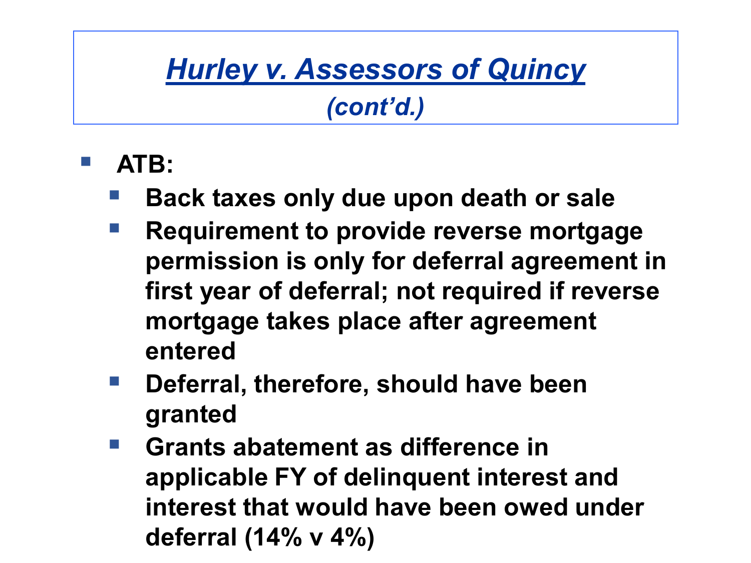# *Hurley v. Assessors of Quincy*
## *(cont'd.)*

- **ATB:**
  - **Back taxes only due upon death or sale**
  - **Requirement to provide reverse mortgage permission is only for deferral agreement in first year of deferral; not required if reverse mortgage takes place after agreement entered**
  - **Deferral, therefore, should have been granted**
  - **Grants abatement as difference in applicable FY of delinquent interest and interest that would have been owed under deferral (14% v 4%)**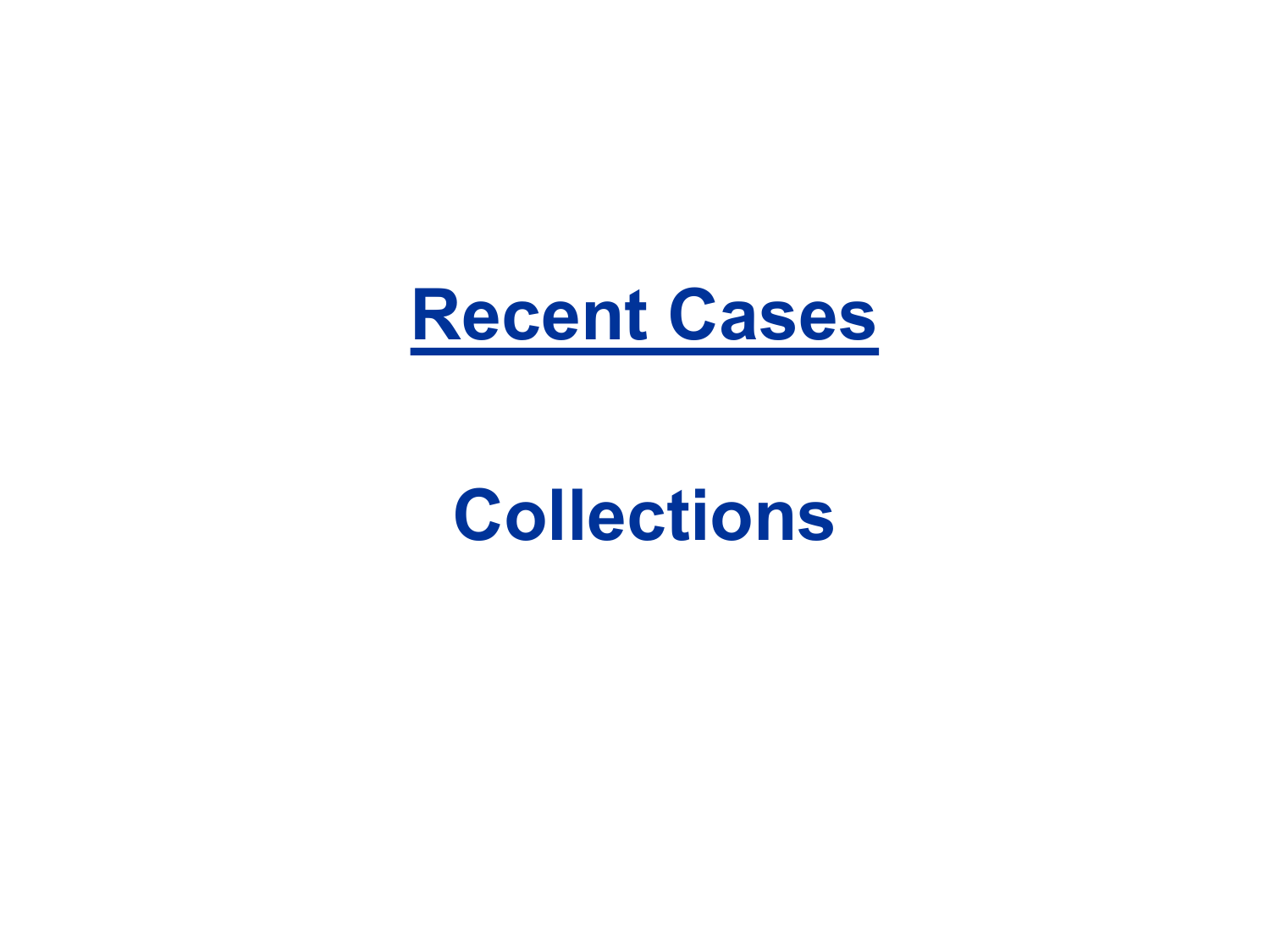# Recent Cases

## Collections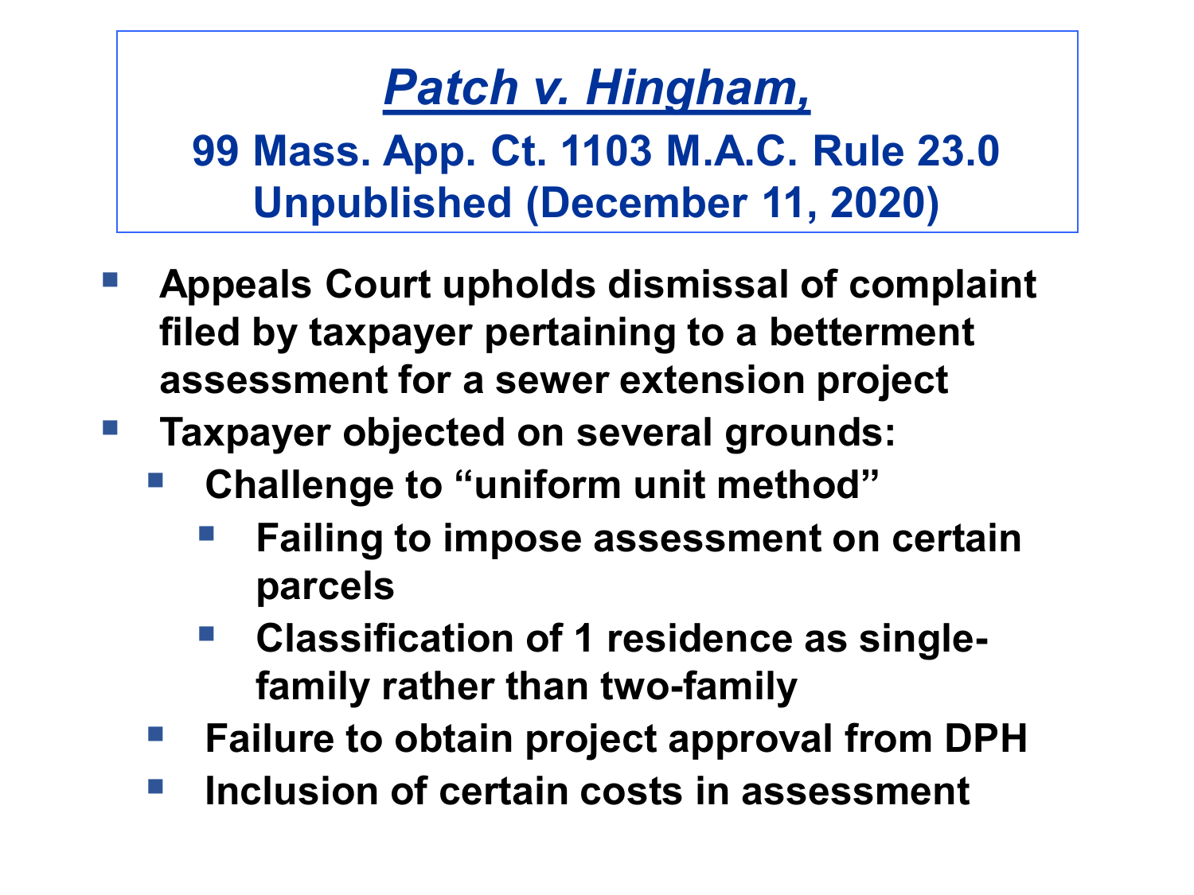# *Patch v. Hingham,*

## 99 Mass. App. Ct. 1103 M.A.C. Rule 23.0 Unpublished (December 11, 2020)

- **Appeals Court upholds dismissal of complaint filed by taxpayer pertaining to a betterment assessment for a sewer extension project**
- **Taxpayer objected on several grounds:**
  - **Challenge to "uniform unit method"**
    - **Failing to impose assessment on certain parcels**
    - **Classification of 1 residence as single-family rather than two-family**
  - **Failure to obtain project approval from DPH**
  - **Inclusion of certain costs in assessment**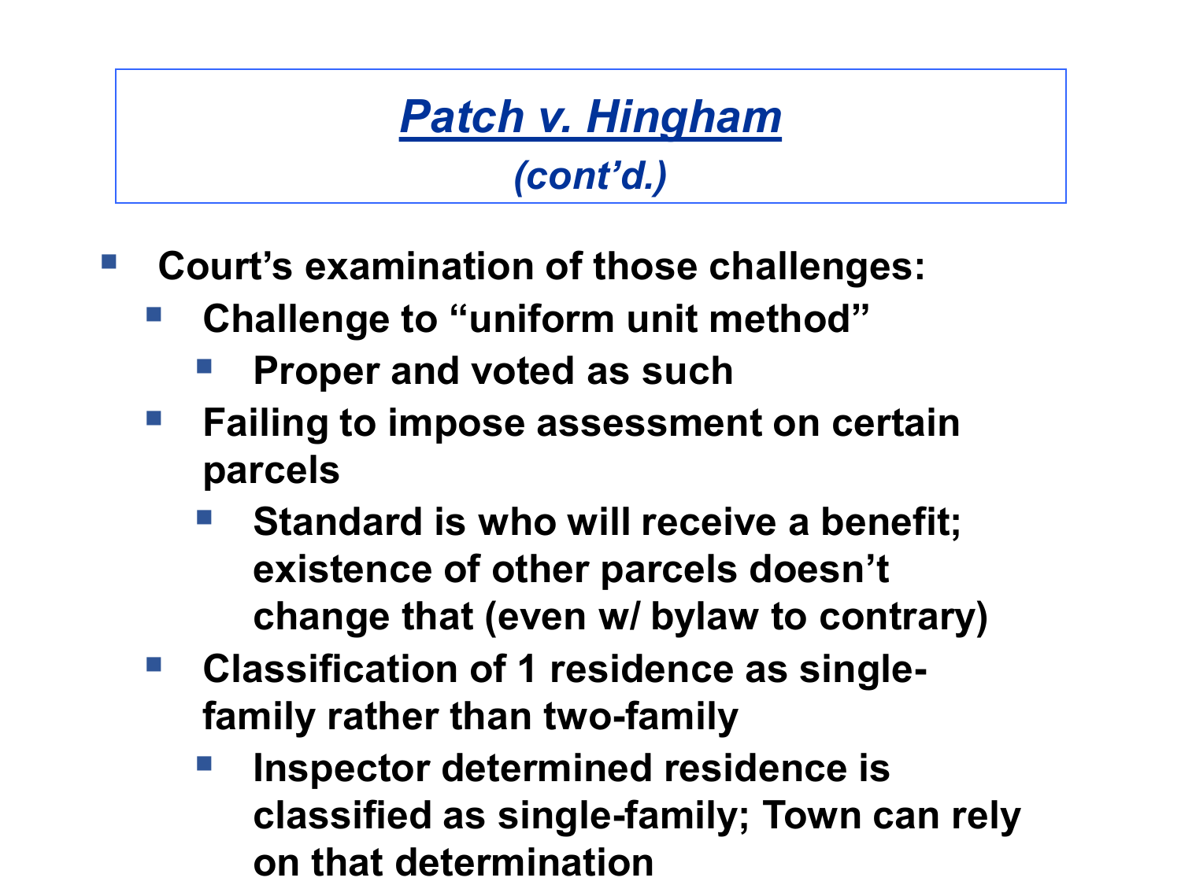# *Patch v. Hingham*
## *(cont'd.)*

- **Court's examination of those challenges:**
  - **Challenge to "uniform unit method"**
    - **Proper and voted as such**
  - **Failing to impose assessment on certain parcels**
    - **Standard is who will receive a benefit; existence of other parcels doesn't change that (even w/ bylaw to contrary)**
  - **Classification of 1 residence as single-family rather than two-family**
    - **Inspector determined residence is classified as single-family; Town can rely on that determination**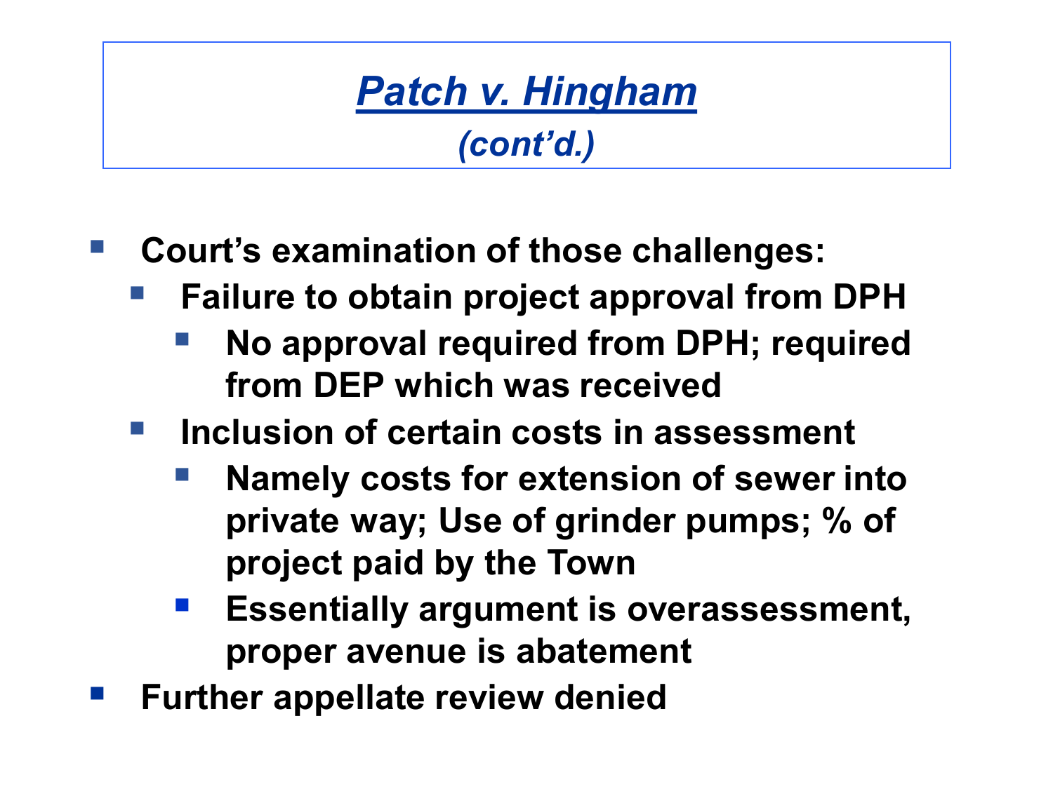# *Patch v. Hingham*

## *(cont'd.)*

- **Court's examination of those challenges:**
  - **Failure to obtain project approval from DPH**
    - **No approval required from DPH; required from DEP which was received**
  - **Inclusion of certain costs in assessment**
    - **Namely costs for extension of sewer into private way; Use of grinder pumps; % of project paid by the Town**
    - **Essentially argument is overassessment, proper avenue is abatement**
- **Further appellate review denied**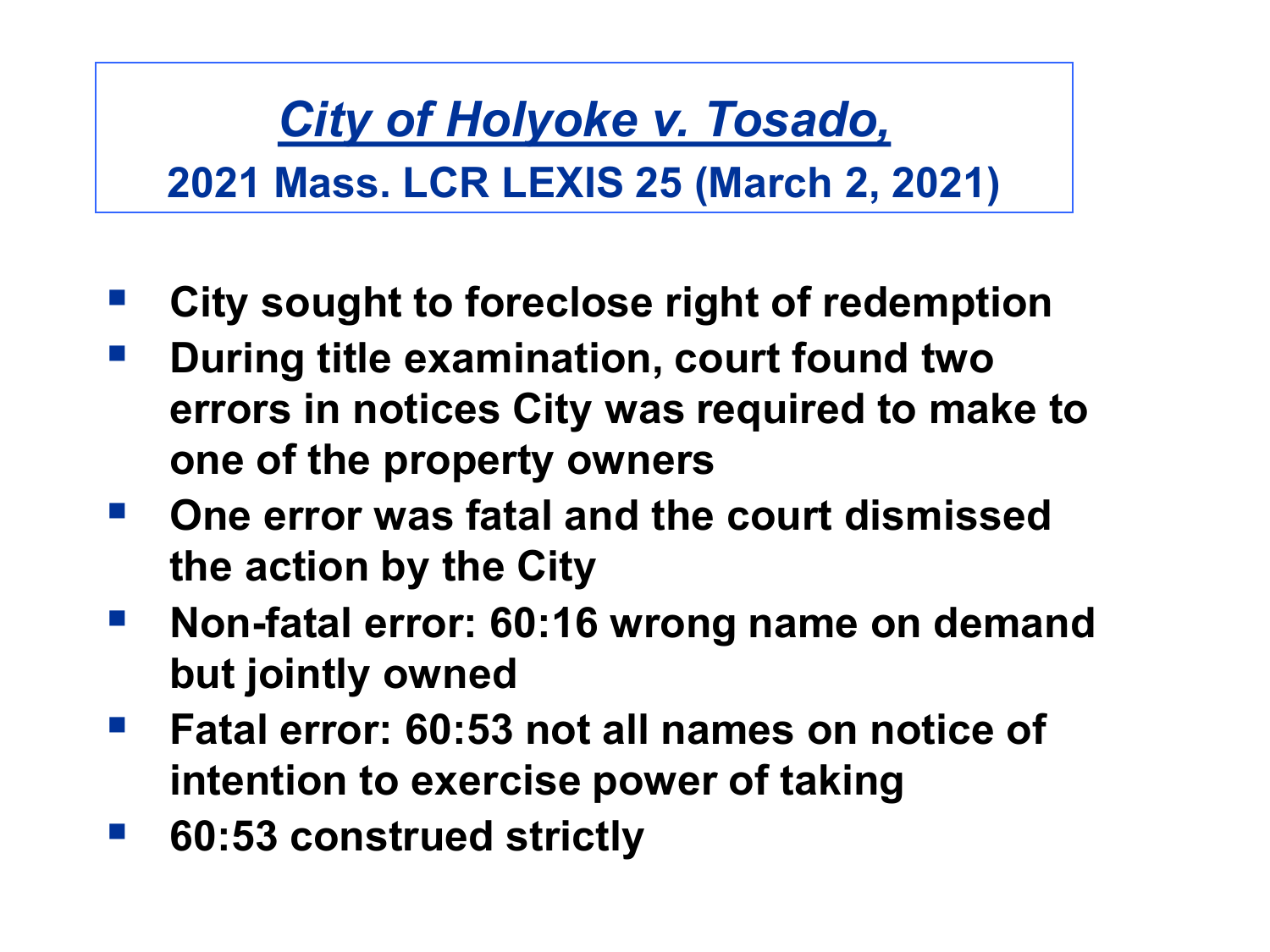# *City of Holyoke v. Tosado,*

## 2021 Mass. LCR LEXIS 25 (March 2, 2021)

- **City sought to foreclose right of redemption**
- **During title examination, court found two errors in notices City was required to make to one of the property owners**
- **One error was fatal and the court dismissed the action by the City**
- **Non-fatal error: 60:16 wrong name on demand but jointly owned**
- **Fatal error: 60:53 not all names on notice of intention to exercise power of taking**
- **60:53 construed strictly**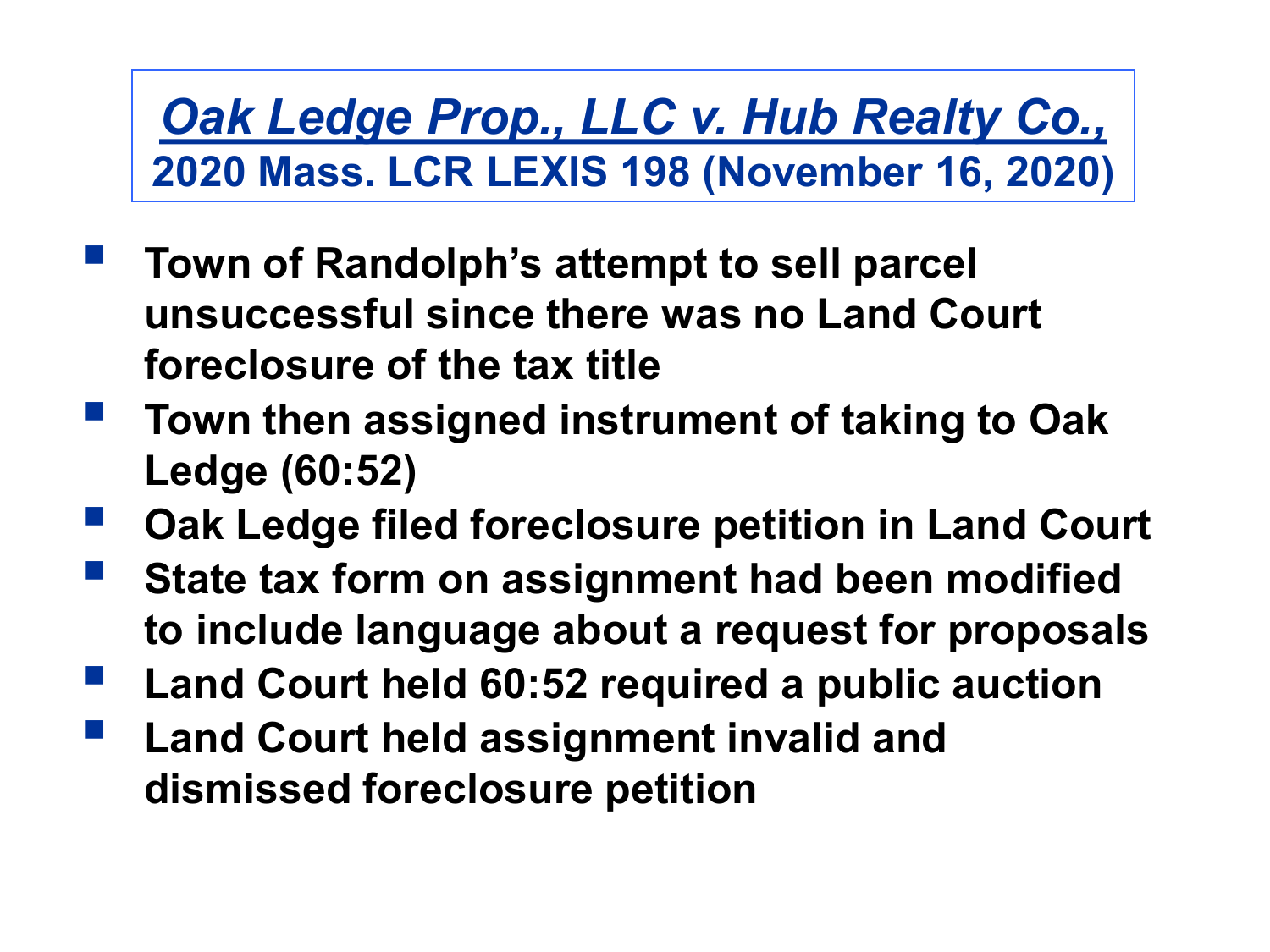## *Oak Ledge Prop., LLC v. Hub Realty Co.,*
**2020 Mass. LCR LEXIS 198 (November 16, 2020)**

- **Town of Randolph's attempt to sell parcel unsuccessful since there was no Land Court foreclosure of the tax title**
- **Town then assigned instrument of taking to Oak Ledge (60:52)**
- **Oak Ledge filed foreclosure petition in Land Court**
- **State tax form on assignment had been modified to include language about a request for proposals**
- **Land Court held 60:52 required a public auction**
- **Land Court held assignment invalid and dismissed foreclosure petition**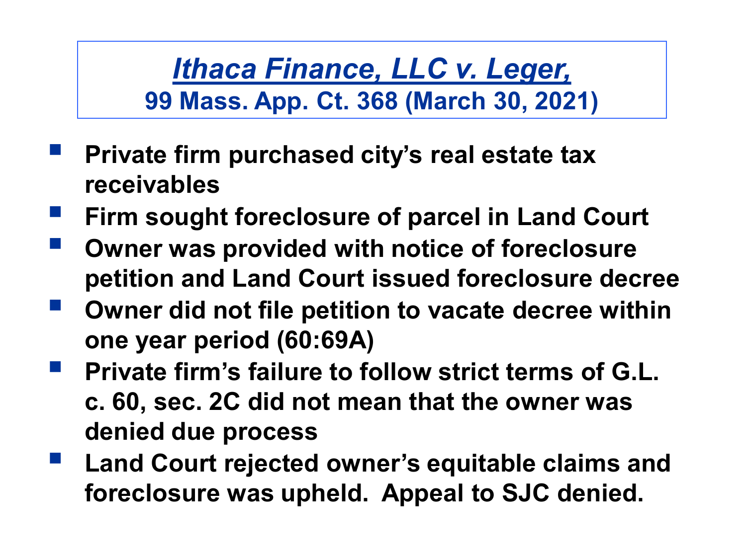## *Ithaca Finance, LLC v. Leger,*
**99 Mass. App. Ct. 368 (March 30, 2021)**

- **Private firm purchased city's real estate tax receivables**
- **Firm sought foreclosure of parcel in Land Court**
- **Owner was provided with notice of foreclosure petition and Land Court issued foreclosure decree**
- **Owner did not file petition to vacate decree within one year period (60:69A)**
- **Private firm's failure to follow strict terms of G.L. c. 60, sec. 2C did not mean that the owner was denied due process**
- **Land Court rejected owner's equitable claims and foreclosure was upheld. Appeal to SJC denied.**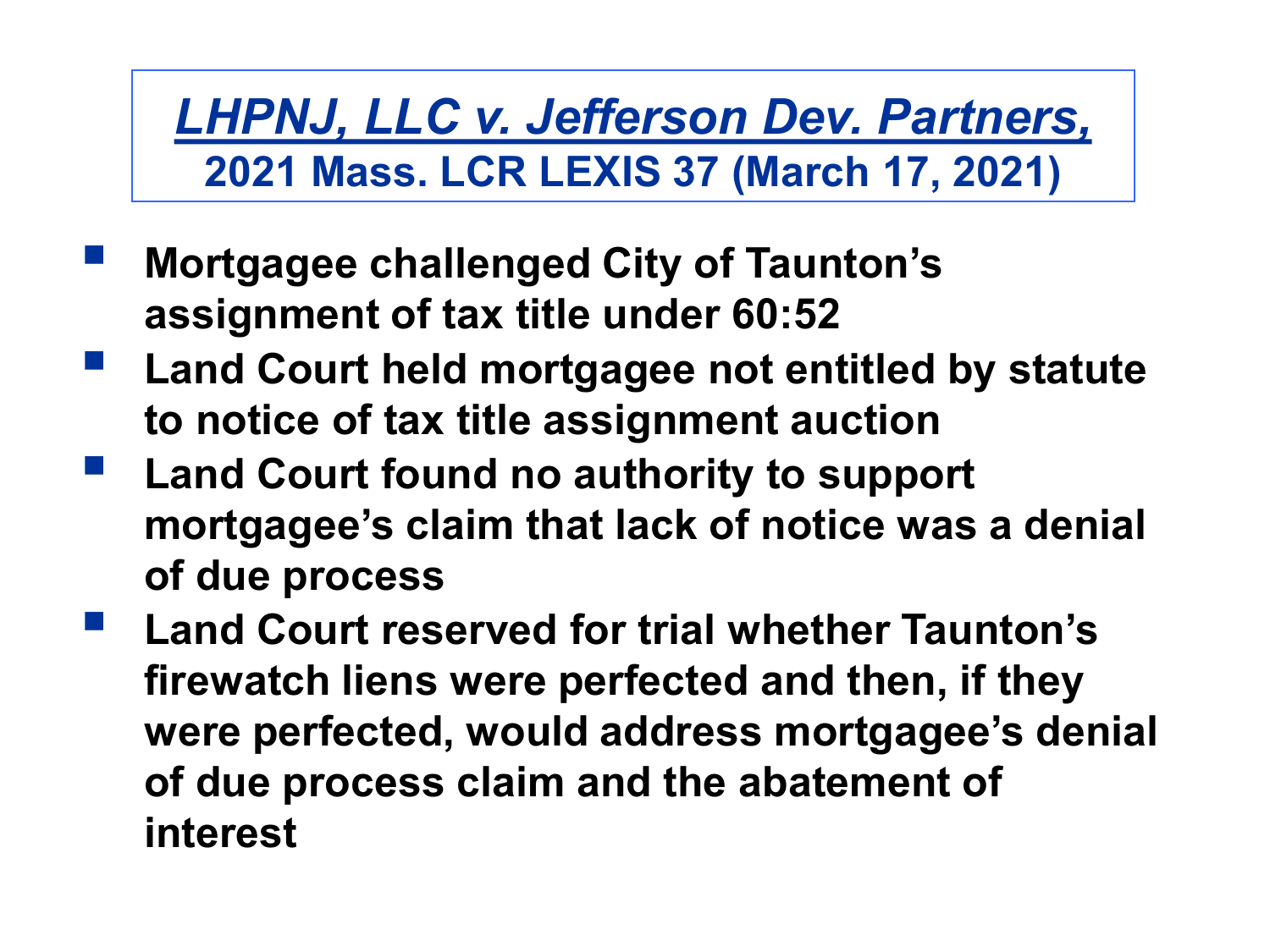## *LHPNJ, LLC v. Jefferson Dev. Partners,* 2021 Mass. LCR LEXIS 37 (March 17, 2021)

- **Mortgagee challenged City of Taunton's assignment of tax title under 60:52**
- **Land Court held mortgagee not entitled by statute to notice of tax title assignment auction**
- **Land Court found no authority to support mortgagee's claim that lack of notice was a denial of due process**
- **Land Court reserved for trial whether Taunton's firewatch liens were perfected and then, if they were perfected, would address mortgagee's denial of due process claim and the abatement of interest**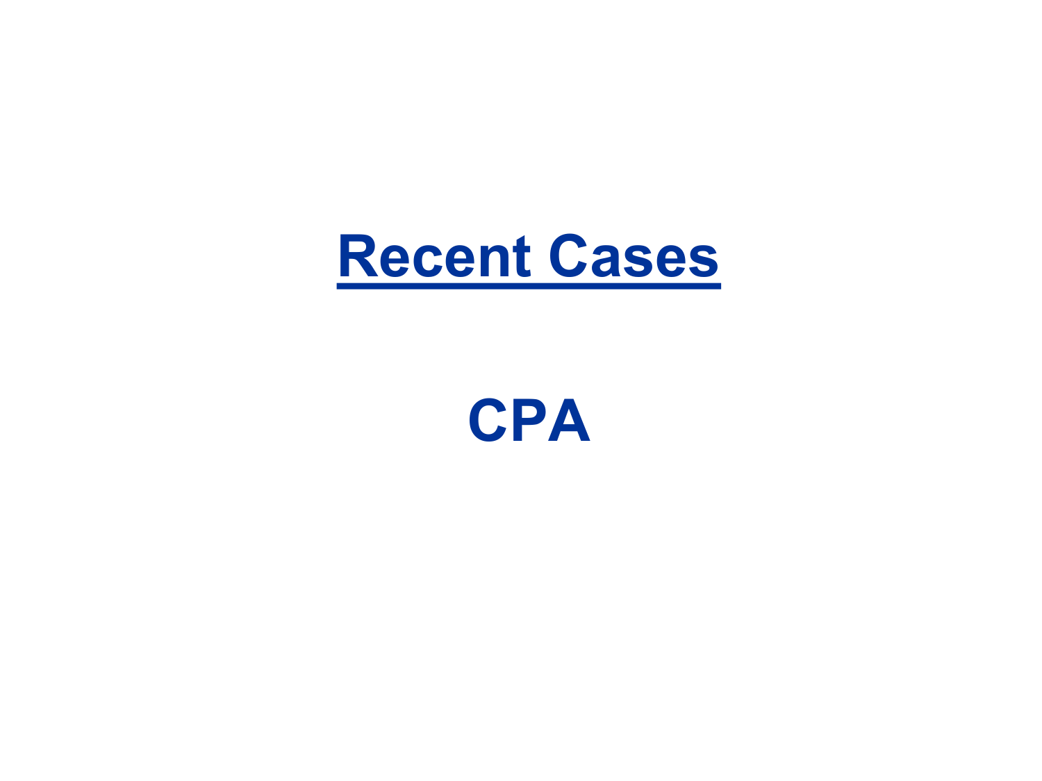# Recent Cases

## CPA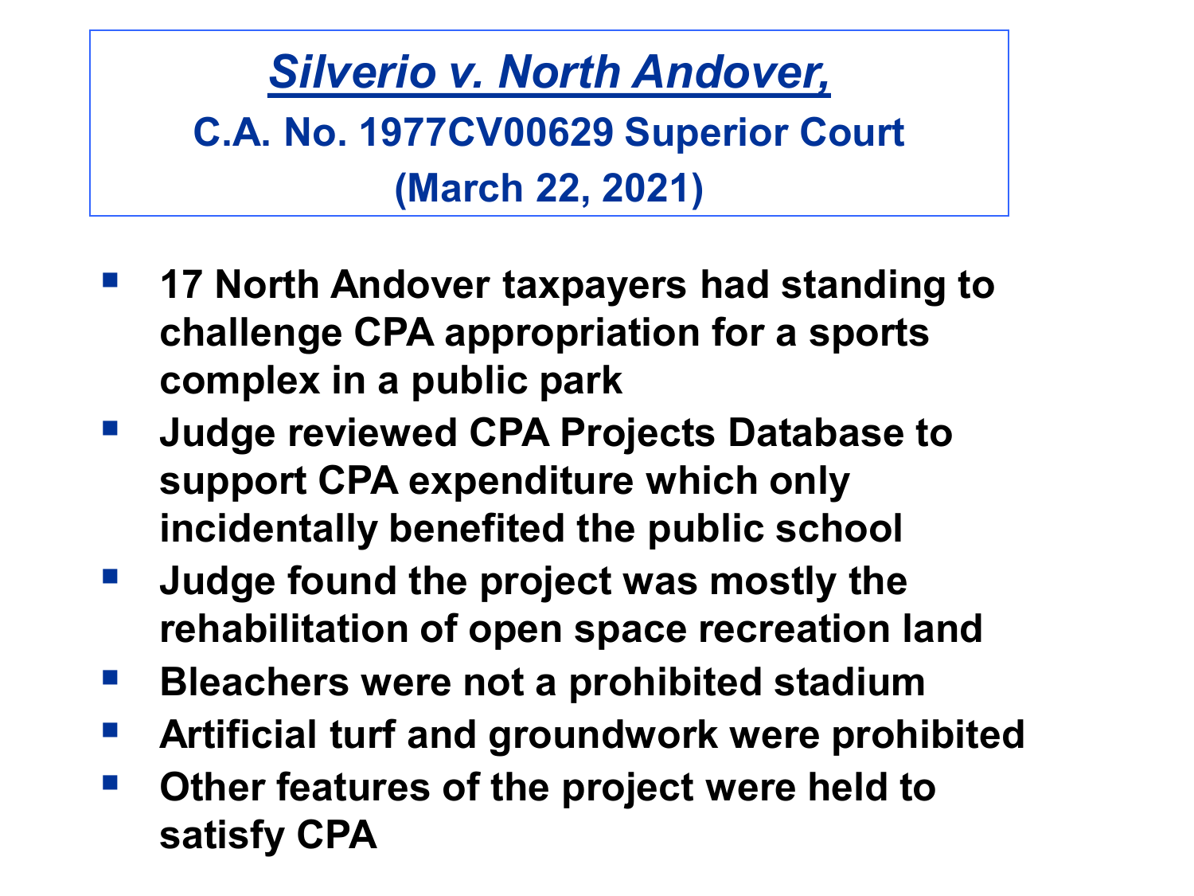## *Silverio v. North Andover,*

### C.A. No. 1977CV00629 Superior Court (March 22, 2021)

- **17 North Andover taxpayers had standing to challenge CPA appropriation for a sports complex in a public park**
- **Judge reviewed CPA Projects Database to support CPA expenditure which only incidentally benefited the public school**
- **Judge found the project was mostly the rehabilitation of open space recreation land**
- **Bleachers were not a prohibited stadium**
- **Artificial turf and groundwork were prohibited**
- **Other features of the project were held to satisfy CPA**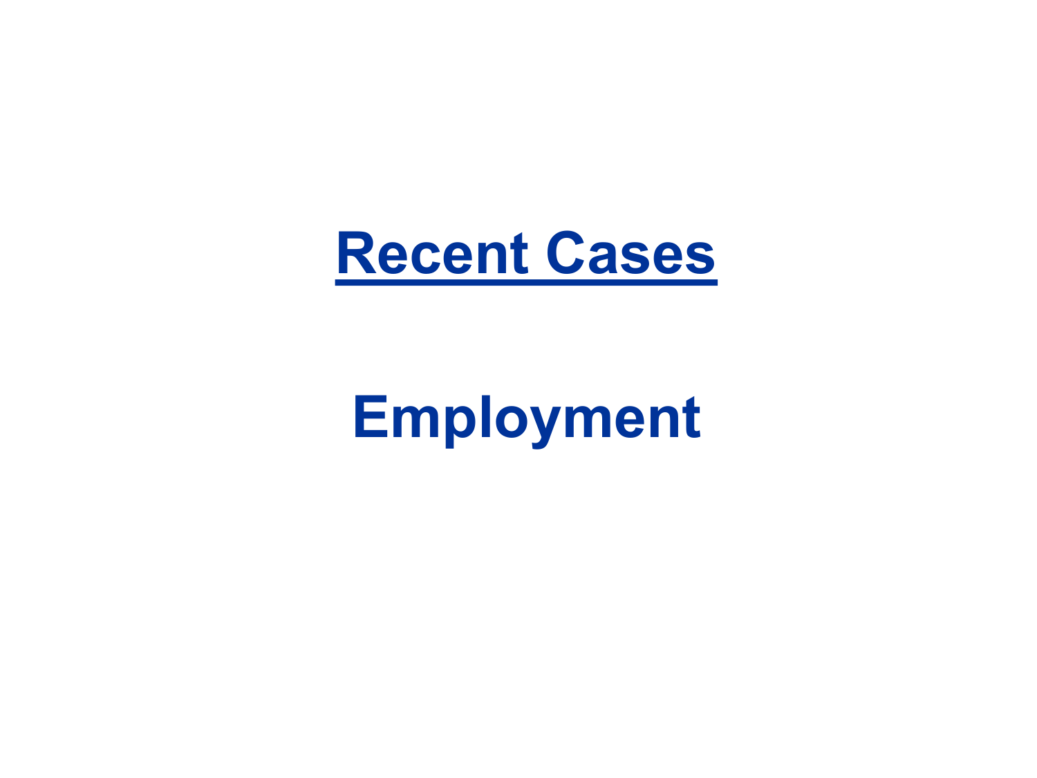# <u>Recent Cases</u>

## Employment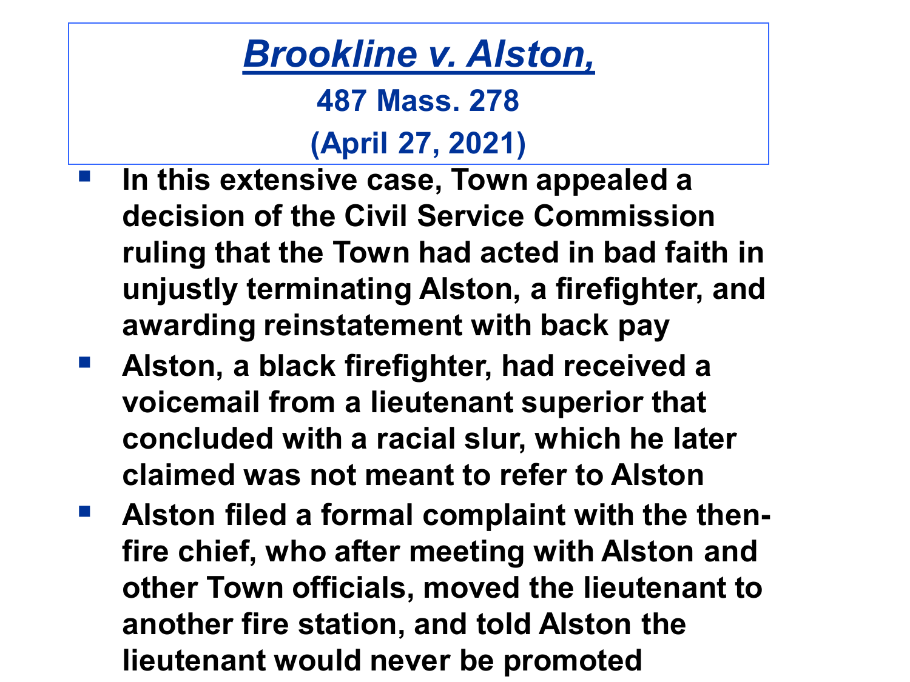# *Brookline v. Alston,*

**487 Mass. 278**

**(April 27, 2021)**

- **In this extensive case, Town appealed a decision of the Civil Service Commission ruling that the Town had acted in bad faith in unjustly terminating Alston, a firefighter, and awarding reinstatement with back pay**
- **Alston, a black firefighter, had received a voicemail from a lieutenant superior that concluded with a racial slur, which he later claimed was not meant to refer to Alston**
- **Alston filed a formal complaint with the then-fire chief, who after meeting with Alston and other Town officials, moved the lieutenant to another fire station, and told Alston the lieutenant would never be promoted**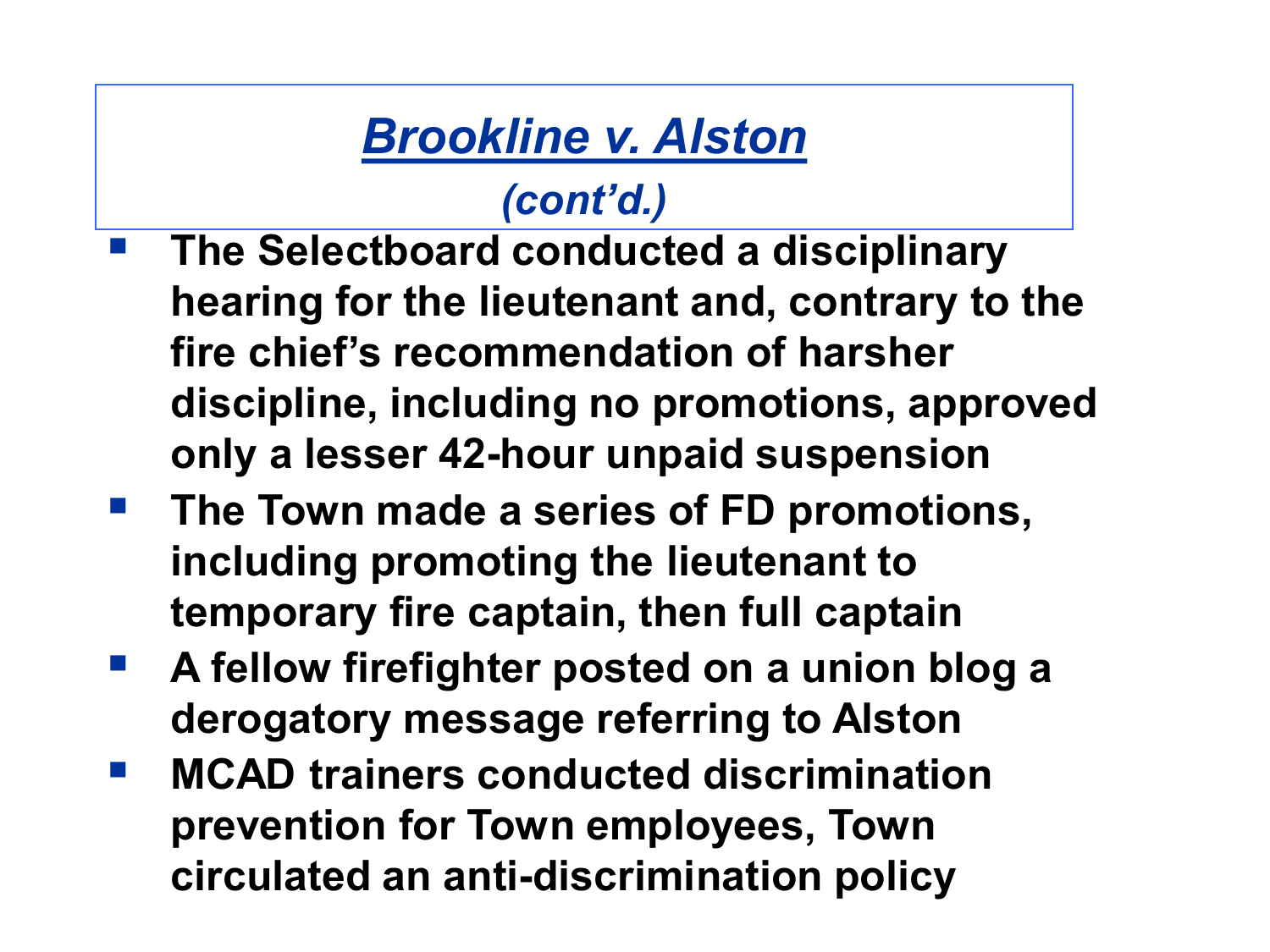# *Brookline v. Alston*

## *(cont'd.)*

- **The Selectboard conducted a disciplinary hearing for the lieutenant and, contrary to the fire chief's recommendation of harsher discipline, including no promotions, approved only a lesser 42-hour unpaid suspension**
- **The Town made a series of FD promotions, including promoting the lieutenant to temporary fire captain, then full captain**
- **A fellow firefighter posted on a union blog a derogatory message referring to Alston**
- **MCAD trainers conducted discrimination prevention for Town employees, Town circulated an anti-discrimination policy**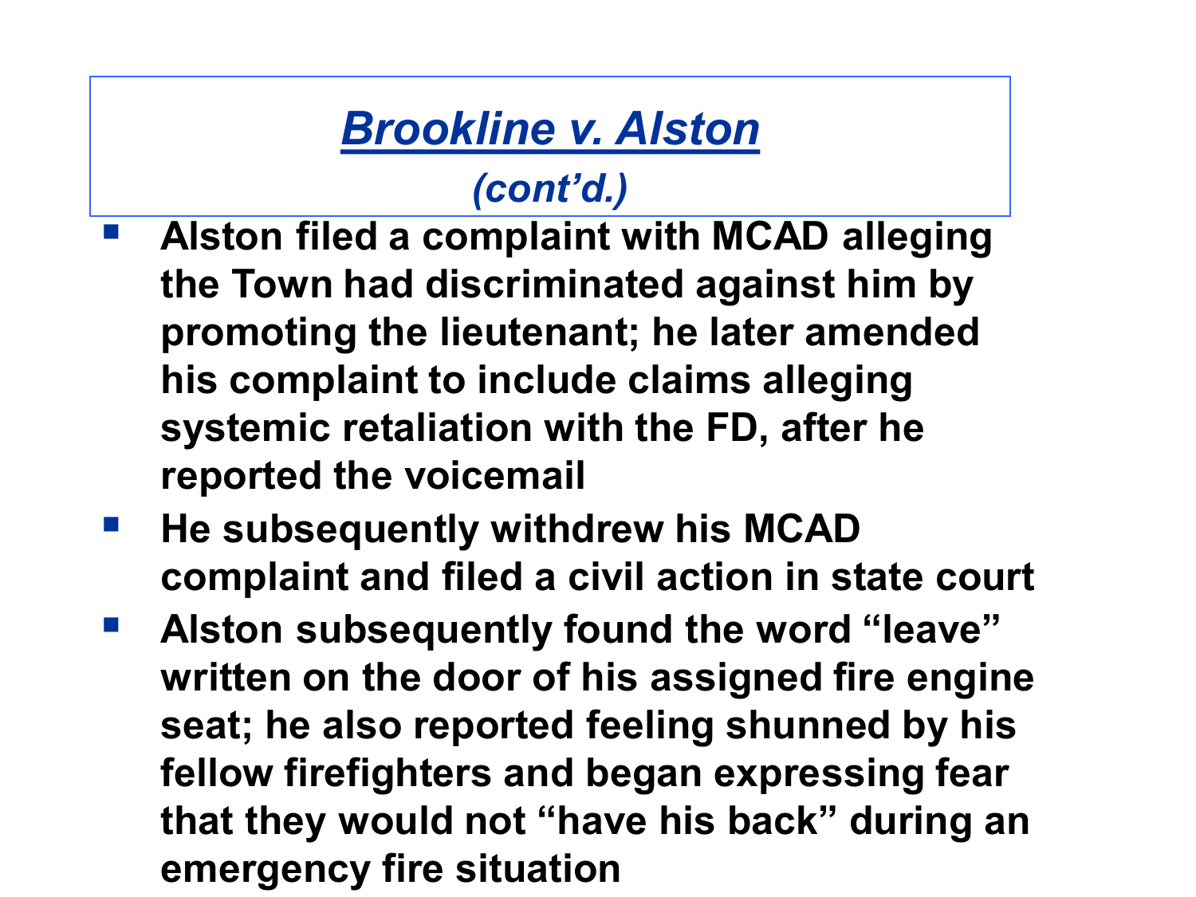# *Brookline v. Alston*

***(cont'd.)***

- **Alston filed a complaint with MCAD alleging the Town had discriminated against him by promoting the lieutenant; he later amended his complaint to include claims alleging systemic retaliation with the FD, after he reported the voicemail**
- **He subsequently withdrew his MCAD complaint and filed a civil action in state court**
- **Alston subsequently found the word "leave" written on the door of his assigned fire engine seat; he also reported feeling shunned by his fellow firefighters and began expressing fear that they would not "have his back" during an emergency fire situation**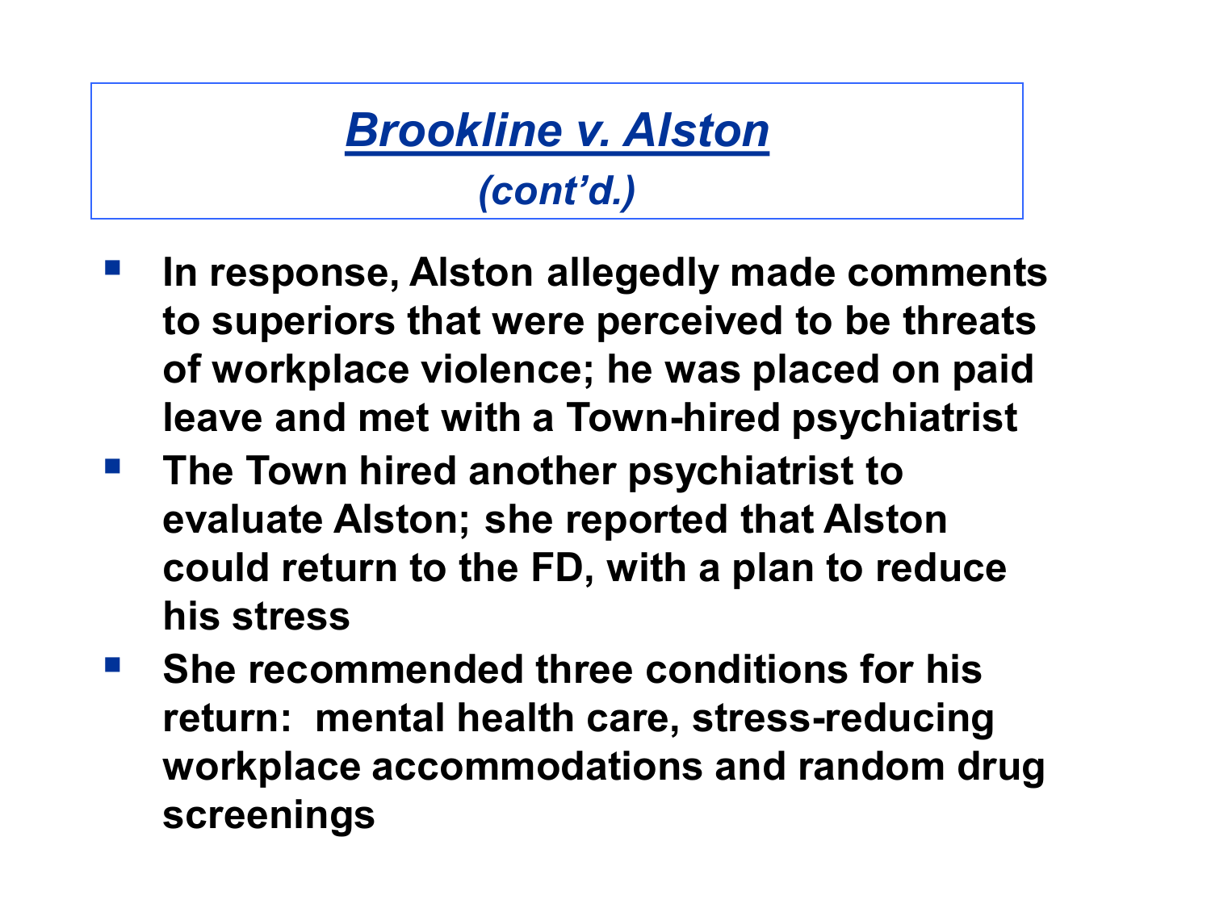# *Brookline v. Alston*

## *(cont'd.)*

- **In response, Alston allegedly made comments to superiors that were perceived to be threats of workplace violence; he was placed on paid leave and met with a Town-hired psychiatrist**
- **The Town hired another psychiatrist to evaluate Alston; she reported that Alston could return to the FD, with a plan to reduce his stress**
- **She recommended three conditions for his return: mental health care, stress-reducing workplace accommodations and random drug screenings**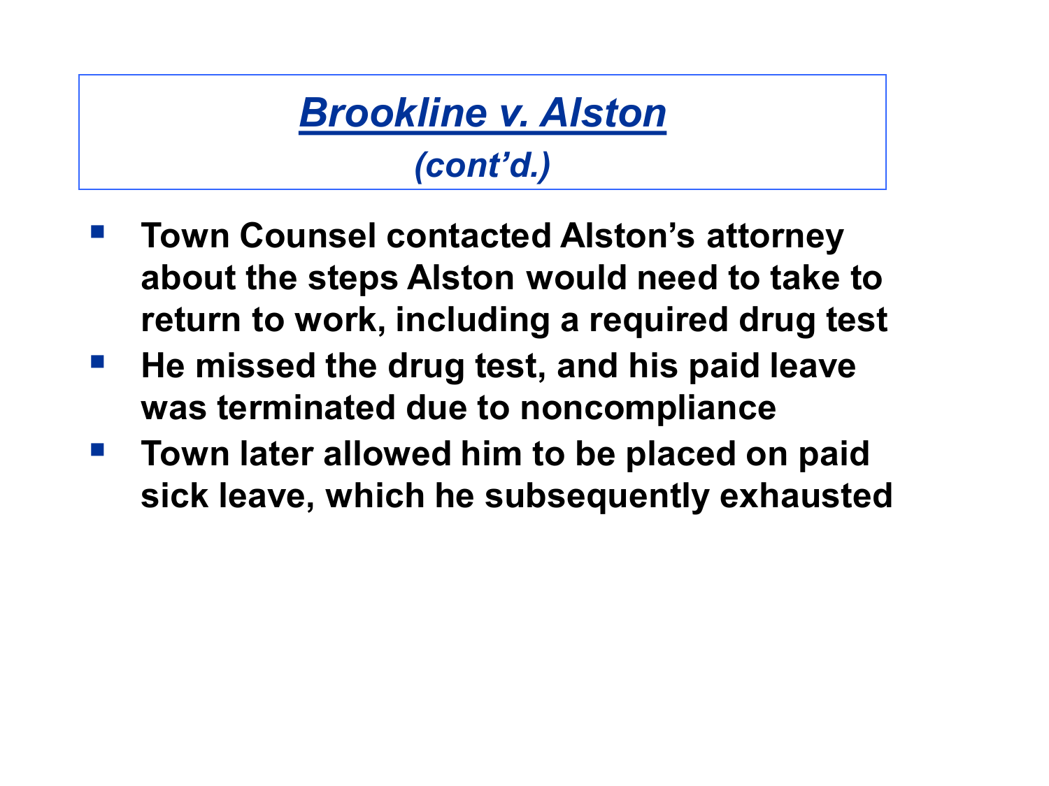## *Brookline v. Alston*

### *(cont'd.)*

- **Town Counsel contacted Alston's attorney about the steps Alston would need to take to return to work, including a required drug test**
- **He missed the drug test, and his paid leave was terminated due to noncompliance**
- **Town later allowed him to be placed on paid sick leave, which he subsequently exhausted**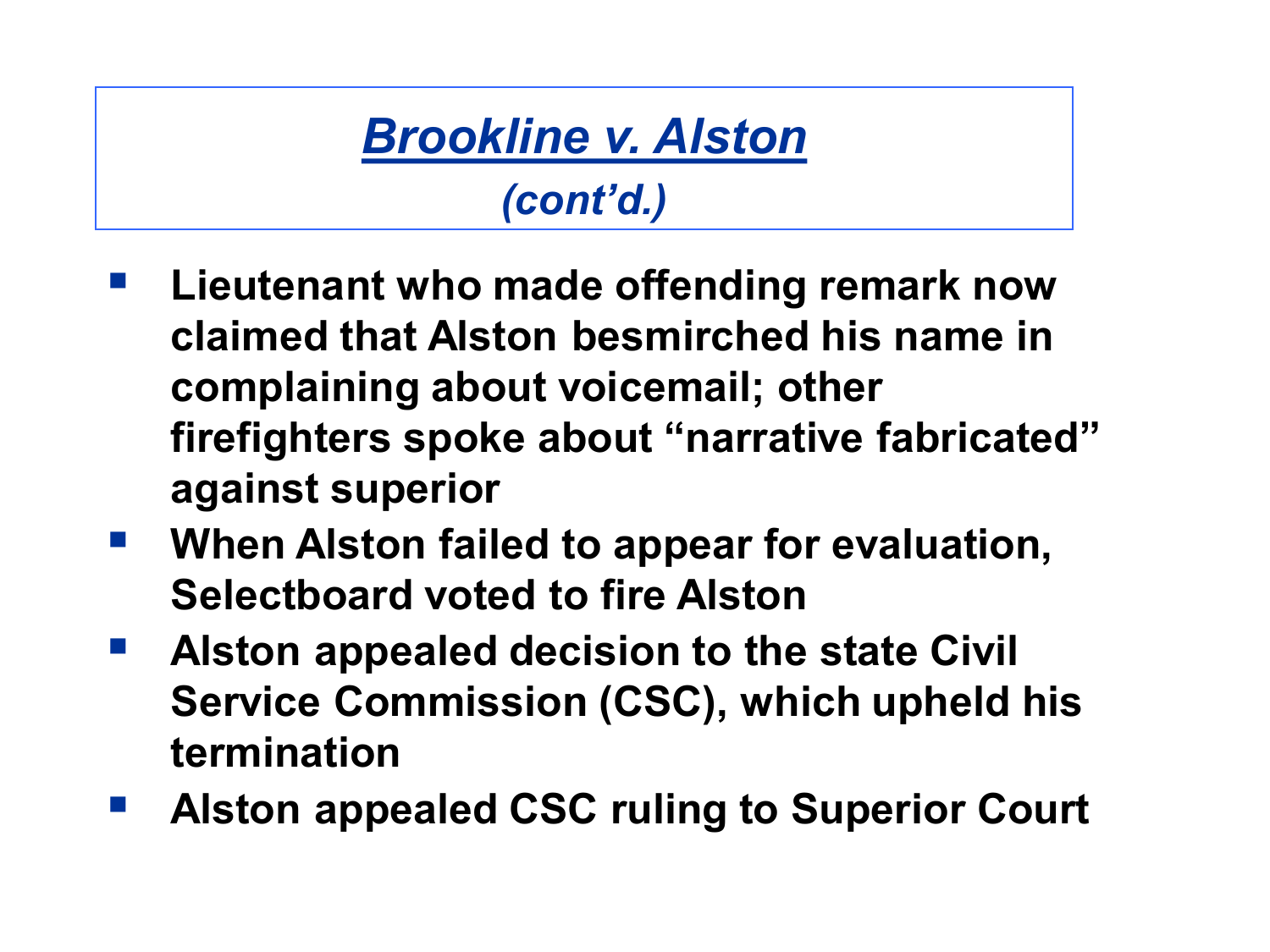# *Brookline v. Alston*
## *(cont'd.)*

- **Lieutenant who made offending remark now claimed that Alston besmirched his name in complaining about voicemail; other firefighters spoke about "narrative fabricated" against superior**
- **When Alston failed to appear for evaluation, Selectboard voted to fire Alston**
- **Alston appealed decision to the state Civil Service Commission (CSC), which upheld his termination**
- **Alston appealed CSC ruling to Superior Court**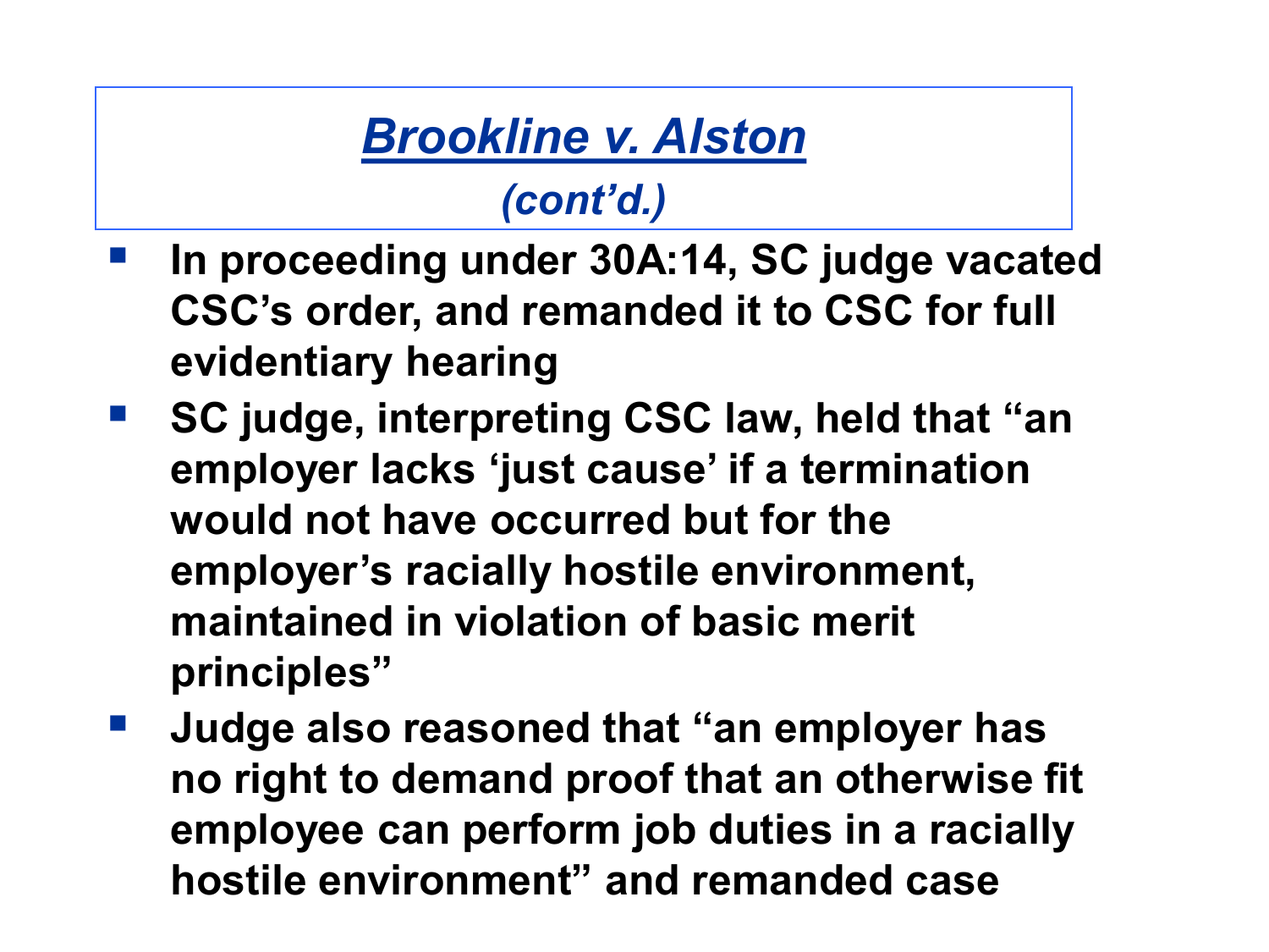## *Brookline v. Alston*

### *(cont'd.)*

- **In proceeding under 30A:14, SC judge vacated CSC's order, and remanded it to CSC for full evidentiary hearing**
- **SC judge, interpreting CSC law, held that "an employer lacks 'just cause' if a termination would not have occurred but for the employer's racially hostile environment, maintained in violation of basic merit principles"**
- **Judge also reasoned that "an employer has no right to demand proof that an otherwise fit employee can perform job duties in a racially hostile environment" and remanded case**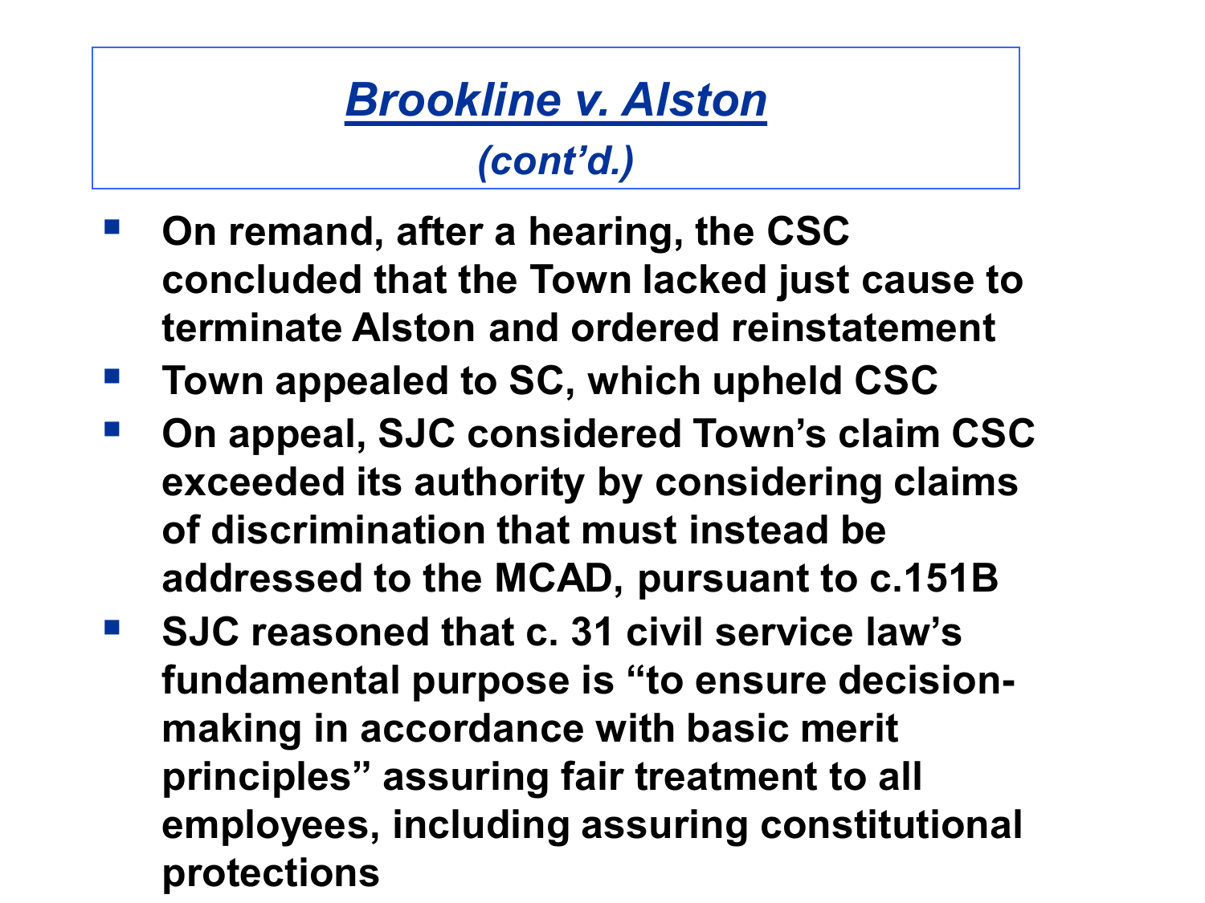# *Brookline v. Alston*

## *(cont'd.)*

- **On remand, after a hearing, the CSC concluded that the Town lacked just cause to terminate Alston and ordered reinstatement**
- **Town appealed to SC, which upheld CSC**
- **On appeal, SJC considered Town's claim CSC exceeded its authority by considering claims of discrimination that must instead be addressed to the MCAD, pursuant to c.151B**
- **SJC reasoned that c. 31 civil service law's fundamental purpose is "to ensure decision-making in accordance with basic merit principles" assuring fair treatment to all employees, including assuring constitutional protections**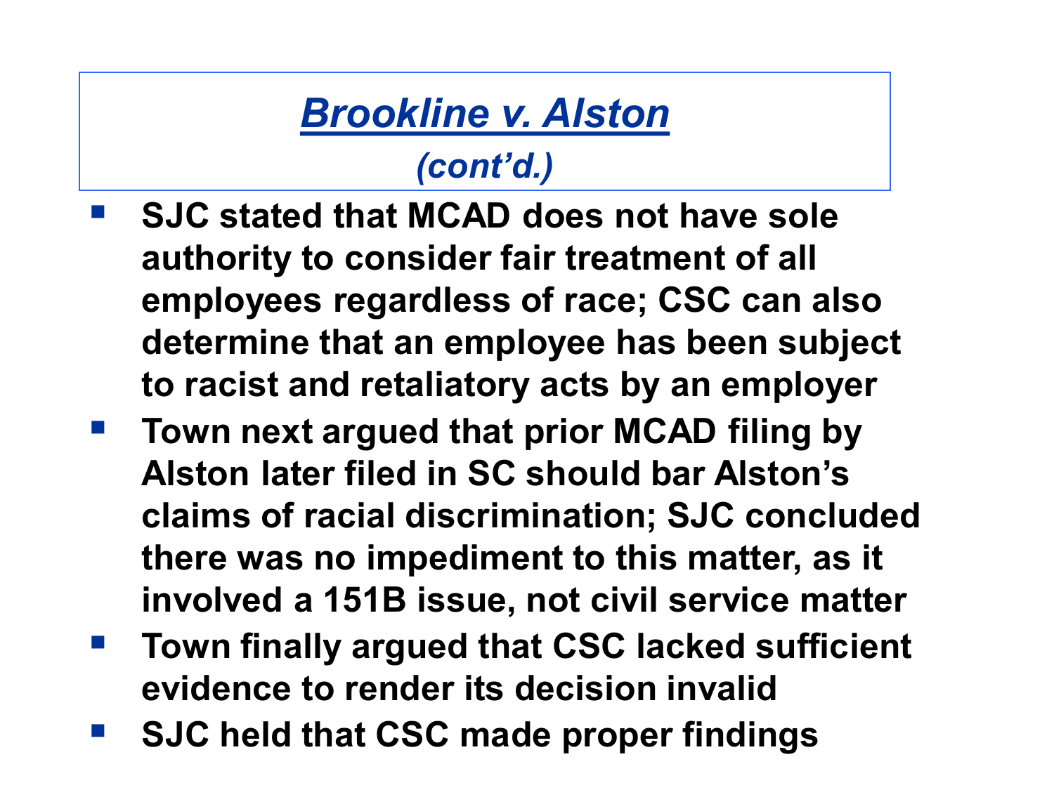## *Brookline v. Alston*

### *(cont'd.)*

- **SJC stated that MCAD does not have sole authority to consider fair treatment of all employees regardless of race; CSC can also determine that an employee has been subject to racist and retaliatory acts by an employer**
- **Town next argued that prior MCAD filing by Alston later filed in SC should bar Alston's claims of racial discrimination; SJC concluded there was no impediment to this matter, as it involved a 151B issue, not civil service matter**
- **Town finally argued that CSC lacked sufficient evidence to render its decision invalid**
- **SJC held that CSC made proper findings**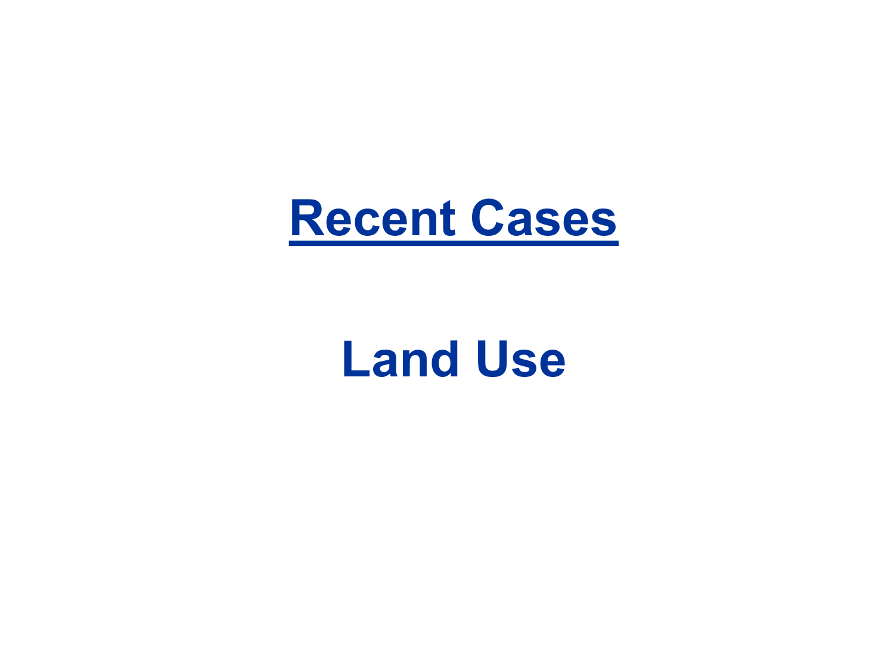# Recent Cases

## Land Use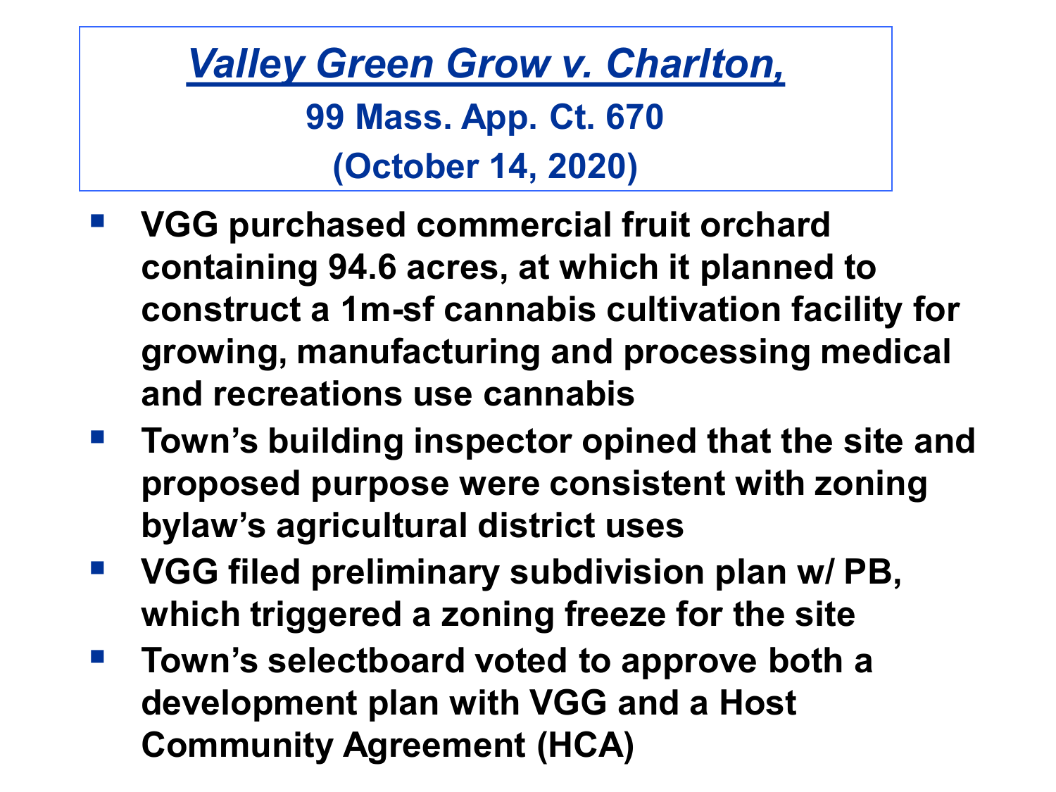# *Valley Green Grow v. Charlton,*

**99 Mass. App. Ct. 670**

**(October 14, 2020)**

- **VGG purchased commercial fruit orchard containing 94.6 acres, at which it planned to construct a 1m-sf cannabis cultivation facility for growing, manufacturing and processing medical and recreations use cannabis**
- **Town's building inspector opined that the site and proposed purpose were consistent with zoning bylaw's agricultural district uses**
- **VGG filed preliminary subdivision plan w/ PB, which triggered a zoning freeze for the site**
- **Town's selectboard voted to approve both a development plan with VGG and a Host Community Agreement (HCA)**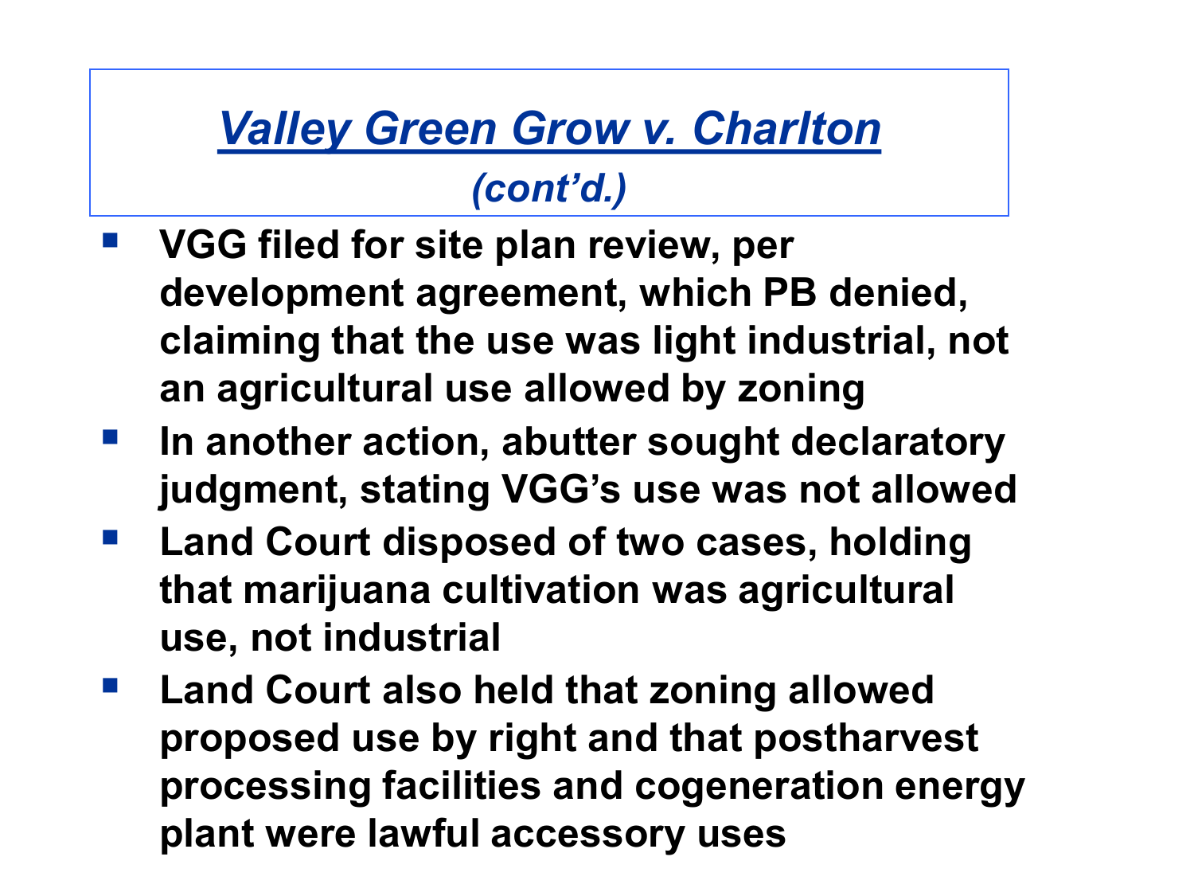# *Valley Green Grow v. Charlton*

*(cont'd.)*

- **VGG filed for site plan review, per development agreement, which PB denied, claiming that the use was light industrial, not an agricultural use allowed by zoning**
- **In another action, abutter sought declaratory judgment, stating VGG's use was not allowed**
- **Land Court disposed of two cases, holding that marijuana cultivation was agricultural use, not industrial**
- **Land Court also held that zoning allowed proposed use by right and that postharvest processing facilities and cogeneration energy plant were lawful accessory uses**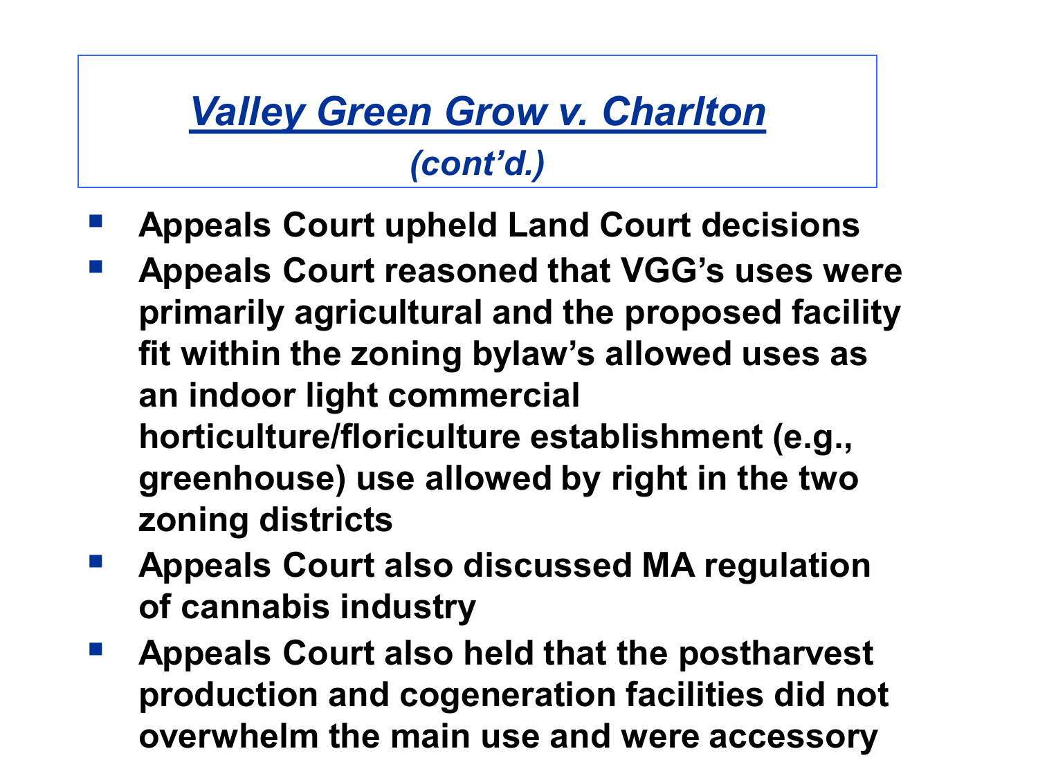# *Valley Green Grow v. Charlton*

## *(cont'd.)*

- **Appeals Court upheld Land Court decisions**
- **Appeals Court reasoned that VGG's uses were primarily agricultural and the proposed facility fit within the zoning bylaw's allowed uses as an indoor light commercial horticulture/floriculture establishment (e.g., greenhouse) use allowed by right in the two zoning districts**
- **Appeals Court also discussed MA regulation of cannabis industry**
- **Appeals Court also held that the postharvest production and cogeneration facilities did not overwhelm the main use and were accessory**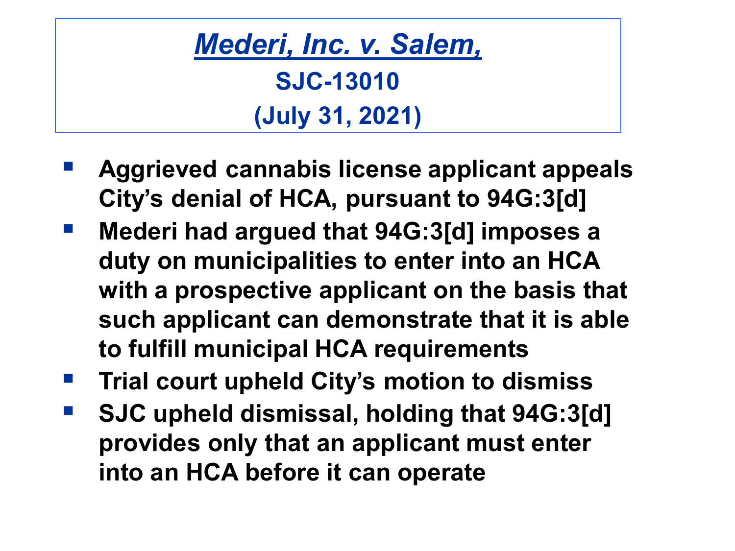# *Mederi, Inc. v. Salem,*

**SJC-13010**

**(July 31, 2021)**

- **Aggrieved cannabis license applicant appeals City's denial of HCA, pursuant to 94G:3[d]**
- **Mederi had argued that 94G:3[d] imposes a duty on municipalities to enter into an HCA with a prospective applicant on the basis that such applicant can demonstrate that it is able to fulfill municipal HCA requirements**
- **Trial court upheld City's motion to dismiss**
- **SJC upheld dismissal, holding that 94G:3[d] provides only that an applicant must enter into an HCA before it can operate**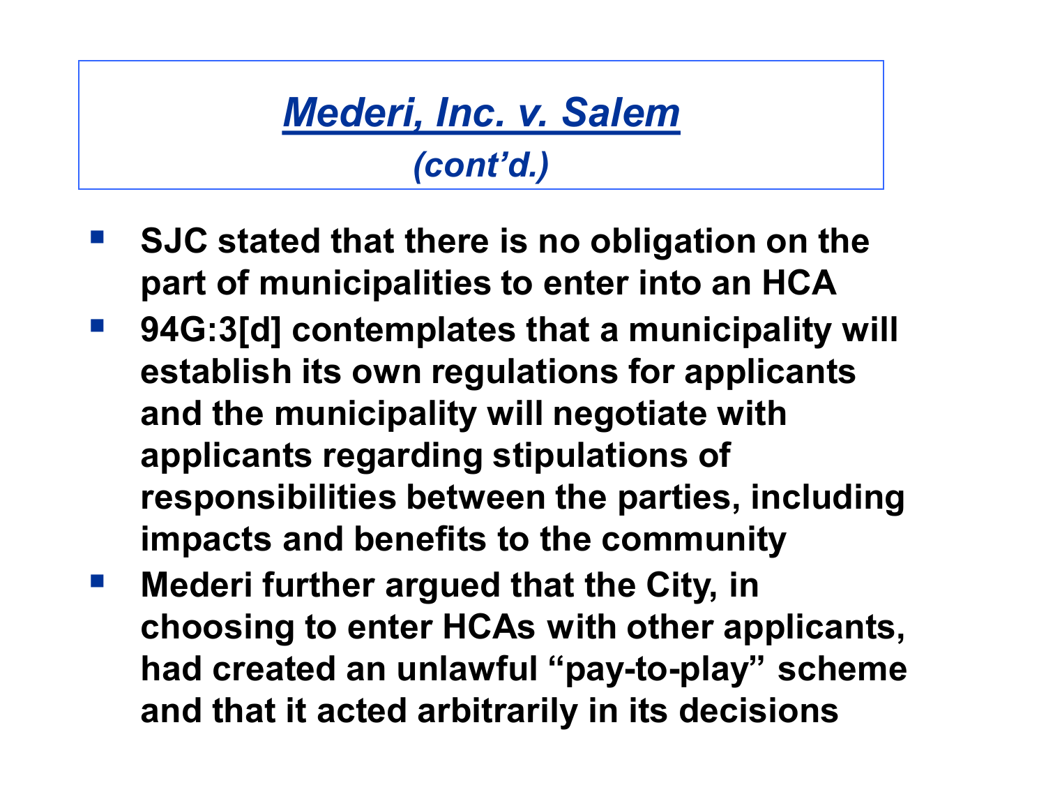# *Mederi, Inc. v. Salem*

## *(cont'd.)*

- **SJC stated that there is no obligation on the part of municipalities to enter into an HCA**
- **94G:3[d] contemplates that a municipality will establish its own regulations for applicants and the municipality will negotiate with applicants regarding stipulations of responsibilities between the parties, including impacts and benefits to the community**
- **Mederi further argued that the City, in choosing to enter HCAs with other applicants, had created an unlawful "pay-to-play" scheme and that it acted arbitrarily in its decisions**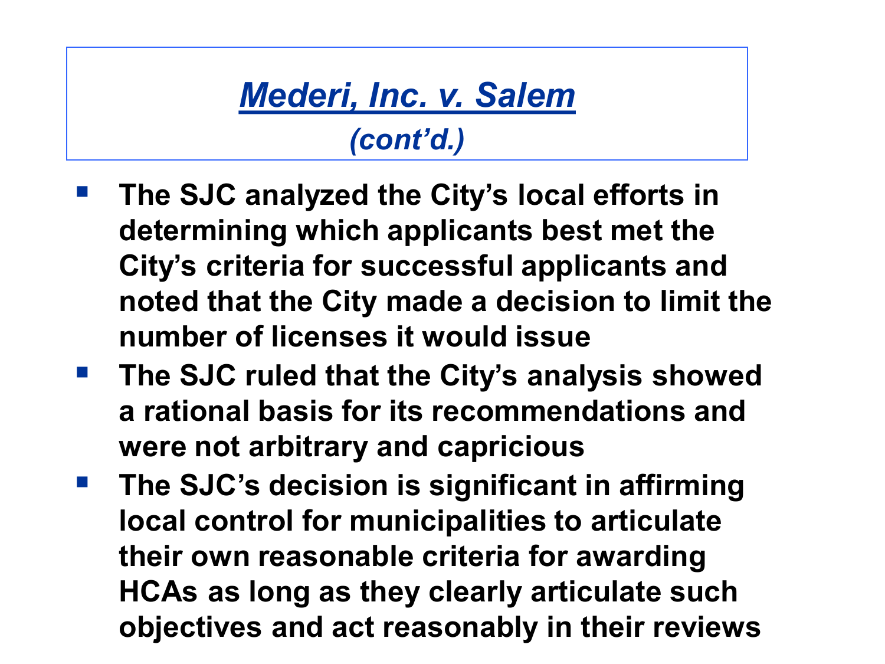# *Mederi, Inc. v. Salem*

## *(cont'd.)*

- **The SJC analyzed the City's local efforts in determining which applicants best met the City's criteria for successful applicants and noted that the City made a decision to limit the number of licenses it would issue**
- **The SJC ruled that the City's analysis showed a rational basis for its recommendations and were not arbitrary and capricious**
- **The SJC's decision is significant in affirming local control for municipalities to articulate their own reasonable criteria for awarding HCAs as long as they clearly articulate such objectives and act reasonably in their reviews**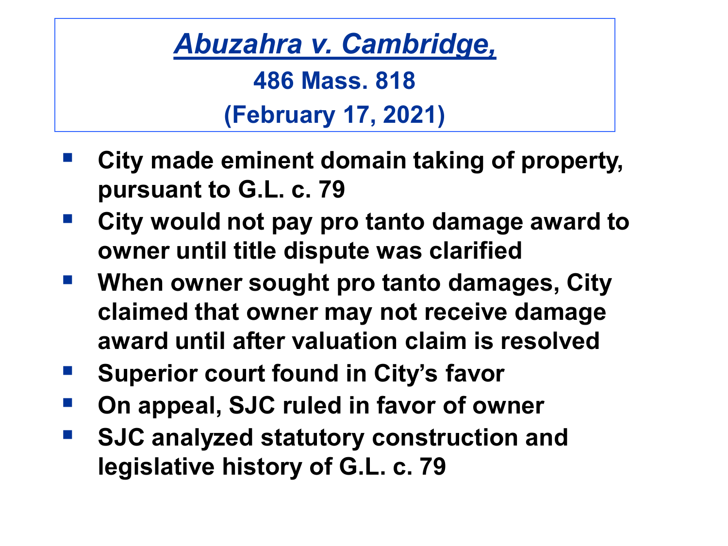# *Abuzahra v. Cambridge,*

## 486 Mass. 818

## (February 17, 2021)

- **City made eminent domain taking of property, pursuant to G.L. c. 79**
- **City would not pay pro tanto damage award to owner until title dispute was clarified**
- **When owner sought pro tanto damages, City claimed that owner may not receive damage award until after valuation claim is resolved**
- **Superior court found in City's favor**
- **On appeal, SJC ruled in favor of owner**
- **SJC analyzed statutory construction and legislative history of G.L. c. 79**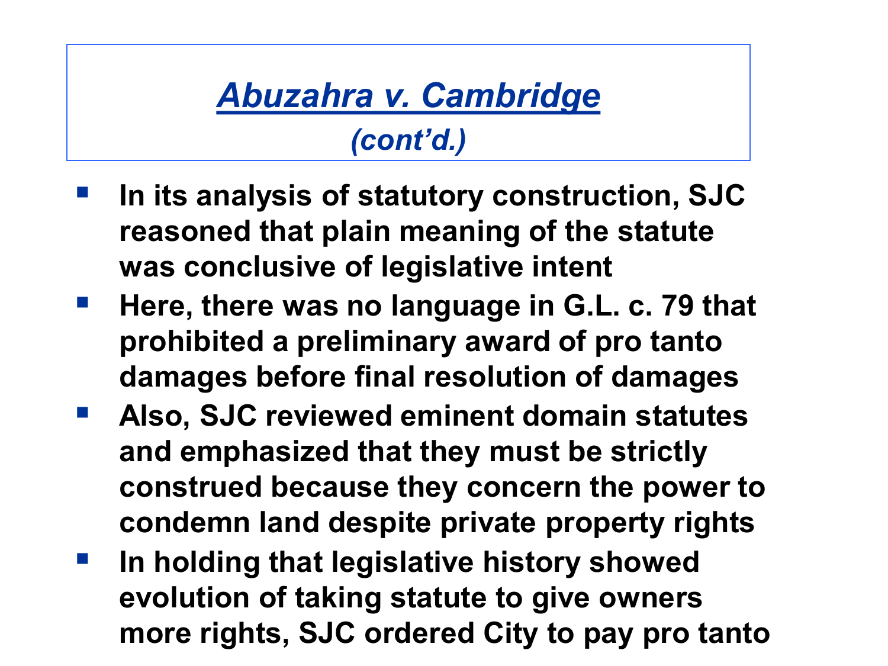# *Abuzahra v. Cambridge*

## *(cont'd.)*

- **In its analysis of statutory construction, SJC reasoned that plain meaning of the statute was conclusive of legislative intent**
- **Here, there was no language in G.L. c. 79 that prohibited a preliminary award of pro tanto damages before final resolution of damages**
- **Also, SJC reviewed eminent domain statutes and emphasized that they must be strictly construed because they concern the power to condemn land despite private property rights**
- **In holding that legislative history showed evolution of taking statute to give owners more rights, SJC ordered City to pay pro tanto**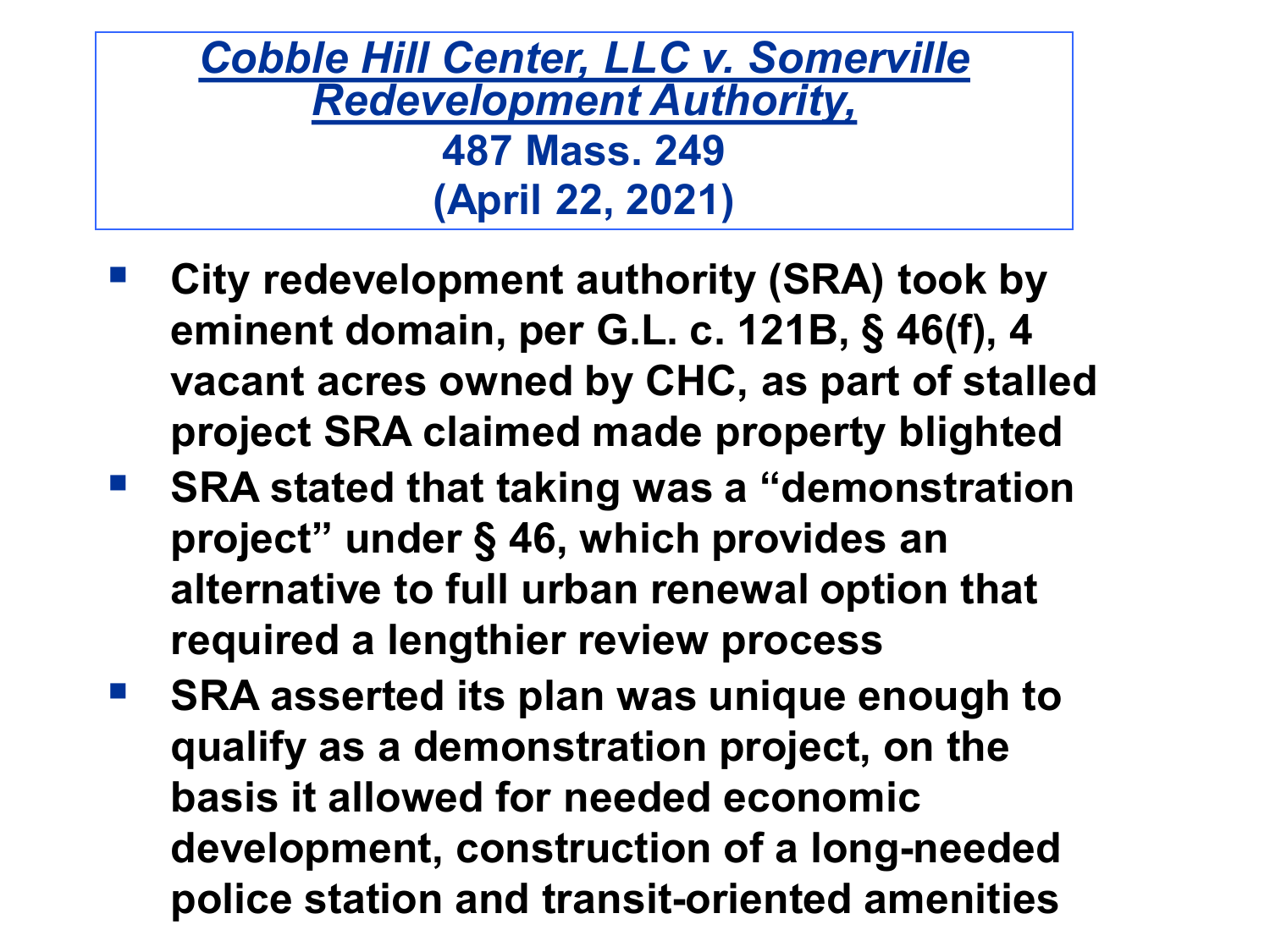# *Cobble Hill Center, LLC v. Somerville Redevelopment Authority,* 487 Mass. 249 (April 22, 2021)

- City redevelopment authority (SRA) took by eminent domain, per G.L. c. 121B, § 46(f), 4 vacant acres owned by CHC, as part of stalled project SRA claimed made property blighted
- SRA stated that taking was a "demonstration project" under § 46, which provides an alternative to full urban renewal option that required a lengthier review process
- SRA asserted its plan was unique enough to qualify as a demonstration project, on the basis it allowed for needed economic development, construction of a long-needed police station and transit-oriented amenities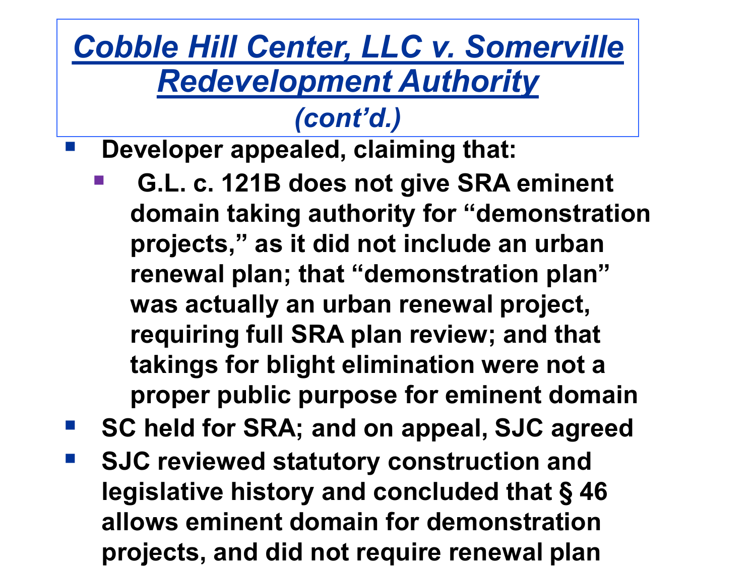# *Cobble Hill Center, LLC v. Somerville Redevelopment Authority* *(cont'd.)*

- **Developer appealed, claiming that:**
  - **G.L. c. 121B does not give SRA eminent domain taking authority for "demonstration projects," as it did not include an urban renewal plan; that "demonstration plan" was actually an urban renewal project, requiring full SRA plan review; and that takings for blight elimination were not a proper public purpose for eminent domain**
- **SC held for SRA; and on appeal, SJC agreed**
- **SJC reviewed statutory construction and legislative history and concluded that § 46 allows eminent domain for demonstration projects, and did not require renewal plan**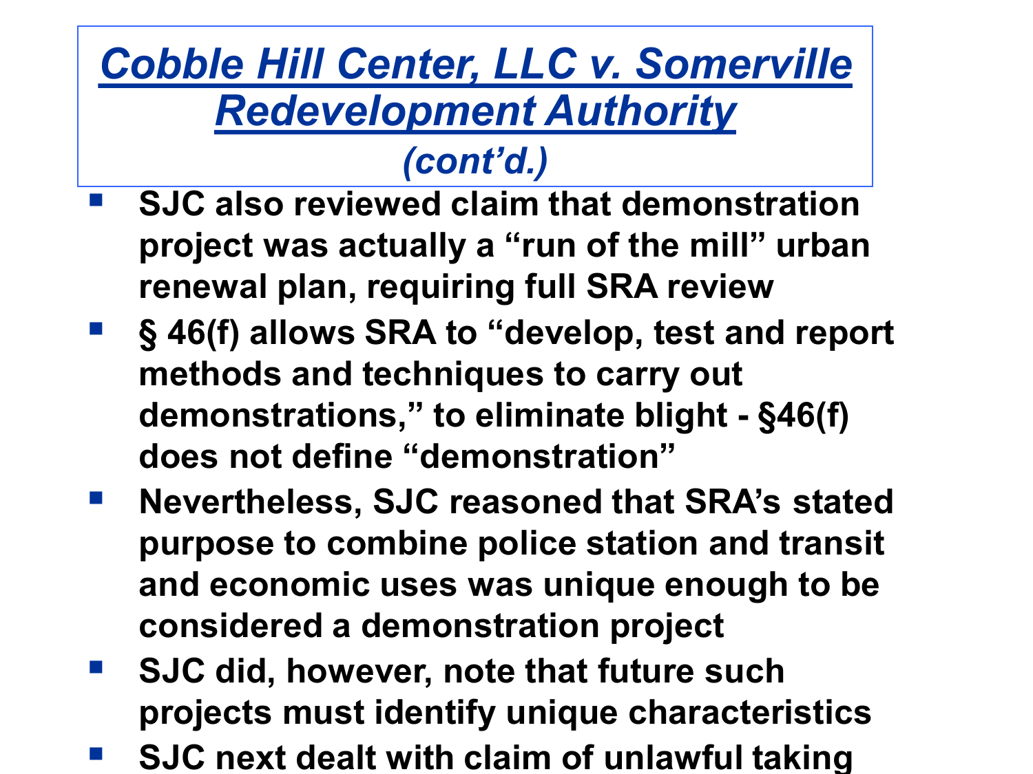# *Cobble Hill Center, LLC v. Somerville Redevelopment Authority* *(cont'd.)*

- **SJC also reviewed claim that demonstration project was actually a "run of the mill" urban renewal plan, requiring full SRA review**
- **§ 46(f) allows SRA to "develop, test and report methods and techniques to carry out demonstrations," to eliminate blight - §46(f) does not define "demonstration"**
- **Nevertheless, SJC reasoned that SRA's stated purpose to combine police station and transit and economic uses was unique enough to be considered a demonstration project**
- **SJC did, however, note that future such projects must identify unique characteristics**
- **SJC next dealt with claim of unlawful taking**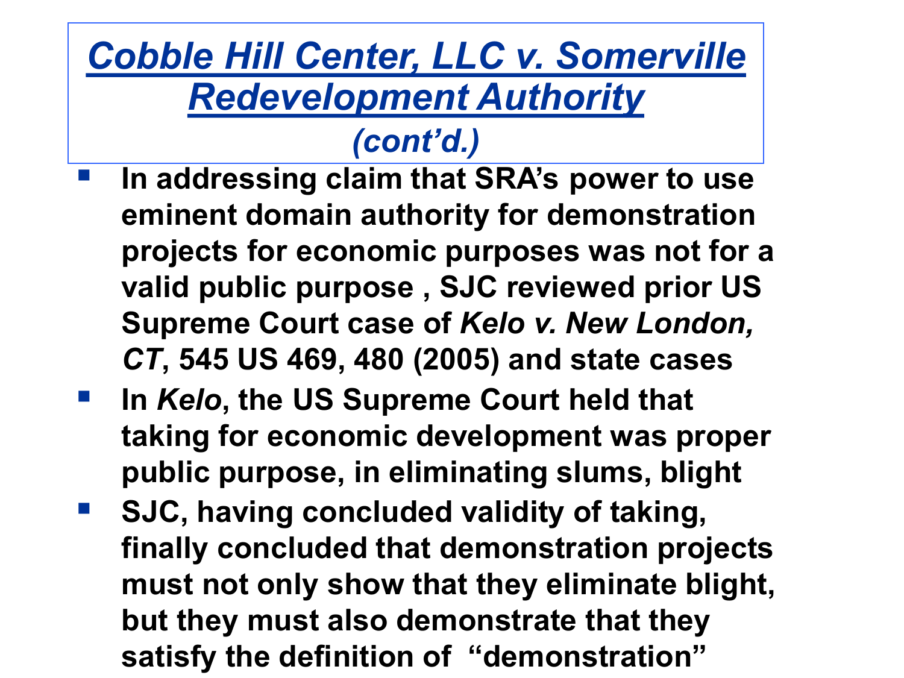# *Cobble Hill Center, LLC v. Somerville Redevelopment Authority* *(cont'd.)*

- **In addressing claim that SRA's power to use eminent domain authority for demonstration projects for economic purposes was not for a valid public purpose , SJC reviewed prior US Supreme Court case of *Kelo v. New London, CT*, 545 US 469, 480 (2005) and state cases**
- **In *Kelo*, the US Supreme Court held that taking for economic development was proper public purpose, in eliminating slums, blight**
- **SJC, having concluded validity of taking, finally concluded that demonstration projects must not only show that they eliminate blight, but they must also demonstrate that they satisfy the definition of "demonstration"**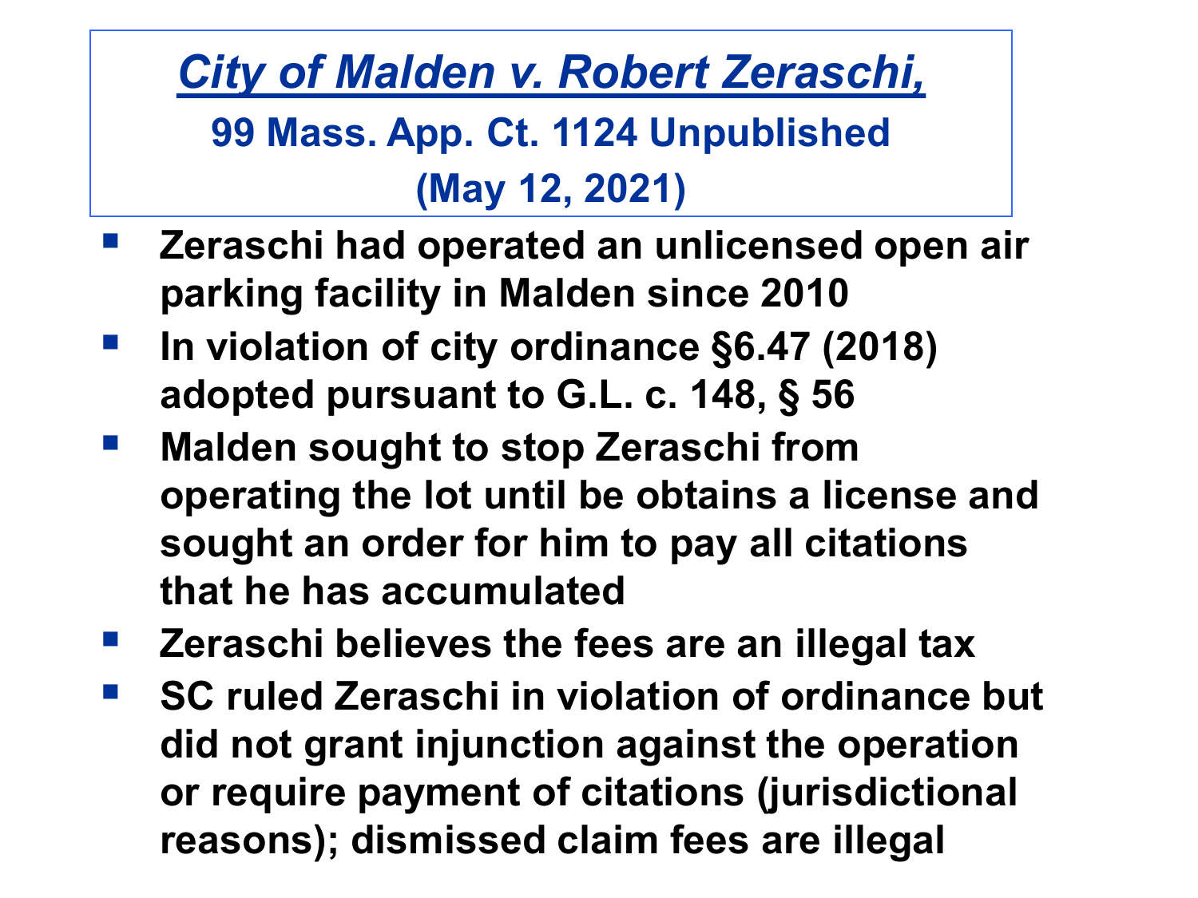# *City of Malden v. Robert Zeraschi,*

## 99 Mass. App. Ct. 1124 Unpublished (May 12, 2021)

- **Zeraschi had operated an unlicensed open air parking facility in Malden since 2010**
- **In violation of city ordinance §6.47 (2018) adopted pursuant to G.L. c. 148, § 56**
- **Malden sought to stop Zeraschi from operating the lot until be obtains a license and sought an order for him to pay all citations that he has accumulated**
- **Zeraschi believes the fees are an illegal tax**
- **SC ruled Zeraschi in violation of ordinance but did not grant injunction against the operation or require payment of citations (jurisdictional reasons); dismissed claim fees are illegal**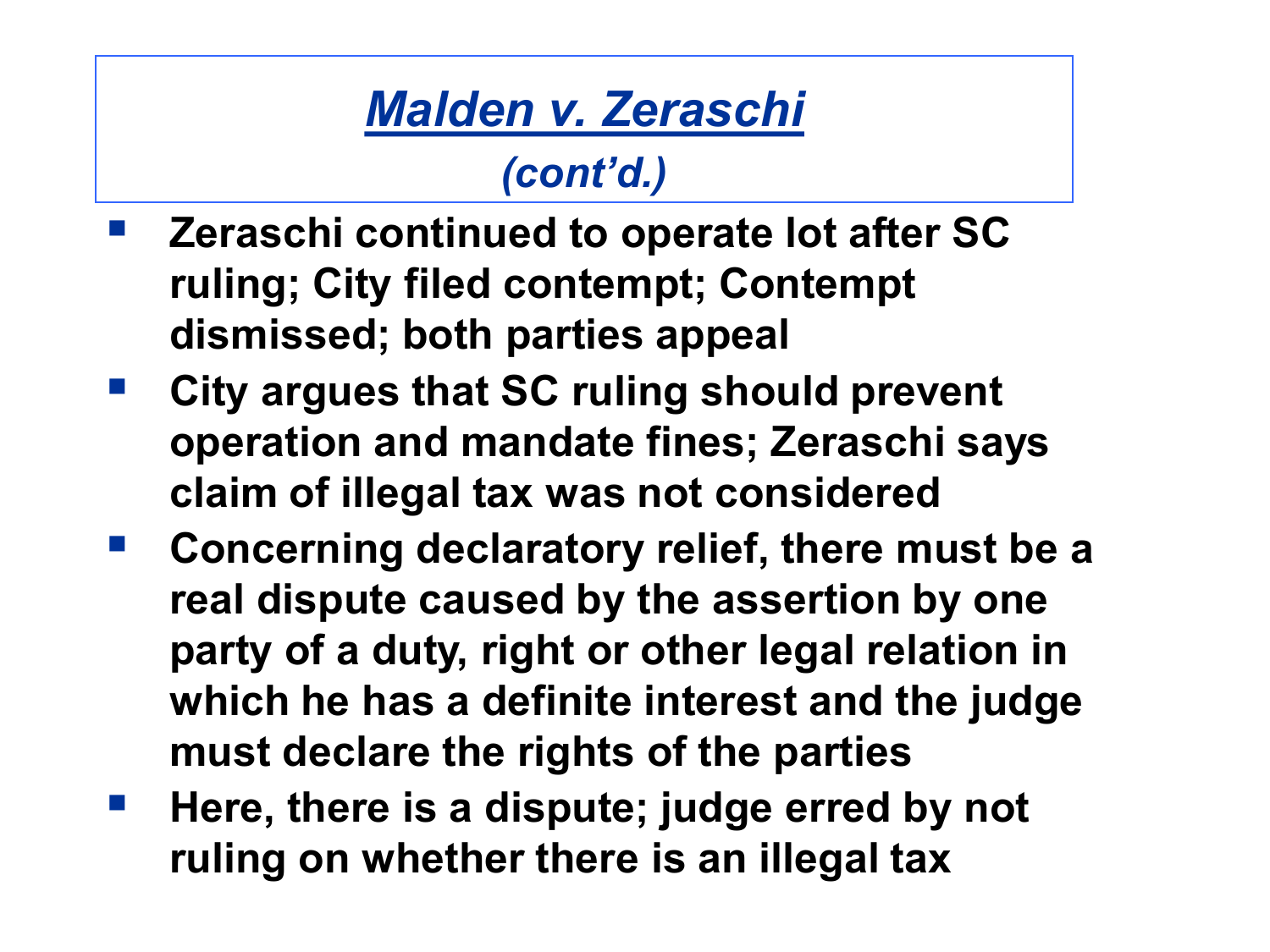# *[Malden v. Zeraschi](#)*

## *(cont'd.)*

- **Zeraschi continued to operate lot after SC ruling; City filed contempt; Contempt dismissed; both parties appeal**
- **City argues that SC ruling should prevent operation and mandate fines; Zeraschi says claim of illegal tax was not considered**
- **Concerning declaratory relief, there must be a real dispute caused by the assertion by one party of a duty, right or other legal relation in which he has a definite interest and the judge must declare the rights of the parties**
- **Here, there is a dispute; judge erred by not ruling on whether there is an illegal tax**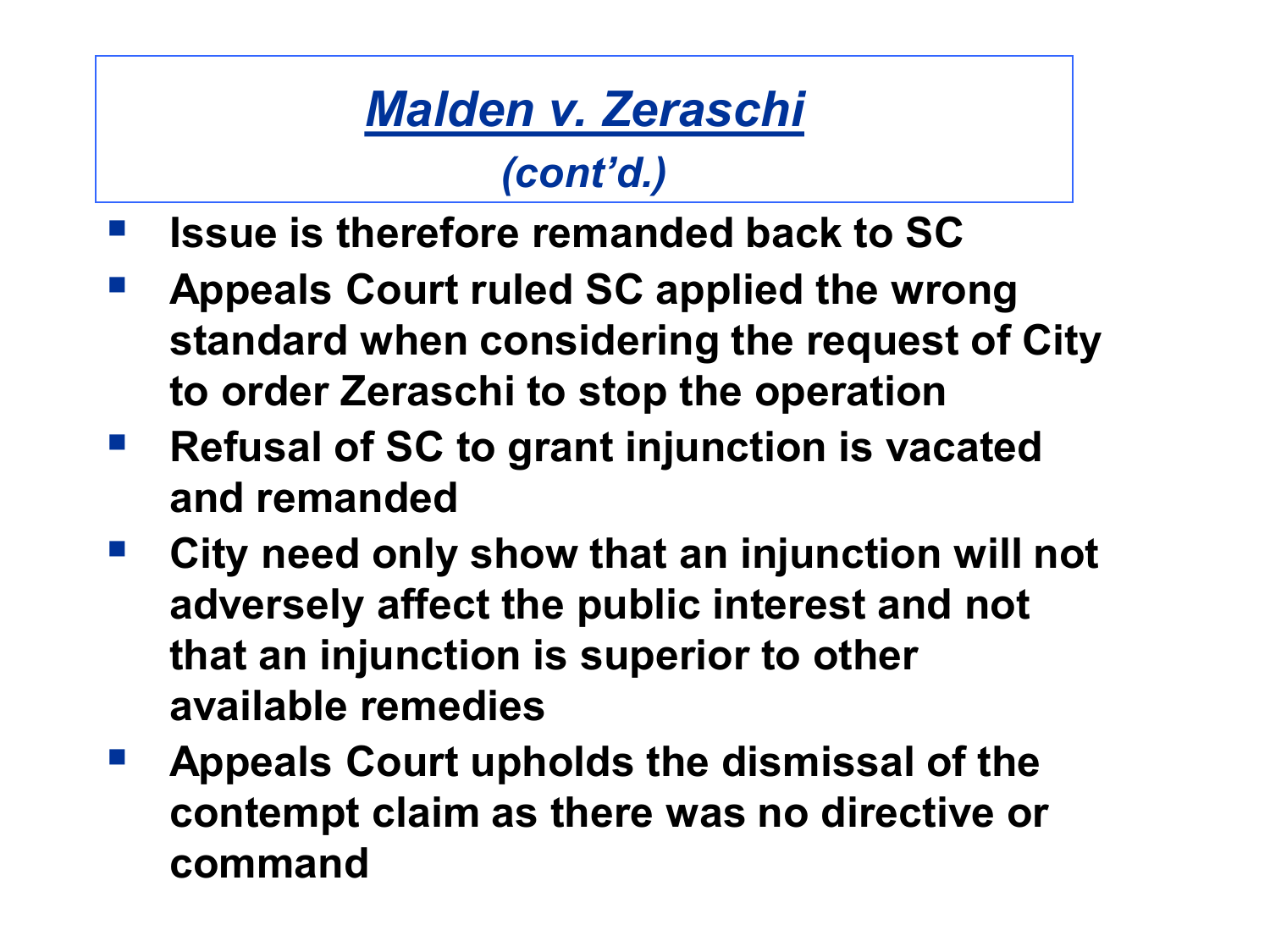## *Malden v. Zeraschi*

### *(cont'd.)*

- **Issue is therefore remanded back to SC**
- **Appeals Court ruled SC applied the wrong standard when considering the request of City to order Zeraschi to stop the operation**
- **Refusal of SC to grant injunction is vacated and remanded**
- **City need only show that an injunction will not adversely affect the public interest and not that an injunction is superior to other available remedies**
- **Appeals Court upholds the dismissal of the contempt claim as there was no directive or command**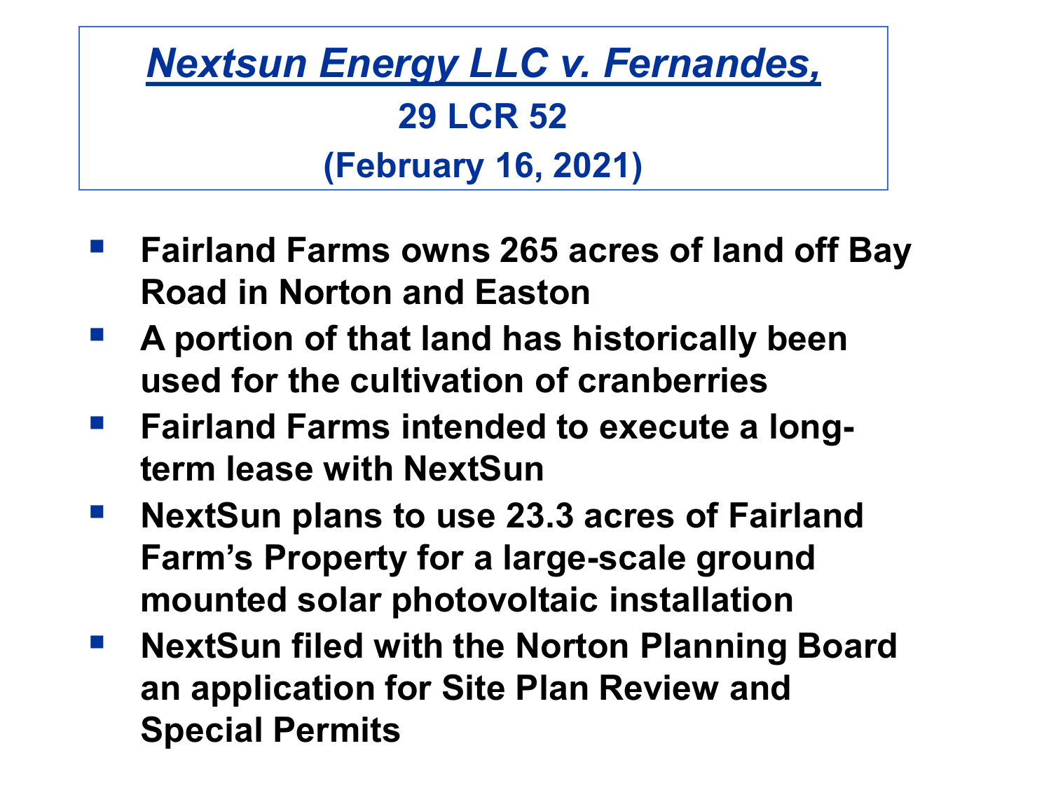# *Nextsun Energy LLC v. Fernandes,*

**29 LCR 52**

**(February 16, 2021)**

- **Fairland Farms owns 265 acres of land off Bay Road in Norton and Easton**
- **A portion of that land has historically been used for the cultivation of cranberries**
- **Fairland Farms intended to execute a long-term lease with NextSun**
- **NextSun plans to use 23.3 acres of Fairland Farm's Property for a large-scale ground mounted solar photovoltaic installation**
- **NextSun filed with the Norton Planning Board an application for Site Plan Review and Special Permits**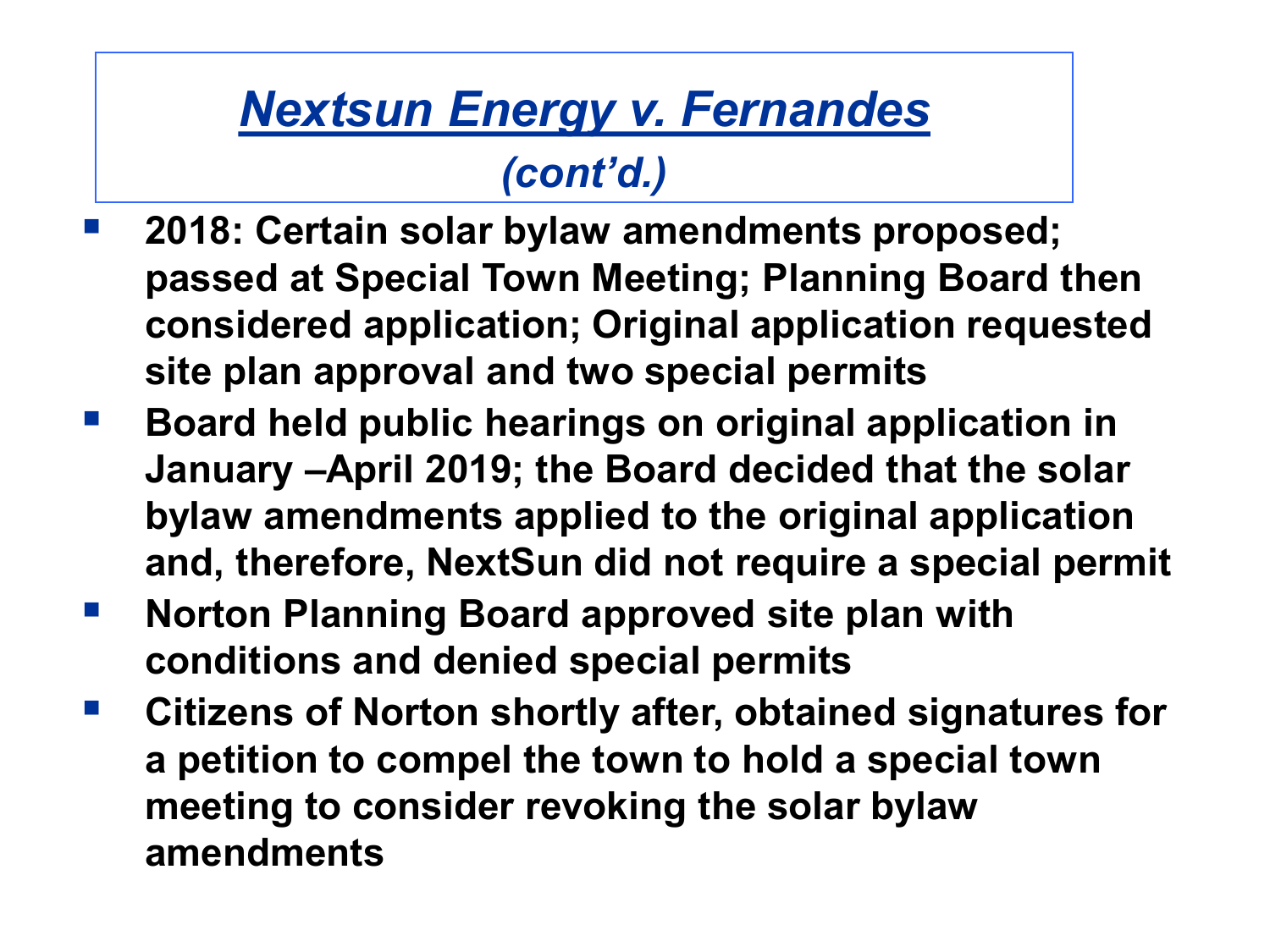# *Nextsun Energy v. Fernandes*

## *(cont'd.)*

- **2018: Certain solar bylaw amendments proposed; passed at Special Town Meeting; Planning Board then considered application; Original application requested site plan approval and two special permits**
- **Board held public hearings on original application in January –April 2019; the Board decided that the solar bylaw amendments applied to the original application and, therefore, NextSun did not require a special permit**
- **Norton Planning Board approved site plan with conditions and denied special permits**
- **Citizens of Norton shortly after, obtained signatures for a petition to compel the town to hold a special town meeting to consider revoking the solar bylaw amendments**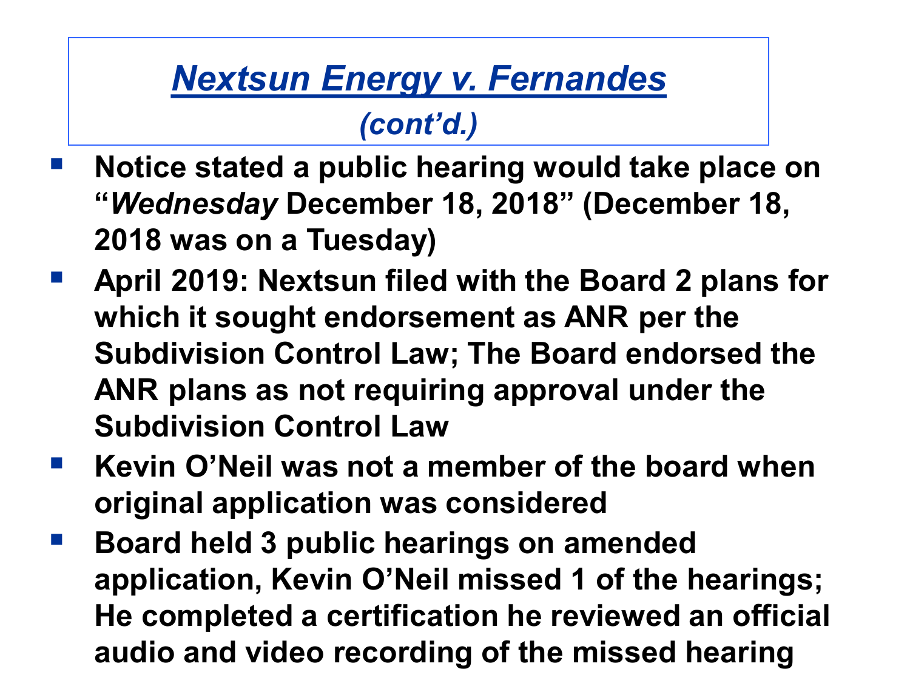# *Nextsun Energy v. Fernandes*

### *(cont'd.)*

- **Notice stated a public hearing would take place on "*Wednesday* December 18, 2018" (December 18, 2018 was on a Tuesday)**
- **April 2019: Nextsun filed with the Board 2 plans for which it sought endorsement as ANR per the Subdivision Control Law; The Board endorsed the ANR plans as not requiring approval under the Subdivision Control Law**
- **Kevin O'Neil was not a member of the board when original application was considered**
- **Board held 3 public hearings on amended application, Kevin O'Neil missed 1 of the hearings; He completed a certification he reviewed an official audio and video recording of the missed hearing**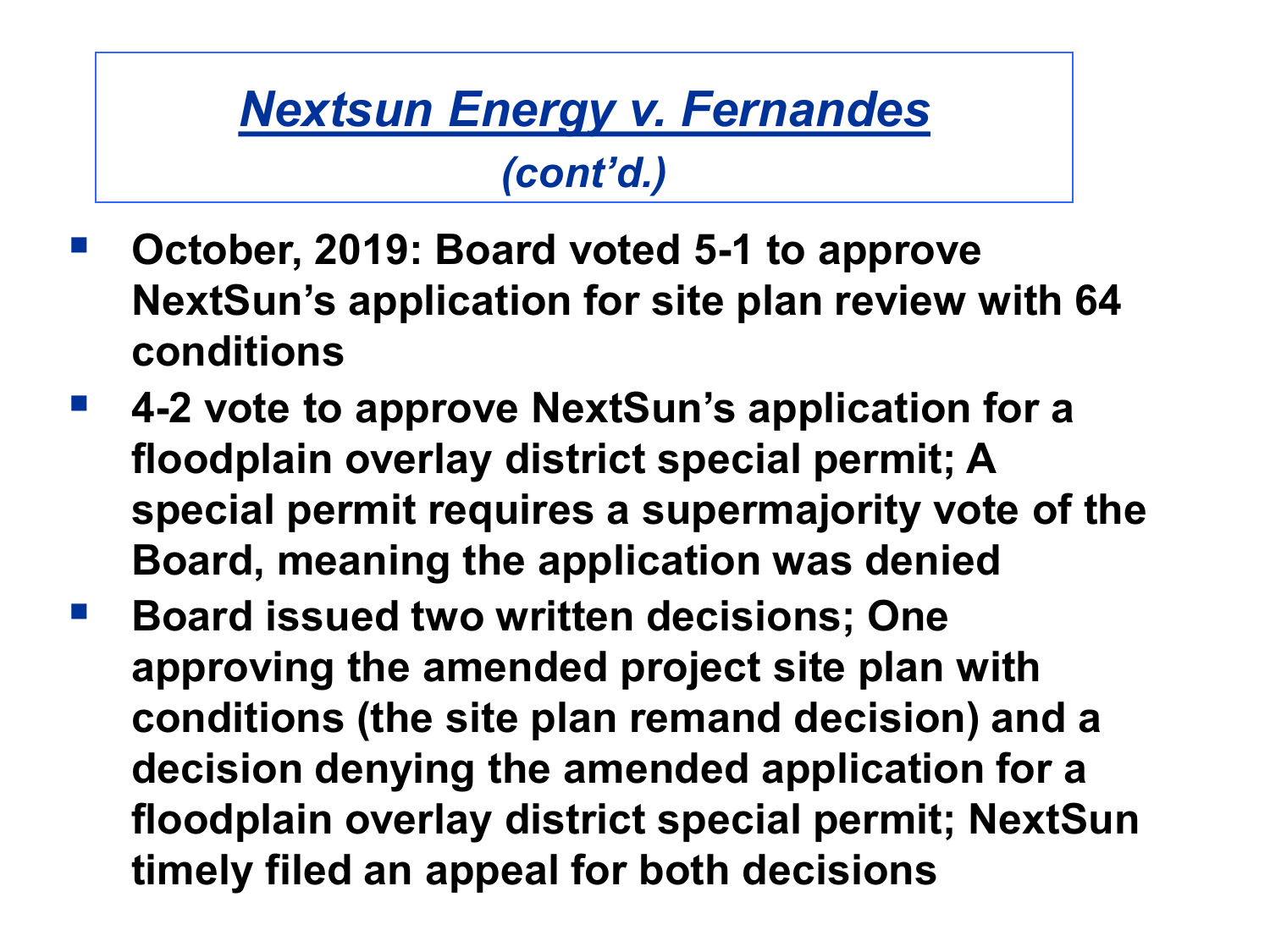# *Nextsun Energy v. Fernandes*

### *(cont'd.)*

- **October, 2019: Board voted 5-1 to approve NextSun's application for site plan review with 64 conditions**
- **4-2 vote to approve NextSun's application for a floodplain overlay district special permit; A special permit requires a supermajority vote of the Board, meaning the application was denied**
- **Board issued two written decisions; One approving the amended project site plan with conditions (the site plan remand decision) and a decision denying the amended application for a floodplain overlay district special permit; NextSun timely filed an appeal for both decisions**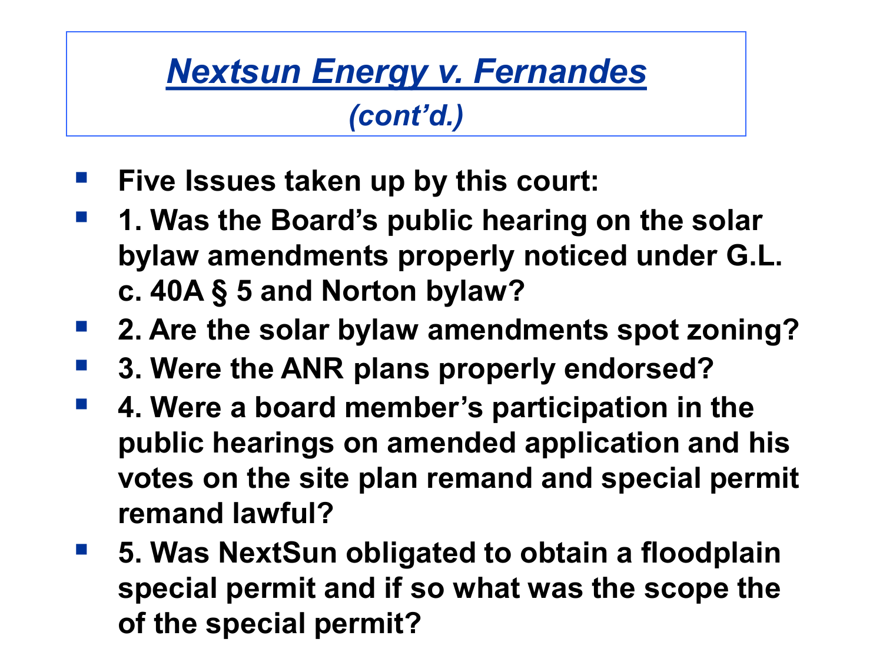# *Nextsun Energy v. Fernandes*

## *(cont'd.)*

- **Five Issues taken up by this court:**
- **1. Was the Board's public hearing on the solar bylaw amendments properly noticed under G.L. c. 40A § 5 and Norton bylaw?**
- **2. Are the solar bylaw amendments spot zoning?**
- **3. Were the ANR plans properly endorsed?**
- **4. Were a board member's participation in the public hearings on amended application and his votes on the site plan remand and special permit remand lawful?**
- **5. Was NextSun obligated to obtain a floodplain special permit and if so what was the scope the of the special permit?**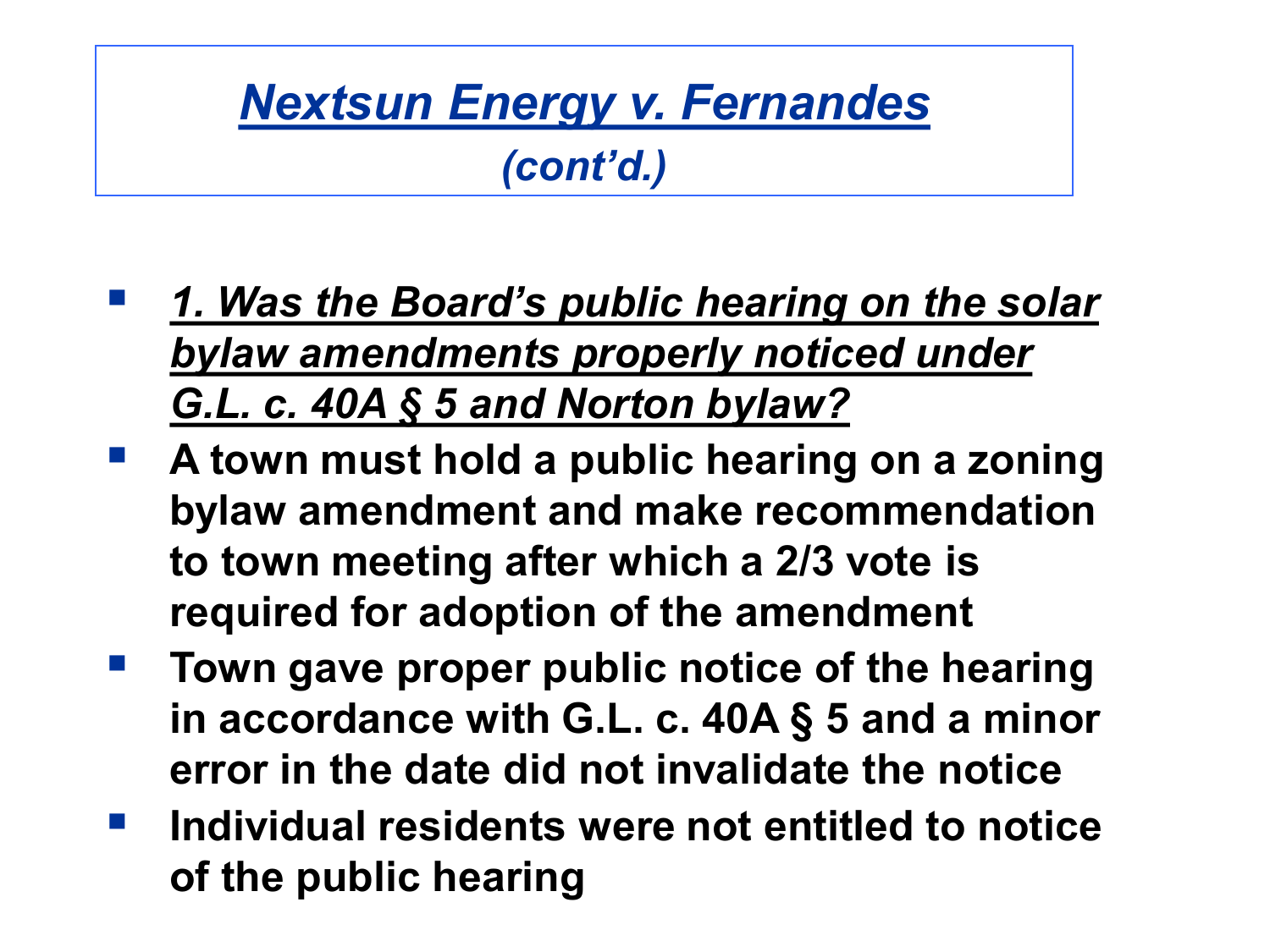# *Nextsun Energy v. Fernandes*

## *(cont'd.)*

- ***1. Was the Board's public hearing on the solar bylaw amendments properly noticed under G.L. c. 40A § 5 and Norton bylaw?***
- **A town must hold a public hearing on a zoning bylaw amendment and make recommendation to town meeting after which a 2/3 vote is required for adoption of the amendment**
- **Town gave proper public notice of the hearing in accordance with G.L. c. 40A § 5 and a minor error in the date did not invalidate the notice**
- **Individual residents were not entitled to notice of the public hearing**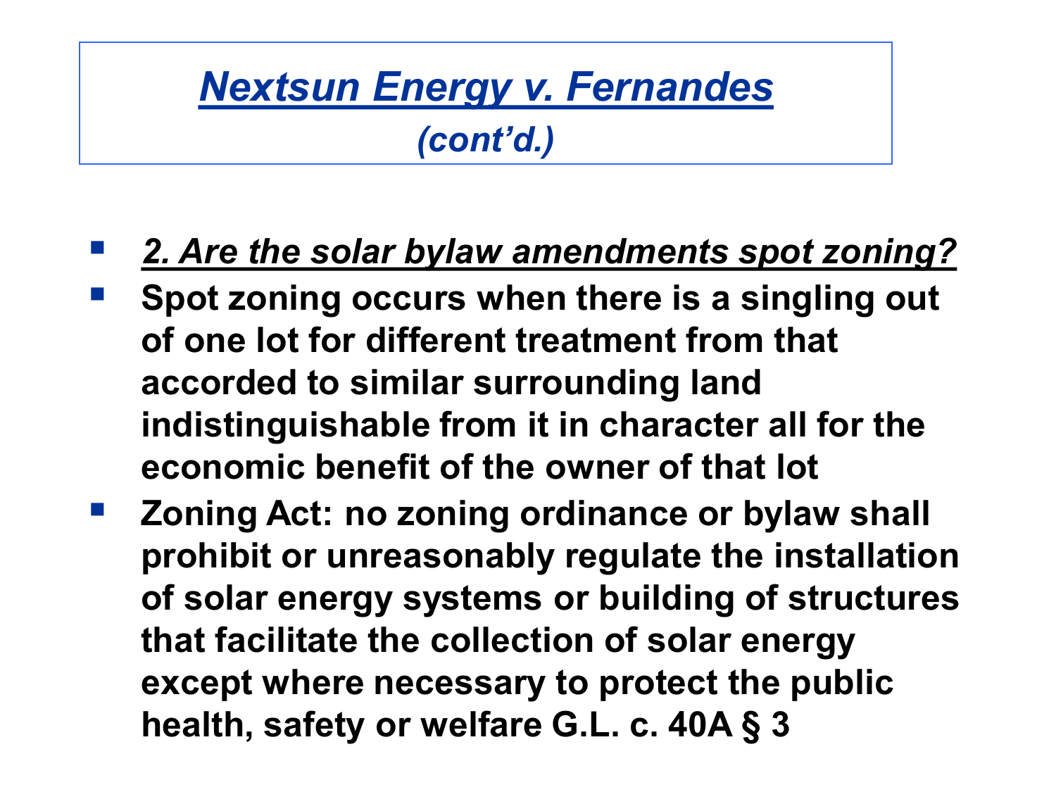# *Nextsun Energy v. Fernandes*

## *(cont'd.)*

- ***2. Are the solar bylaw amendments spot zoning?***
- **Spot zoning occurs when there is a singling out of one lot for different treatment from that accorded to similar surrounding land indistinguishable from it in character all for the economic benefit of the owner of that lot**
- **Zoning Act: no zoning ordinance or bylaw shall prohibit or unreasonably regulate the installation of solar energy systems or building of structures that facilitate the collection of solar energy except where necessary to protect the public health, safety or welfare G.L. c. 40A § 3**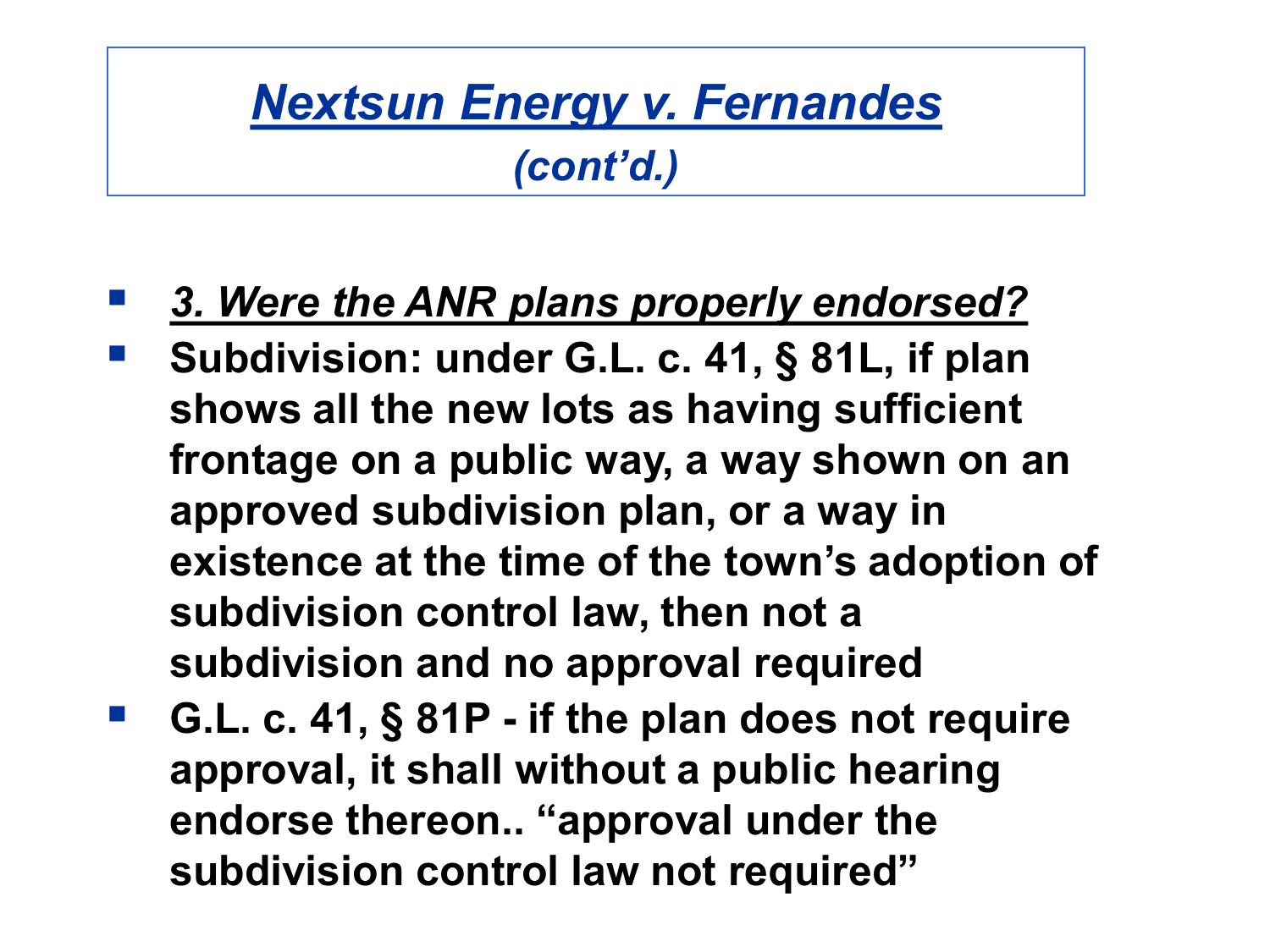# *Nextsun Energy v. Fernandes*

### *(cont'd.)*

- ***3. Were the ANR plans properly endorsed?***
- **Subdivision: under G.L. c. 41, § 81L, if plan shows all the new lots as having sufficient frontage on a public way, a way shown on an approved subdivision plan, or a way in existence at the time of the town's adoption of subdivision control law, then not a subdivision and no approval required**
- **G.L. c. 41, § 81P - if the plan does not require approval, it shall without a public hearing endorse thereon.. "approval under the subdivision control law not required"**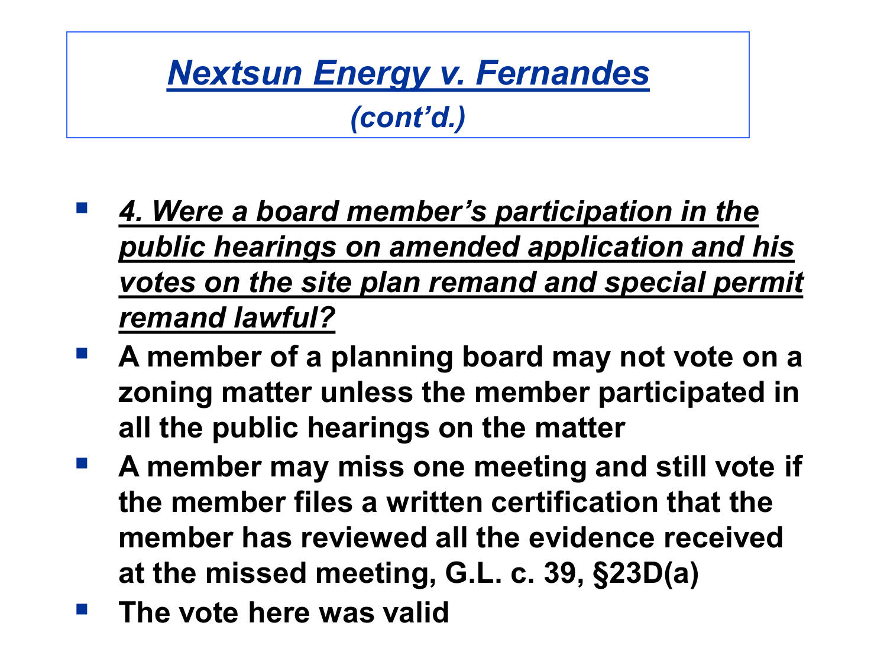# *Nextsun Energy v. Fernandes*

### *(cont'd.)*

- ***4. Were a board member's participation in the public hearings on amended application and his votes on the site plan remand and special permit remand lawful?***
- **A member of a planning board may not vote on a zoning matter unless the member participated in all the public hearings on the matter**
- **A member may miss one meeting and still vote if the member files a written certification that the member has reviewed all the evidence received at the missed meeting, G.L. c. 39, §23D(a)**
- **The vote here was valid**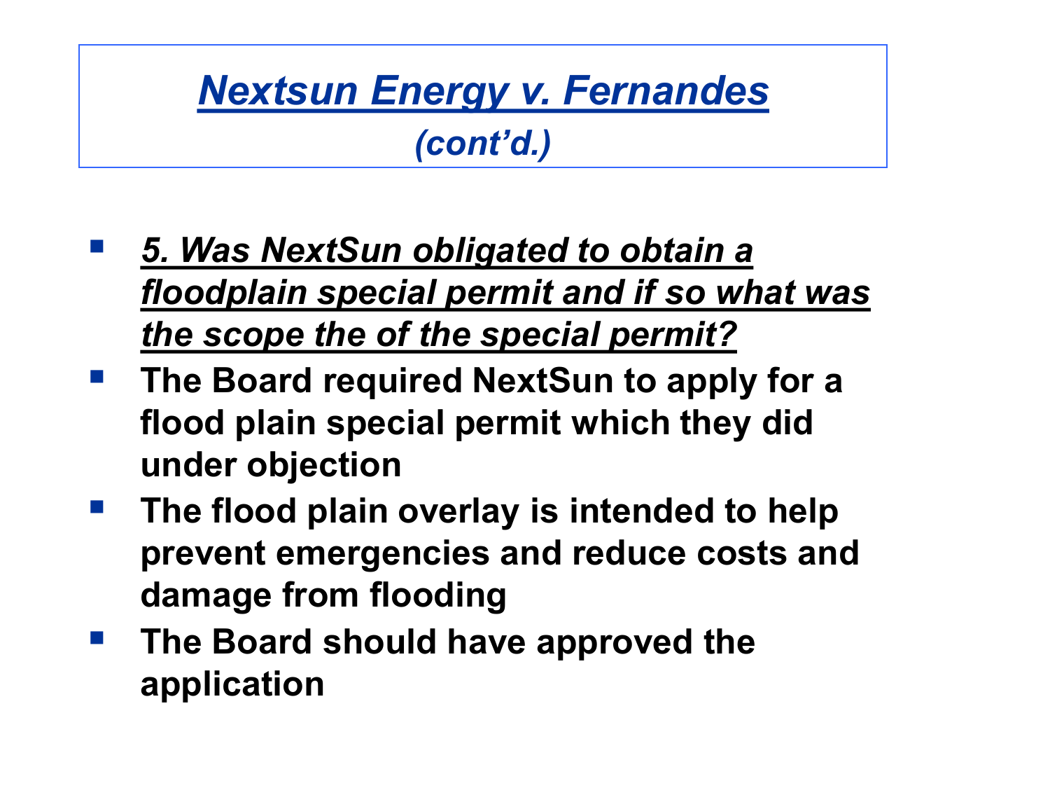# *Nextsun Energy v. Fernandes*

***(cont'd.)***

- ***5. Was NextSun obligated to obtain a floodplain special permit and if so what was the scope the of the special permit?***
- **The Board required NextSun to apply for a flood plain special permit which they did under objection**
- **The flood plain overlay is intended to help prevent emergencies and reduce costs and damage from flooding**
- **The Board should have approved the application**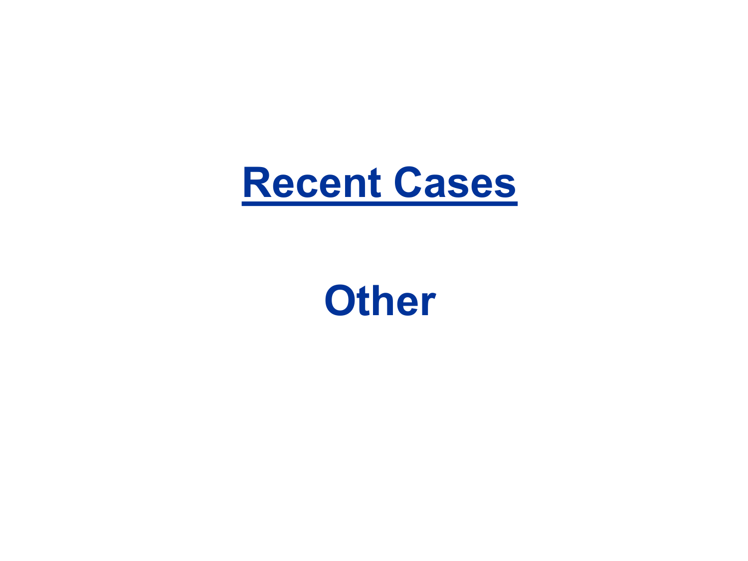# Recent Cases

## Other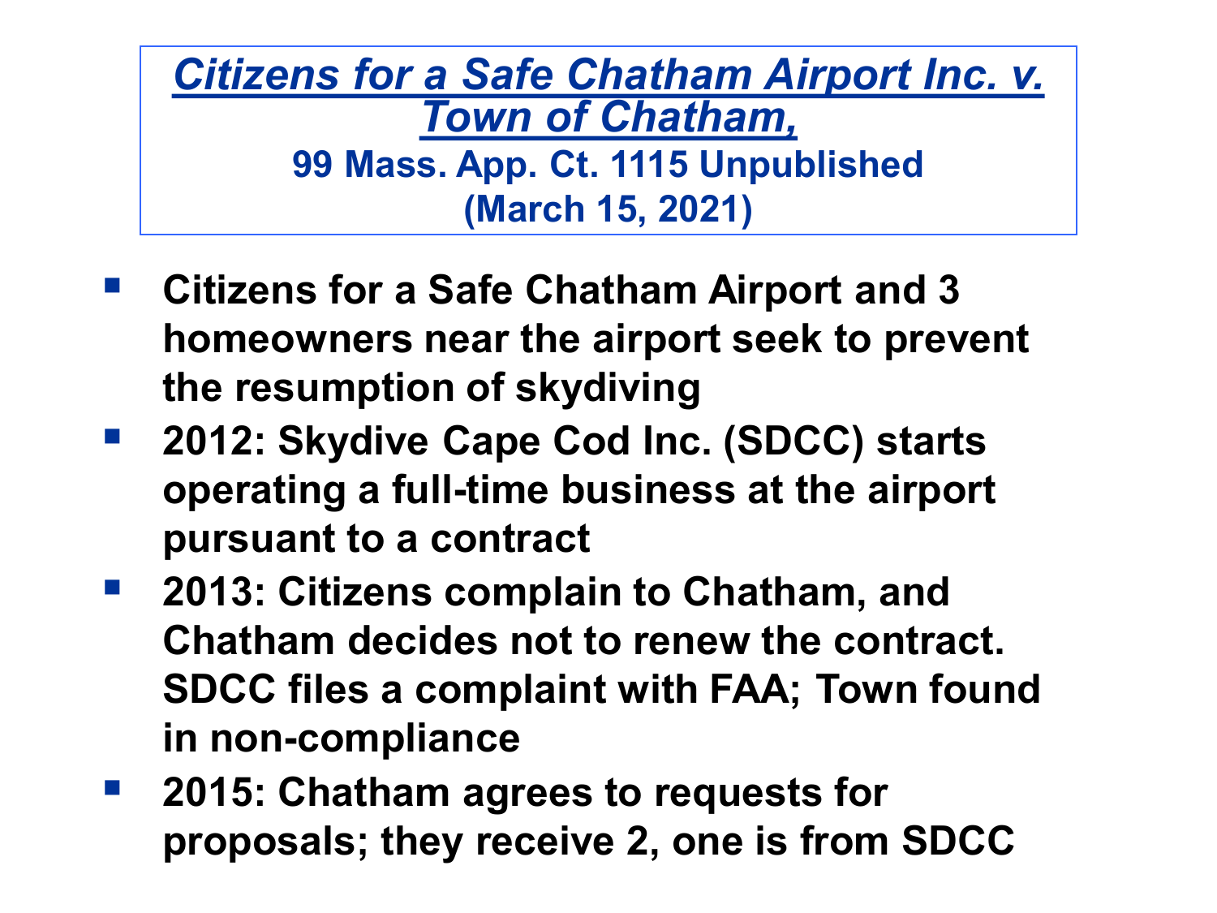# *Citizens for a Safe Chatham Airport Inc. v. Town of Chatham,*

**99 Mass. App. Ct. 1115 Unpublished (March 15, 2021)**

- **Citizens for a Safe Chatham Airport and 3 homeowners near the airport seek to prevent the resumption of skydiving**
- **2012: Skydive Cape Cod Inc. (SDCC) starts operating a full-time business at the airport pursuant to a contract**
- **2013: Citizens complain to Chatham, and Chatham decides not to renew the contract. SDCC files a complaint with FAA; Town found in non-compliance**
- **2015: Chatham agrees to requests for proposals; they receive 2, one is from SDCC**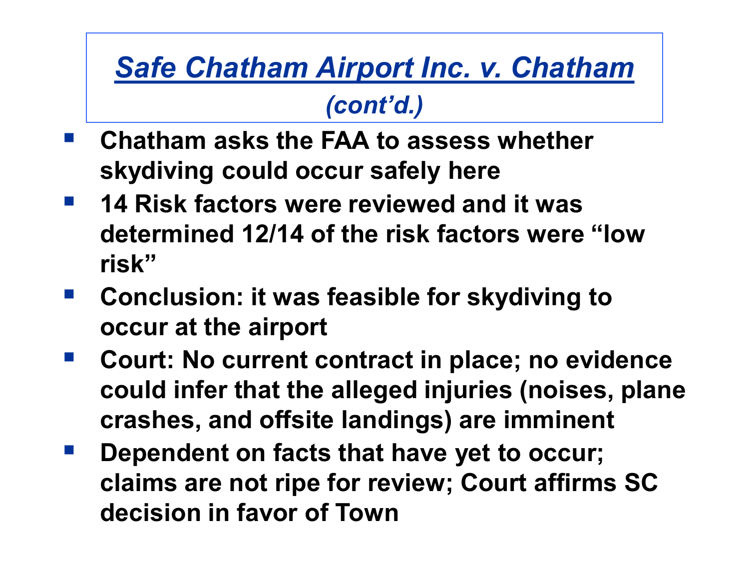# *Safe Chatham Airport Inc. v. Chatham*

## *(cont'd.)*

- **Chatham asks the FAA to assess whether skydiving could occur safely here**
- **14 Risk factors were reviewed and it was determined 12/14 of the risk factors were "low risk"**
- **Conclusion: it was feasible for skydiving to occur at the airport**
- **Court: No current contract in place; no evidence could infer that the alleged injuries (noises, plane crashes, and offsite landings) are imminent**
- **Dependent on facts that have yet to occur; claims are not ripe for review; Court affirms SC decision in favor of Town**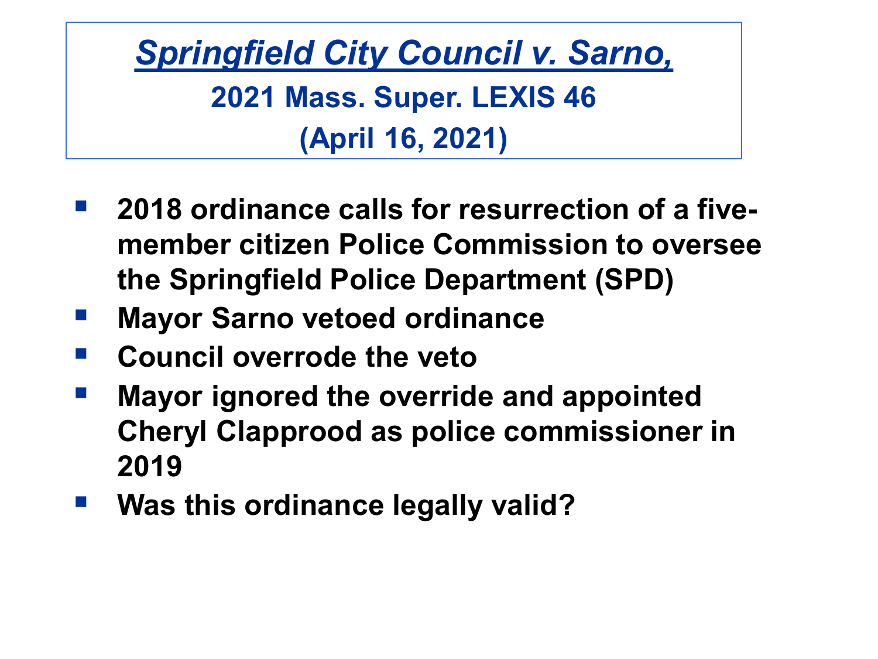# *Springfield City Council v. Sarno,*

## 2021 Mass. Super. LEXIS 46

## (April 16, 2021)

- **2018 ordinance calls for resurrection of a five-member citizen Police Commission to oversee the Springfield Police Department (SPD)**
- **Mayor Sarno vetoed ordinance**
- **Council overrode the veto**
- **Mayor ignored the override and appointed Cheryl Clapprood as police commissioner in 2019**
- **Was this ordinance legally valid?**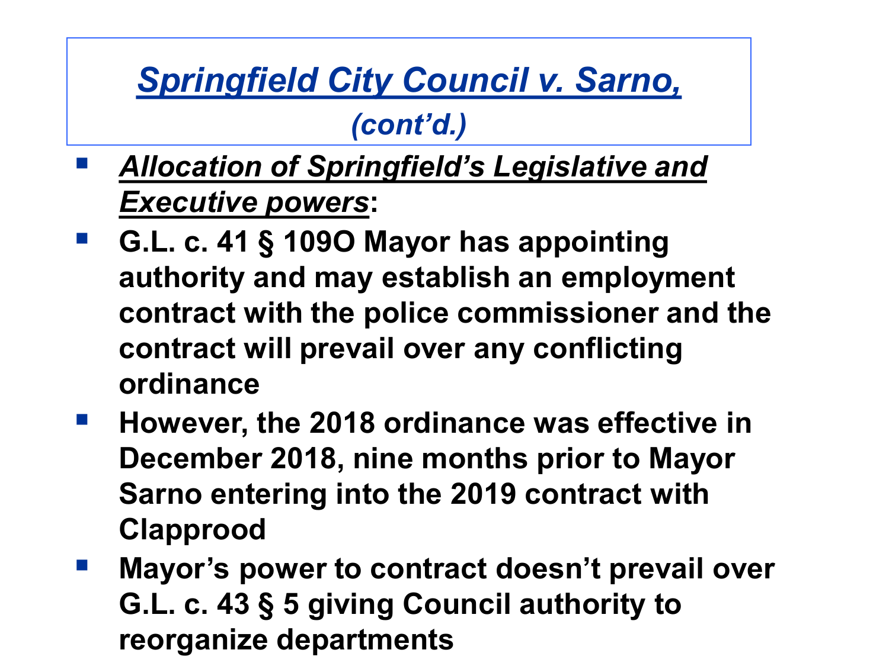# *Springfield City Council v. Sarno,*

## *(cont'd.)*

- ***Allocation of Springfield's Legislative and Executive powers*:**
- **G.L. c. 41 § 109O Mayor has appointing authority and may establish an employment contract with the police commissioner and the contract will prevail over any conflicting ordinance**
- **However, the 2018 ordinance was effective in December 2018, nine months prior to Mayor Sarno entering into the 2019 contract with Clapprood**
- **Mayor's power to contract doesn't prevail over G.L. c. 43 § 5 giving Council authority to reorganize departments**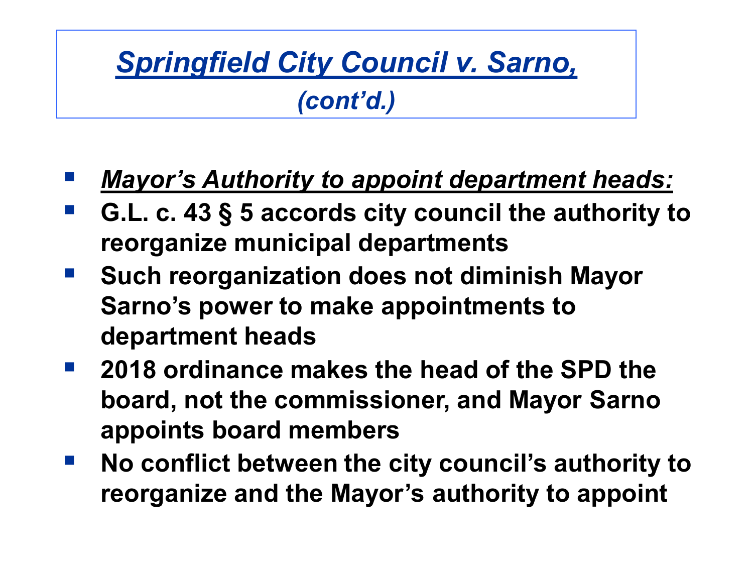# *Springfield City Council v. Sarno,* *(cont'd.)*

- ***Mayor's Authority to appoint department heads:***
- **G.L. c. 43 § 5 accords city council the authority to reorganize municipal departments**
- **Such reorganization does not diminish Mayor Sarno's power to make appointments to department heads**
- **2018 ordinance makes the head of the SPD the board, not the commissioner, and Mayor Sarno appoints board members**
- **No conflict between the city council's authority to reorganize and the Mayor's authority to appoint**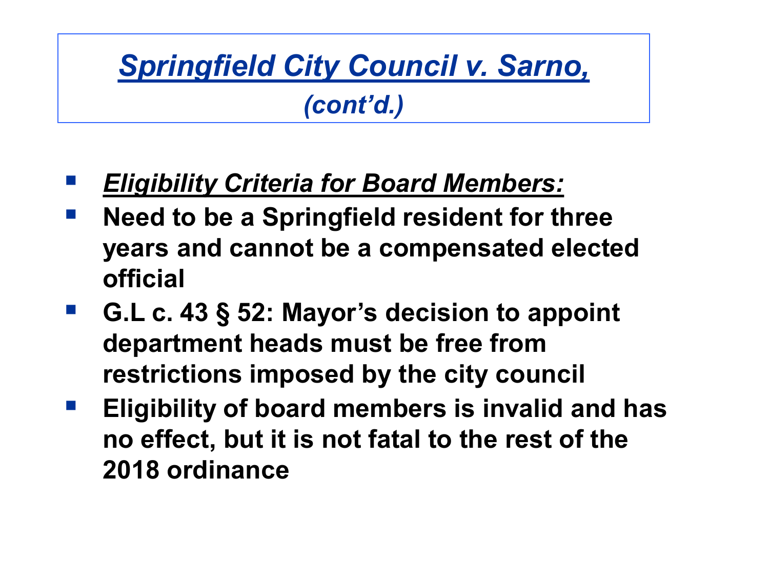# *Springfield City Council v. Sarno,* *(cont'd.)*

- ***Eligibility Criteria for Board Members:***
- **Need to be a Springfield resident for three years and cannot be a compensated elected official**
- **G.L c. 43 § 52: Mayor's decision to appoint department heads must be free from restrictions imposed by the city council**
- **Eligibility of board members is invalid and has no effect, but it is not fatal to the rest of the 2018 ordinance**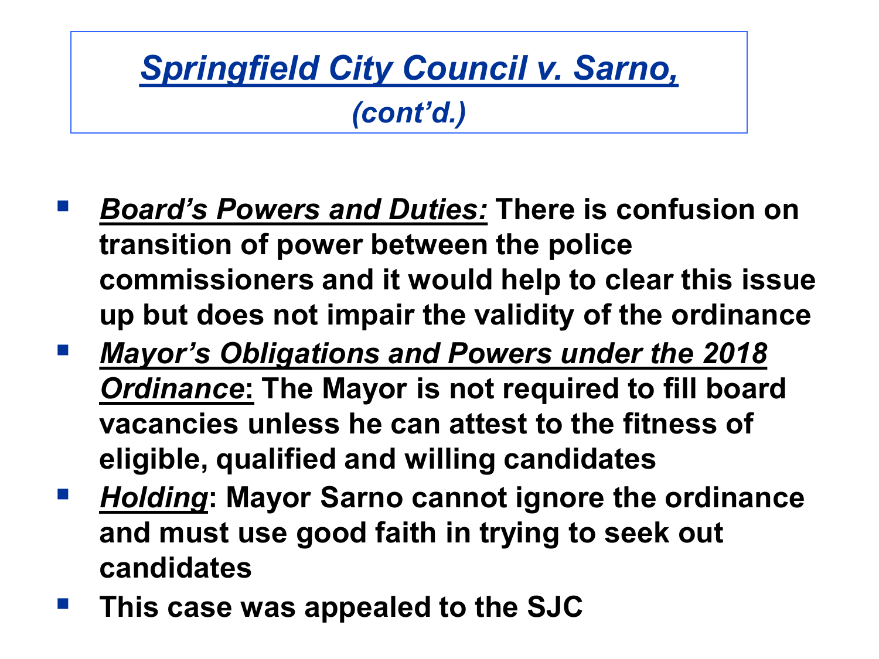# *Springfield City Council v. Sarno,*

## *(cont'd.)*

- ***Board's Powers and Duties:*** **There is confusion on transition of power between the police commissioners and it would help to clear this issue up but does not impair the validity of the ordinance**
- ***Mayor's Obligations and Powers under the 2018 Ordinance*****: The Mayor is not required to fill board vacancies unless he can attest to the fitness of eligible, qualified and willing candidates**
- ***Holding*****: Mayor Sarno cannot ignore the ordinance and must use good faith in trying to seek out candidates**
- **This case was appealed to the SJC**